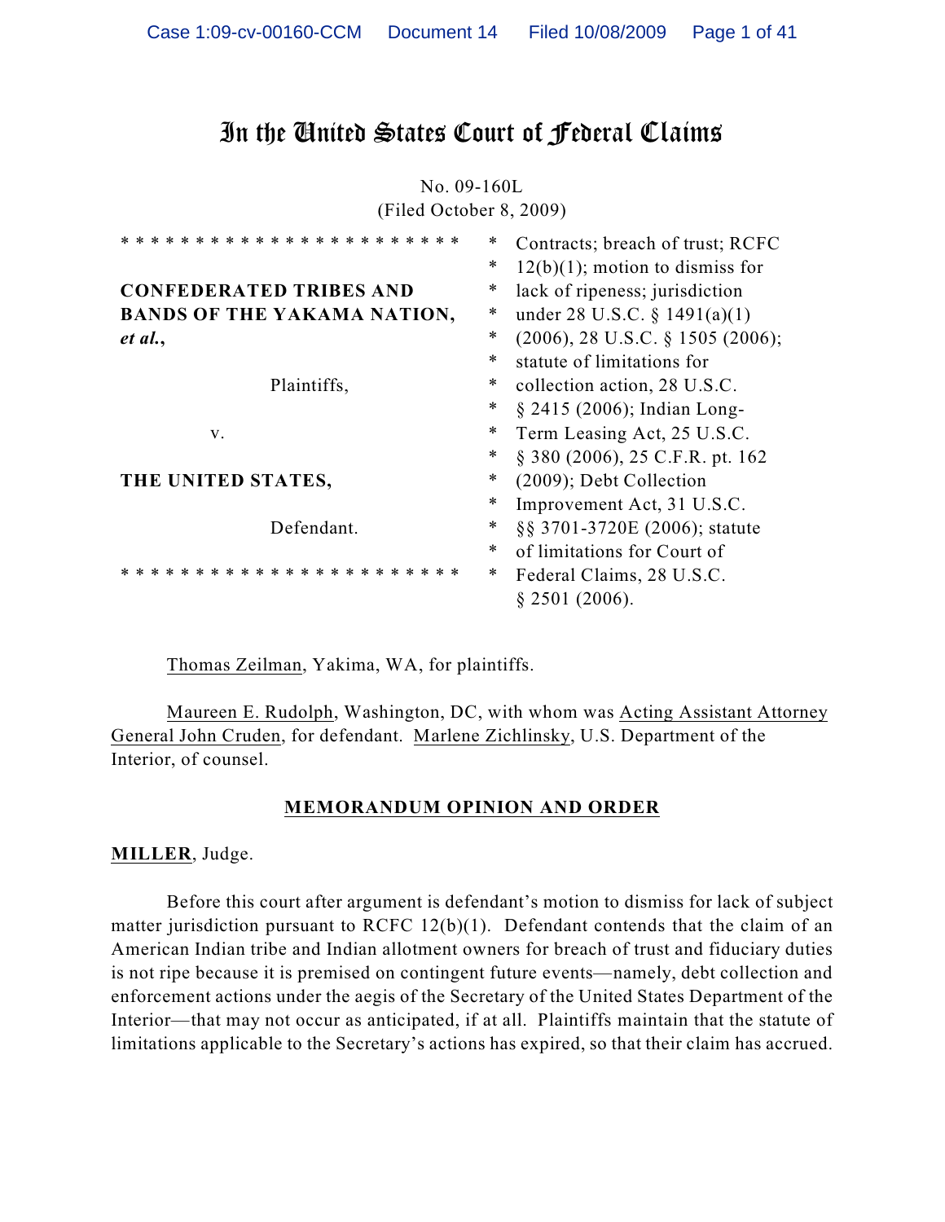# In the United States Court of Federal Claims

No. 09-160L
(Filed October 8, 2009)

| | |
|---|---|
| * * * * * * * * * * * * * * * * * * * * * * * | * Contracts; breach of trust; RCFC |
| | * 12(b)(1); motion to dismiss for |
| **CONFEDERATED TRIBES AND** | * lack of ripeness; jurisdiction |
| **BANDS OF THE YAKAMA NATION,** | * under 28 U.S.C. § 1491(a)(1) |
| ***et al.*,** | * (2006), 28 U.S.C. § 1505 (2006); |
| | * statute of limitations for |
| Plaintiffs, | * collection action, 28 U.S.C. |
| | * § 2415 (2006); Indian Long- |
| v. | * Term Leasing Act, 25 U.S.C. |
| | * § 380 (2006), 25 C.F.R. pt. 162 |
| **THE UNITED STATES,** | * (2009); Debt Collection |
| | * Improvement Act, 31 U.S.C. |
| Defendant. | * §§ 3701-3720E (2006); statute |
| | * of limitations for Court of |
| * * * * * * * * * * * * * * * * * * * * * * * | * Federal Claims, 28 U.S.C. |
| | § 2501 (2006). |

Thomas Zeilman, Yakima, WA, for plaintiffs.

Maureen E. Rudolph, Washington, DC, with whom was Acting Assistant Attorney General John Cruden, for defendant. Marlene Zichlinsky, U.S. Department of the Interior, of counsel.

## MEMORANDUM OPINION AND ORDER

**MILLER**, Judge.

Before this court after argument is defendant's motion to dismiss for lack of subject matter jurisdiction pursuant to RCFC 12(b)(1). Defendant contends that the claim of an American Indian tribe and Indian allotment owners for breach of trust and fiduciary duties is not ripe because it is premised on contingent future events—namely, debt collection and enforcement actions under the aegis of the Secretary of the United States Department of the Interior—that may not occur as anticipated, if at all. Plaintiffs maintain that the statute of limitations applicable to the Secretary's actions has expired, so that their claim has accrued.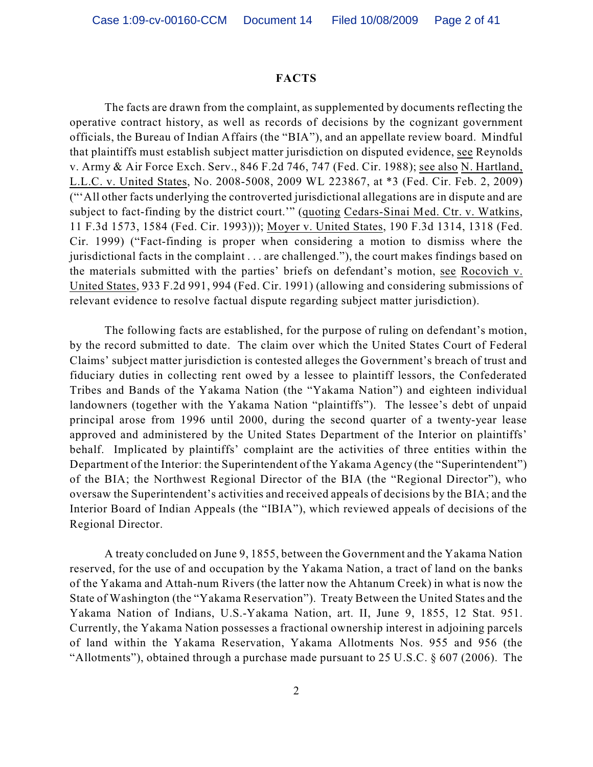## FACTS

The facts are drawn from the complaint, as supplemented by documents reflecting the operative contract history, as well as records of decisions by the cognizant government officials, the Bureau of Indian Affairs (the "BIA"), and an appellate review board. Mindful that plaintiffs must establish subject matter jurisdiction on disputed evidence, see Reynolds v. Army & Air Force Exch. Serv., 846 F.2d 746, 747 (Fed. Cir. 1988); see also N. Hartland, L.L.C. v. United States, No. 2008-5008, 2009 WL 223867, at *3 (Fed. Cir. Feb. 2, 2009) ("'All other facts underlying the controverted jurisdictional allegations are in dispute and are subject to fact-finding by the district court.'" (quoting Cedars-Sinai Med. Ctr. v. Watkins, 11 F.3d 1573, 1584 (Fed. Cir. 1993))); Moyer v. United States, 190 F.3d 1314, 1318 (Fed. Cir. 1999) ("Fact-finding is proper when considering a motion to dismiss where the jurisdictional facts in the complaint . . . are challenged."), the court makes findings based on the materials submitted with the parties' briefs on defendant's motion, see Rocovich v. United States, 933 F.2d 991, 994 (Fed. Cir. 1991) (allowing and considering submissions of relevant evidence to resolve factual dispute regarding subject matter jurisdiction).

The following facts are established, for the purpose of ruling on defendant's motion, by the record submitted to date. The claim over which the United States Court of Federal Claims' subject matter jurisdiction is contested alleges the Government's breach of trust and fiduciary duties in collecting rent owed by a lessee to plaintiff lessors, the Confederated Tribes and Bands of the Yakama Nation (the "Yakama Nation") and eighteen individual landowners (together with the Yakama Nation "plaintiffs"). The lessee's debt of unpaid principal arose from 1996 until 2000, during the second quarter of a twenty-year lease approved and administered by the United States Department of the Interior on plaintiffs' behalf. Implicated by plaintiffs' complaint are the activities of three entities within the Department of the Interior: the Superintendent of the Yakama Agency (the "Superintendent") of the BIA; the Northwest Regional Director of the BIA (the "Regional Director"), who oversaw the Superintendent's activities and received appeals of decisions by the BIA; and the Interior Board of Indian Appeals (the "IBIA"), which reviewed appeals of decisions of the Regional Director.

A treaty concluded on June 9, 1855, between the Government and the Yakama Nation reserved, for the use of and occupation by the Yakama Nation, a tract of land on the banks of the Yakama and Attah-num Rivers (the latter now the Ahtanum Creek) in what is now the State of Washington (the "Yakama Reservation"). Treaty Between the United States and the Yakama Nation of Indians, U.S.-Yakama Nation, art. II, June 9, 1855, 12 Stat. 951. Currently, the Yakama Nation possesses a fractional ownership interest in adjoining parcels of land within the Yakama Reservation, Yakama Allotments Nos. 955 and 956 (the "Allotments"), obtained through a purchase made pursuant to 25 U.S.C. § 607 (2006). The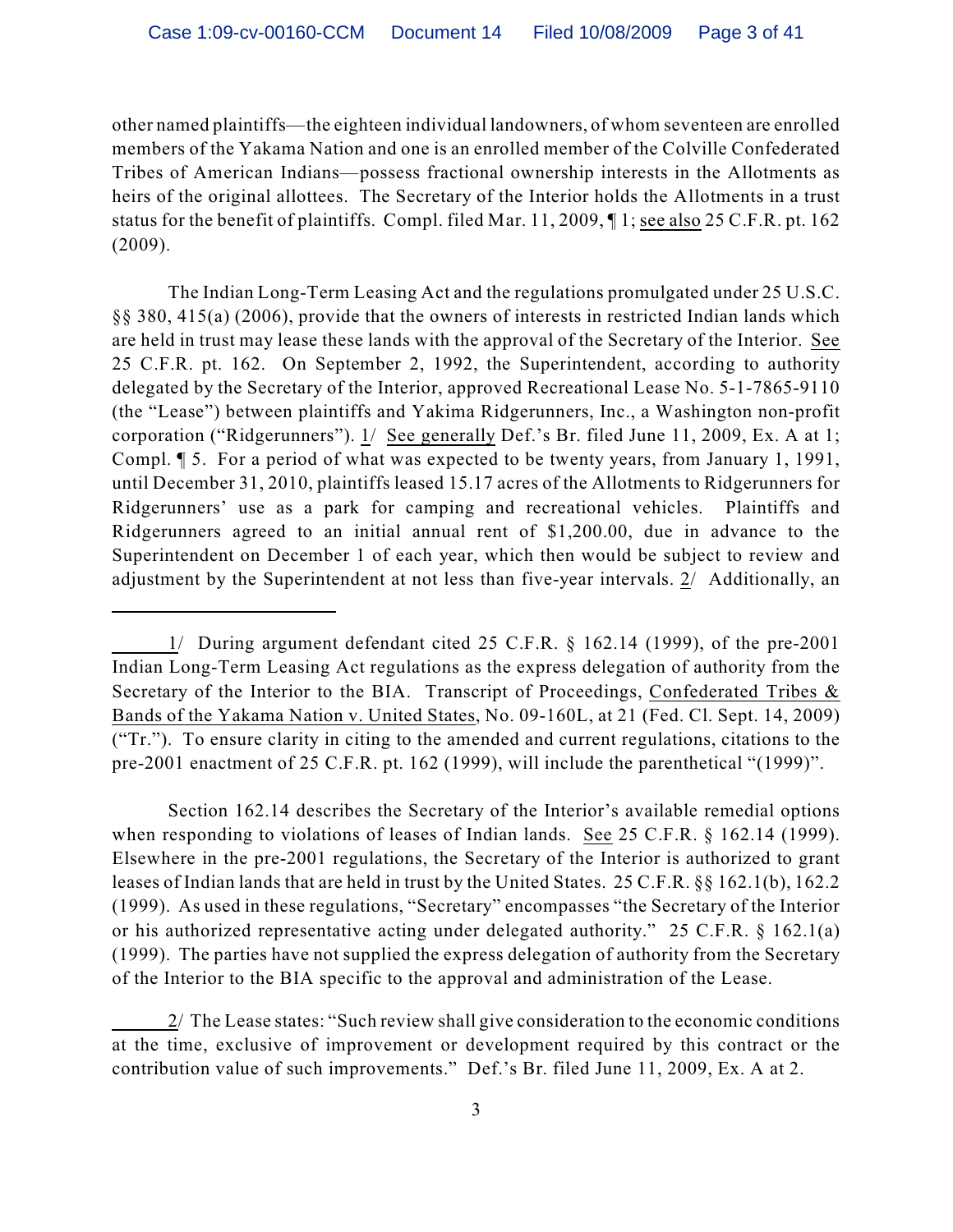other named plaintiffs—the eighteen individual landowners, of whom seventeen are enrolled members of the Yakama Nation and one is an enrolled member of the Colville Confederated Tribes of American Indians—possess fractional ownership interests in the Allotments as heirs of the original allottees. The Secretary of the Interior holds the Allotments in a trust status for the benefit of plaintiffs. Compl. filed Mar. 11, 2009, ¶ 1; see also 25 C.F.R. pt. 162 (2009).

The Indian Long-Term Leasing Act and the regulations promulgated under 25 U.S.C. §§ 380, 415(a) (2006), provide that the owners of interests in restricted Indian lands which are held in trust may lease these lands with the approval of the Secretary of the Interior. See 25 C.F.R. pt. 162. On September 2, 1992, the Superintendent, according to authority delegated by the Secretary of the Interior, approved Recreational Lease No. 5-1-7865-9110 (the "Lease") between plaintiffs and Yakima Ridgerunners, Inc., a Washington non-profit corporation ("Ridgerunners"). 1/ See generally Def.'s Br. filed June 11, 2009, Ex. A at 1; Compl. ¶ 5. For a period of what was expected to be twenty years, from January 1, 1991, until December 31, 2010, plaintiffs leased 15.17 acres of the Allotments to Ridgerunners for Ridgerunners' use as a park for camping and recreational vehicles. Plaintiffs and Ridgerunners agreed to an initial annual rent of $1,200.00, due in advance to the Superintendent on December 1 of each year, which then would be subject to review and adjustment by the Superintendent at not less than five-year intervals. 2/ Additionally, an

---

1/ During argument defendant cited 25 C.F.R. § 162.14 (1999), of the pre-2001 Indian Long-Term Leasing Act regulations as the express delegation of authority from the Secretary of the Interior to the BIA. Transcript of Proceedings, Confederated Tribes & Bands of the Yakama Nation v. United States, No. 09-160L, at 21 (Fed. Cl. Sept. 14, 2009) ("Tr."). To ensure clarity in citing to the amended and current regulations, citations to the pre-2001 enactment of 25 C.F.R. pt. 162 (1999), will include the parenthetical "(1999)".

Section 162.14 describes the Secretary of the Interior's available remedial options when responding to violations of leases of Indian lands. See 25 C.F.R. § 162.14 (1999). Elsewhere in the pre-2001 regulations, the Secretary of the Interior is authorized to grant leases of Indian lands that are held in trust by the United States. 25 C.F.R. §§ 162.1(b), 162.2 (1999). As used in these regulations, "Secretary" encompasses "the Secretary of the Interior or his authorized representative acting under delegated authority." 25 C.F.R. § 162.1(a) (1999). The parties have not supplied the express delegation of authority from the Secretary of the Interior to the BIA specific to the approval and administration of the Lease.

2/ The Lease states: "Such review shall give consideration to the economic conditions at the time, exclusive of improvement or development required by this contract or the contribution value of such improvements." Def.'s Br. filed June 11, 2009, Ex. A at 2.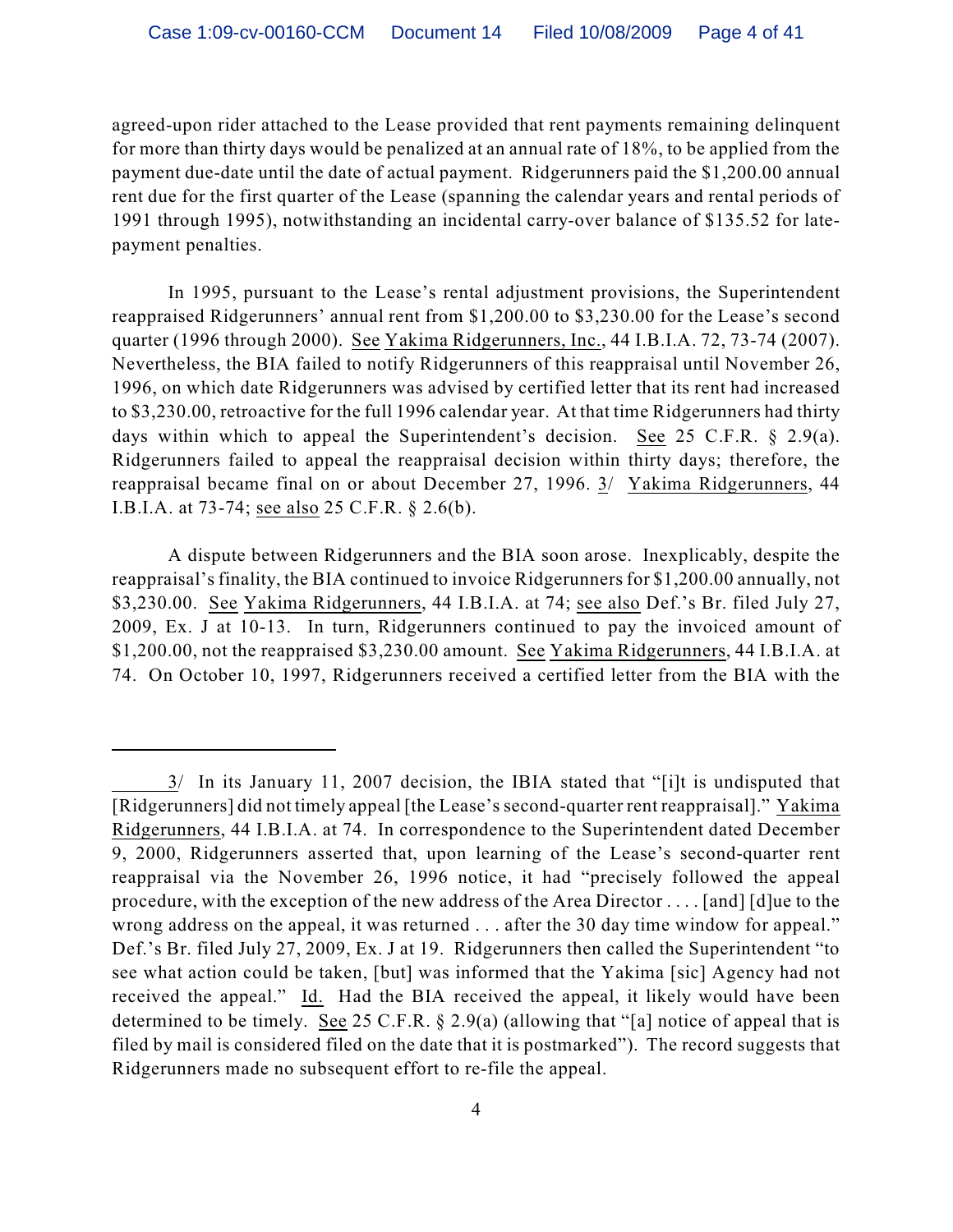agreed-upon rider attached to the Lease provided that rent payments remaining delinquent for more than thirty days would be penalized at an annual rate of 18%, to be applied from the payment due-date until the date of actual payment. Ridgerunners paid the $1,200.00 annual rent due for the first quarter of the Lease (spanning the calendar years and rental periods of 1991 through 1995), notwithstanding an incidental carry-over balance of $135.52 for late-payment penalties.

In 1995, pursuant to the Lease's rental adjustment provisions, the Superintendent reappraised Ridgerunners' annual rent from $1,200.00 to $3,230.00 for the Lease's second quarter (1996 through 2000). See Yakima Ridgerunners, Inc., 44 I.B.I.A. 72, 73-74 (2007). Nevertheless, the BIA failed to notify Ridgerunners of this reappraisal until November 26, 1996, on which date Ridgerunners was advised by certified letter that its rent had increased to $3,230.00, retroactive for the full 1996 calendar year. At that time Ridgerunners had thirty days within which to appeal the Superintendent's decision. See 25 C.F.R. § 2.9(a). Ridgerunners failed to appeal the reappraisal decision within thirty days; therefore, the reappraisal became final on or about December 27, 1996. 3/ Yakima Ridgerunners, 44 I.B.I.A. at 73-74; see also 25 C.F.R. § 2.6(b).

A dispute between Ridgerunners and the BIA soon arose. Inexplicably, despite the reappraisal's finality, the BIA continued to invoice Ridgerunners for $1,200.00 annually, not $3,230.00. See Yakima Ridgerunners, 44 I.B.I.A. at 74; see also Def.'s Br. filed July 27, 2009, Ex. J at 10-13. In turn, Ridgerunners continued to pay the invoiced amount of $1,200.00, not the reappraised $3,230.00 amount. See Yakima Ridgerunners, 44 I.B.I.A. at 74. On October 10, 1997, Ridgerunners received a certified letter from the BIA with the

---

3/ In its January 11, 2007 decision, the IBIA stated that "[i]t is undisputed that [Ridgerunners] did not timely appeal [the Lease's second-quarter rent reappraisal]." Yakima Ridgerunners, 44 I.B.I.A. at 74. In correspondence to the Superintendent dated December 9, 2000, Ridgerunners asserted that, upon learning of the Lease's second-quarter rent reappraisal via the November 26, 1996 notice, it had "precisely followed the appeal procedure, with the exception of the new address of the Area Director . . . . [and] [d]ue to the wrong address on the appeal, it was returned . . . after the 30 day time window for appeal." Def.'s Br. filed July 27, 2009, Ex. J at 19. Ridgerunners then called the Superintendent "to see what action could be taken, [but] was informed that the Yakima [sic] Agency had not received the appeal." Id. Had the BIA received the appeal, it likely would have been determined to be timely. See 25 C.F.R. § 2.9(a) (allowing that "[a] notice of appeal that is filed by mail is considered filed on the date that it is postmarked"). The record suggests that Ridgerunners made no subsequent effort to re-file the appeal.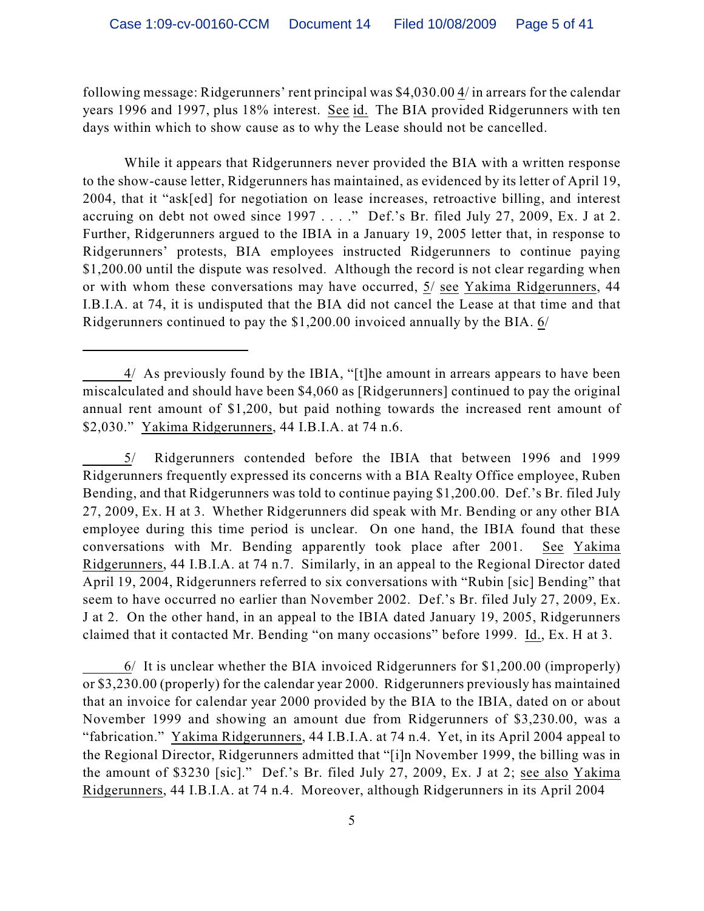following message: Ridgerunners' rent principal was $4,030.00 4/ in arrears for the calendar years 1996 and 1997, plus 18% interest. See id. The BIA provided Ridgerunners with ten days within which to show cause as to why the Lease should not be cancelled.

While it appears that Ridgerunners never provided the BIA with a written response to the show-cause letter, Ridgerunners has maintained, as evidenced by its letter of April 19, 2004, that it "ask[ed] for negotiation on lease increases, retroactive billing, and interest accruing on debt not owed since 1997 . . . ." Def.'s Br. filed July 27, 2009, Ex. J at 2. Further, Ridgerunners argued to the IBIA in a January 19, 2005 letter that, in response to Ridgerunners' protests, BIA employees instructed Ridgerunners to continue paying $1,200.00 until the dispute was resolved. Although the record is not clear regarding when or with whom these conversations may have occurred, 5/ see Yakima Ridgerunners, 44 I.B.I.A. at 74, it is undisputed that the BIA did not cancel the Lease at that time and that Ridgerunners continued to pay the $1,200.00 invoiced annually by the BIA. 6/

---

4/ As previously found by the IBIA, "[t]he amount in arrears appears to have been miscalculated and should have been $4,060 as [Ridgerunners] continued to pay the original annual rent amount of $1,200, but paid nothing towards the increased rent amount of $2,030." Yakima Ridgerunners, 44 I.B.I.A. at 74 n.6.

5/ Ridgerunners contended before the IBIA that between 1996 and 1999 Ridgerunners frequently expressed its concerns with a BIA Realty Office employee, Ruben Bending, and that Ridgerunners was told to continue paying $1,200.00. Def.'s Br. filed July 27, 2009, Ex. H at 3. Whether Ridgerunners did speak with Mr. Bending or any other BIA employee during this time period is unclear. On one hand, the IBIA found that these conversations with Mr. Bending apparently took place after 2001. See Yakima Ridgerunners, 44 I.B.I.A. at 74 n.7. Similarly, in an appeal to the Regional Director dated April 19, 2004, Ridgerunners referred to six conversations with "Rubin [sic] Bending" that seem to have occurred no earlier than November 2002. Def.'s Br. filed July 27, 2009, Ex. J at 2. On the other hand, in an appeal to the IBIA dated January 19, 2005, Ridgerunners claimed that it contacted Mr. Bending "on many occasions" before 1999. Id., Ex. H at 3.

6/ It is unclear whether the BIA invoiced Ridgerunners for $1,200.00 (improperly) or $3,230.00 (properly) for the calendar year 2000. Ridgerunners previously has maintained that an invoice for calendar year 2000 provided by the BIA to the IBIA, dated on or about November 1999 and showing an amount due from Ridgerunners of $3,230.00, was a "fabrication." Yakima Ridgerunners, 44 I.B.I.A. at 74 n.4. Yet, in its April 2004 appeal to the Regional Director, Ridgerunners admitted that "[i]n November 1999, the billing was in the amount of $3230 [sic]." Def.'s Br. filed July 27, 2009, Ex. J at 2; see also Yakima Ridgerunners, 44 I.B.I.A. at 74 n.4. Moreover, although Ridgerunners in its April 2004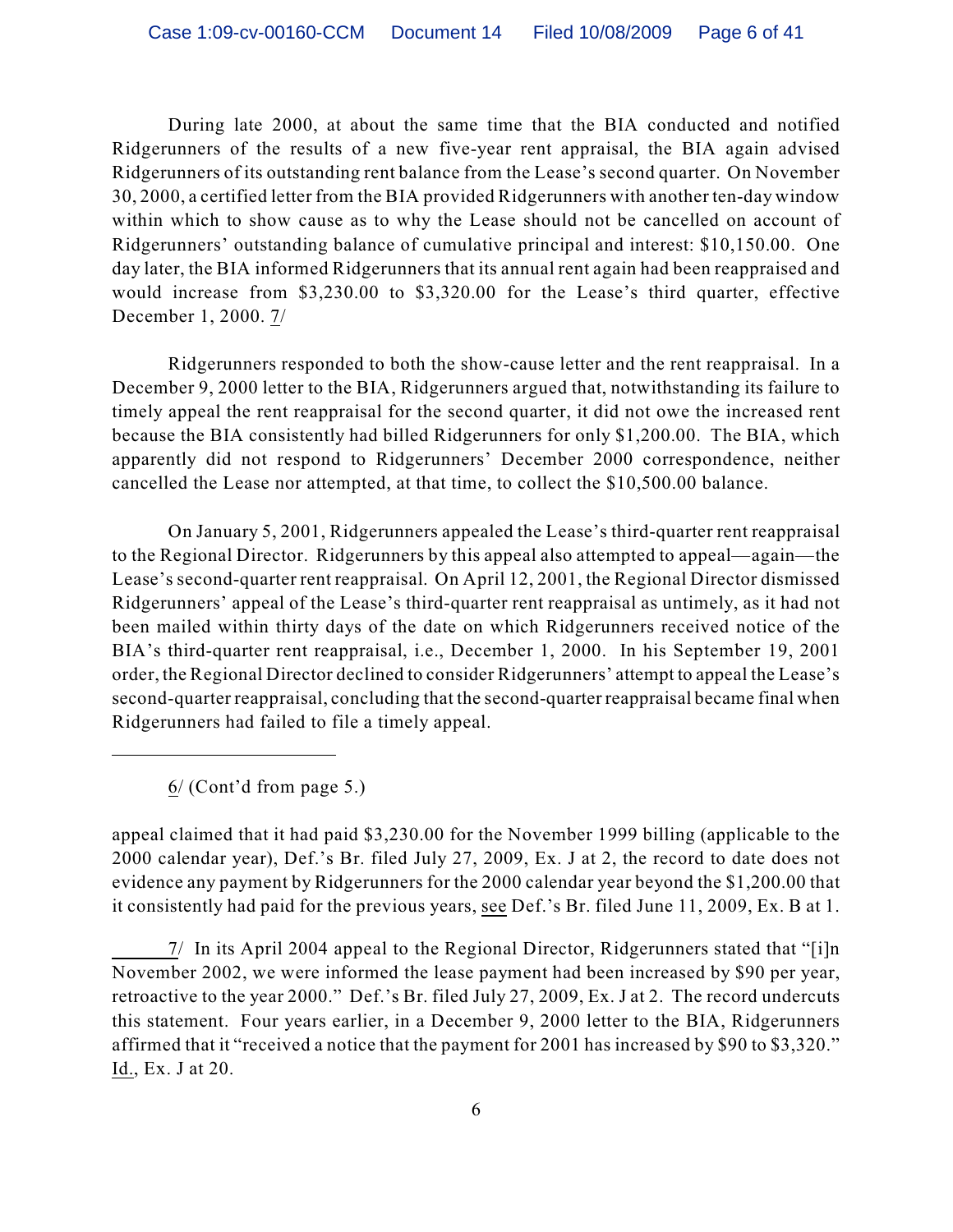During late 2000, at about the same time that the BIA conducted and notified Ridgerunners of the results of a new five-year rent appraisal, the BIA again advised Ridgerunners of its outstanding rent balance from the Lease's second quarter. On November 30, 2000, a certified letter from the BIA provided Ridgerunners with another ten-day window within which to show cause as to why the Lease should not be cancelled on account of Ridgerunners' outstanding balance of cumulative principal and interest: $10,150.00. One day later, the BIA informed Ridgerunners that its annual rent again had been reappraised and would increase from $3,230.00 to $3,320.00 for the Lease's third quarter, effective December 1, 2000. 7/

Ridgerunners responded to both the show-cause letter and the rent reappraisal. In a December 9, 2000 letter to the BIA, Ridgerunners argued that, notwithstanding its failure to timely appeal the rent reappraisal for the second quarter, it did not owe the increased rent because the BIA consistently had billed Ridgerunners for only $1,200.00. The BIA, which apparently did not respond to Ridgerunners' December 2000 correspondence, neither cancelled the Lease nor attempted, at that time, to collect the $10,500.00 balance.

On January 5, 2001, Ridgerunners appealed the Lease's third-quarter rent reappraisal to the Regional Director. Ridgerunners by this appeal also attempted to appeal—again—the Lease's second-quarter rent reappraisal. On April 12, 2001, the Regional Director dismissed Ridgerunners' appeal of the Lease's third-quarter rent reappraisal as untimely, as it had not been mailed within thirty days of the date on which Ridgerunners received notice of the BIA's third-quarter rent reappraisal, i.e., December 1, 2000. In his September 19, 2001 order, the Regional Director declined to consider Ridgerunners' attempt to appeal the Lease's second-quarter reappraisal, concluding that the second-quarter reappraisal became final when Ridgerunners had failed to file a timely appeal.

---

6/ (Cont'd from page 5.)

appeal claimed that it had paid $3,230.00 for the November 1999 billing (applicable to the 2000 calendar year), Def.'s Br. filed July 27, 2009, Ex. J at 2, the record to date does not evidence any payment by Ridgerunners for the 2000 calendar year beyond the $1,200.00 that it consistently had paid for the previous years, see Def.'s Br. filed June 11, 2009, Ex. B at 1.

7/ In its April 2004 appeal to the Regional Director, Ridgerunners stated that "[i]n November 2002, we were informed the lease payment had been increased by $90 per year, retroactive to the year 2000." Def.'s Br. filed July 27, 2009, Ex. J at 2. The record undercuts this statement. Four years earlier, in a December 9, 2000 letter to the BIA, Ridgerunners affirmed that it "received a notice that the payment for 2001 has increased by $90 to $3,320." Id., Ex. J at 20.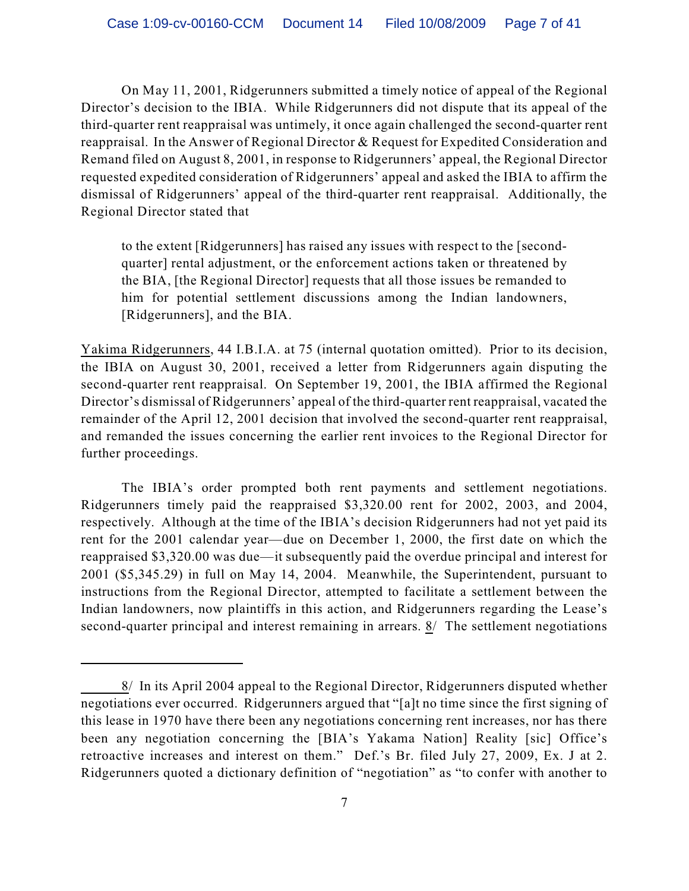On May 11, 2001, Ridgerunners submitted a timely notice of appeal of the Regional Director's decision to the IBIA. While Ridgerunners did not dispute that its appeal of the third-quarter rent reappraisal was untimely, it once again challenged the second-quarter rent reappraisal. In the Answer of Regional Director & Request for Expedited Consideration and Remand filed on August 8, 2001, in response to Ridgerunners' appeal, the Regional Director requested expedited consideration of Ridgerunners' appeal and asked the IBIA to affirm the dismissal of Ridgerunners' appeal of the third-quarter rent reappraisal. Additionally, the Regional Director stated that

> to the extent [Ridgerunners] has raised any issues with respect to the [second-quarter] rental adjustment, or the enforcement actions taken or threatened by the BIA, [the Regional Director] requests that all those issues be remanded to him for potential settlement discussions among the Indian landowners, [Ridgerunners], and the BIA.

Yakima Ridgerunners, 44 I.B.I.A. at 75 (internal quotation omitted). Prior to its decision, the IBIA on August 30, 2001, received a letter from Ridgerunners again disputing the second-quarter rent reappraisal. On September 19, 2001, the IBIA affirmed the Regional Director's dismissal of Ridgerunners' appeal of the third-quarter rent reappraisal, vacated the remainder of the April 12, 2001 decision that involved the second-quarter rent reappraisal, and remanded the issues concerning the earlier rent invoices to the Regional Director for further proceedings.

The IBIA's order prompted both rent payments and settlement negotiations. Ridgerunners timely paid the reappraised $3,320.00 rent for 2002, 2003, and 2004, respectively. Although at the time of the IBIA's decision Ridgerunners had not yet paid its rent for the 2001 calendar year—due on December 1, 2000, the first date on which the reappraised $3,320.00 was due—it subsequently paid the overdue principal and interest for 2001 ($5,345.29) in full on May 14, 2004. Meanwhile, the Superintendent, pursuant to instructions from the Regional Director, attempted to facilitate a settlement between the Indian landowners, now plaintiffs in this action, and Ridgerunners regarding the Lease's second-quarter principal and interest remaining in arrears. 8/ The settlement negotiations

---

8/ In its April 2004 appeal to the Regional Director, Ridgerunners disputed whether negotiations ever occurred. Ridgerunners argued that "[a]t no time since the first signing of this lease in 1970 have there been any negotiations concerning rent increases, nor has there been any negotiation concerning the [BIA's Yakama Nation] Reality [sic] Office's retroactive increases and interest on them." Def.'s Br. filed July 27, 2009, Ex. J at 2. Ridgerunners quoted a dictionary definition of "negotiation" as "to confer with another to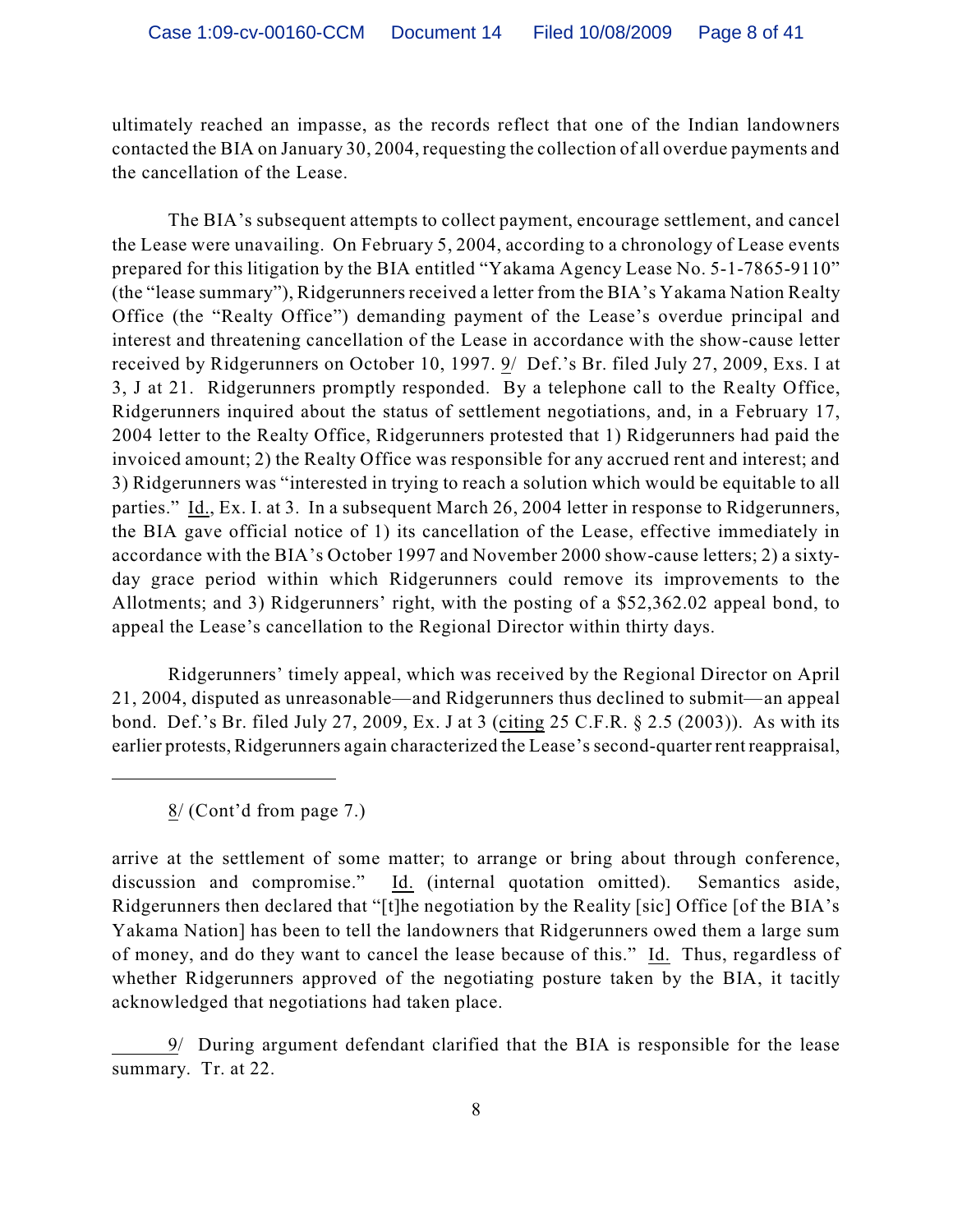ultimately reached an impasse, as the records reflect that one of the Indian landowners contacted the BIA on January 30, 2004, requesting the collection of all overdue payments and the cancellation of the Lease.

The BIA's subsequent attempts to collect payment, encourage settlement, and cancel the Lease were unavailing. On February 5, 2004, according to a chronology of Lease events prepared for this litigation by the BIA entitled "Yakama Agency Lease No. 5-1-7865-9110" (the "lease summary"), Ridgerunners received a letter from the BIA's Yakama Nation Realty Office (the "Realty Office") demanding payment of the Lease's overdue principal and interest and threatening cancellation of the Lease in accordance with the show-cause letter received by Ridgerunners on October 10, 1997. 9/ Def.'s Br. filed July 27, 2009, Exs. I at 3, J at 21. Ridgerunners promptly responded. By a telephone call to the Realty Office, Ridgerunners inquired about the status of settlement negotiations, and, in a February 17, 2004 letter to the Realty Office, Ridgerunners protested that 1) Ridgerunners had paid the invoiced amount; 2) the Realty Office was responsible for any accrued rent and interest; and 3) Ridgerunners was "interested in trying to reach a solution which would be equitable to all parties." Id., Ex. I. at 3. In a subsequent March 26, 2004 letter in response to Ridgerunners, the BIA gave official notice of 1) its cancellation of the Lease, effective immediately in accordance with the BIA's October 1997 and November 2000 show-cause letters; 2) a sixty-day grace period within which Ridgerunners could remove its improvements to the Allotments; and 3) Ridgerunners' right, with the posting of a $52,362.02 appeal bond, to appeal the Lease's cancellation to the Regional Director within thirty days.

Ridgerunners' timely appeal, which was received by the Regional Director on April 21, 2004, disputed as unreasonable—and Ridgerunners thus declined to submit—an appeal bond. Def.'s Br. filed July 27, 2009, Ex. J at 3 (citing 25 C.F.R. § 2.5 (2003)). As with its earlier protests, Ridgerunners again characterized the Lease's second-quarter rent reappraisal,

---

8/ (Cont'd from page 7.)

arrive at the settlement of some matter; to arrange or bring about through conference, discussion and compromise." Id. (internal quotation omitted). Semantics aside, Ridgerunners then declared that "[t]he negotiation by the Reality [sic] Office [of the BIA's Yakama Nation] has been to tell the landowners that Ridgerunners owed them a large sum of money, and do they want to cancel the lease because of this." Id. Thus, regardless of whether Ridgerunners approved of the negotiating posture taken by the BIA, it tacitly acknowledged that negotiations had taken place.

9/ During argument defendant clarified that the BIA is responsible for the lease summary. Tr. at 22.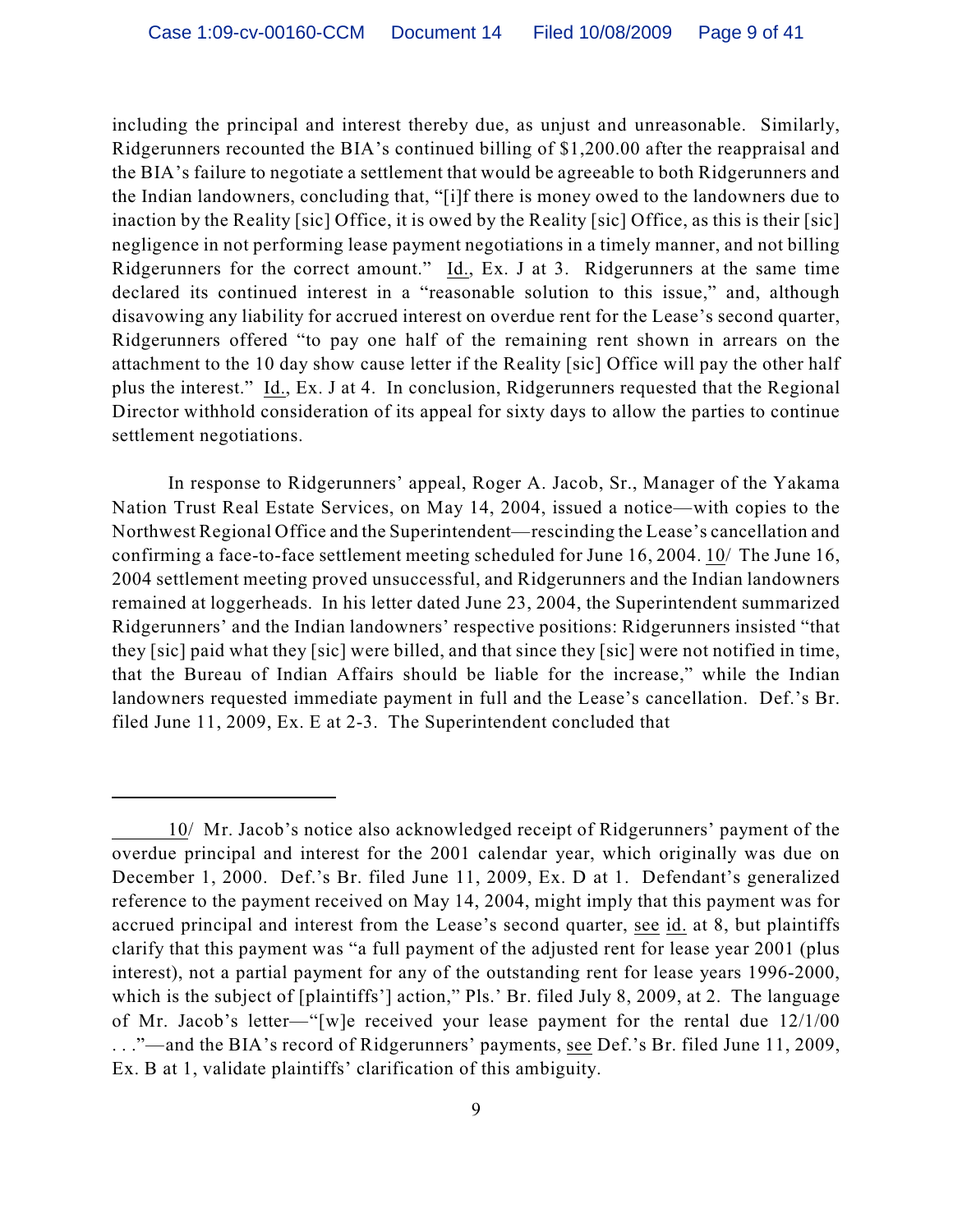including the principal and interest thereby due, as unjust and unreasonable. Similarly, Ridgerunners recounted the BIA's continued billing of $1,200.00 after the reappraisal and the BIA's failure to negotiate a settlement that would be agreeable to both Ridgerunners and the Indian landowners, concluding that, "[i]f there is money owed to the landowners due to inaction by the Reality [sic] Office, it is owed by the Reality [sic] Office, as this is their [sic] negligence in not performing lease payment negotiations in a timely manner, and not billing Ridgerunners for the correct amount." Id., Ex. J at 3. Ridgerunners at the same time declared its continued interest in a "reasonable solution to this issue," and, although disavowing any liability for accrued interest on overdue rent for the Lease's second quarter, Ridgerunners offered "to pay one half of the remaining rent shown in arrears on the attachment to the 10 day show cause letter if the Reality [sic] Office will pay the other half plus the interest." Id., Ex. J at 4. In conclusion, Ridgerunners requested that the Regional Director withhold consideration of its appeal for sixty days to allow the parties to continue settlement negotiations.

In response to Ridgerunners' appeal, Roger A. Jacob, Sr., Manager of the Yakama Nation Trust Real Estate Services, on May 14, 2004, issued a notice—with copies to the Northwest Regional Office and the Superintendent—rescinding the Lease's cancellation and confirming a face-to-face settlement meeting scheduled for June 16, 2004. 10/ The June 16, 2004 settlement meeting proved unsuccessful, and Ridgerunners and the Indian landowners remained at loggerheads. In his letter dated June 23, 2004, the Superintendent summarized Ridgerunners' and the Indian landowners' respective positions: Ridgerunners insisted "that they [sic] paid what they [sic] were billed, and that since they [sic] were not notified in time, that the Bureau of Indian Affairs should be liable for the increase," while the Indian landowners requested immediate payment in full and the Lease's cancellation. Def.'s Br. filed June 11, 2009, Ex. E at 2-3. The Superintendent concluded that

---

10/ Mr. Jacob's notice also acknowledged receipt of Ridgerunners' payment of the overdue principal and interest for the 2001 calendar year, which originally was due on December 1, 2000. Def.'s Br. filed June 11, 2009, Ex. D at 1. Defendant's generalized reference to the payment received on May 14, 2004, might imply that this payment was for accrued principal and interest from the Lease's second quarter, see id. at 8, but plaintiffs clarify that this payment was "a full payment of the adjusted rent for lease year 2001 (plus interest), not a partial payment for any of the outstanding rent for lease years 1996-2000, which is the subject of [plaintiffs'] action," Pls.' Br. filed July 8, 2009, at 2. The language of Mr. Jacob's letter—"[w]e received your lease payment for the rental due 12/1/00 . . ."—and the BIA's record of Ridgerunners' payments, see Def.'s Br. filed June 11, 2009, Ex. B at 1, validate plaintiffs' clarification of this ambiguity.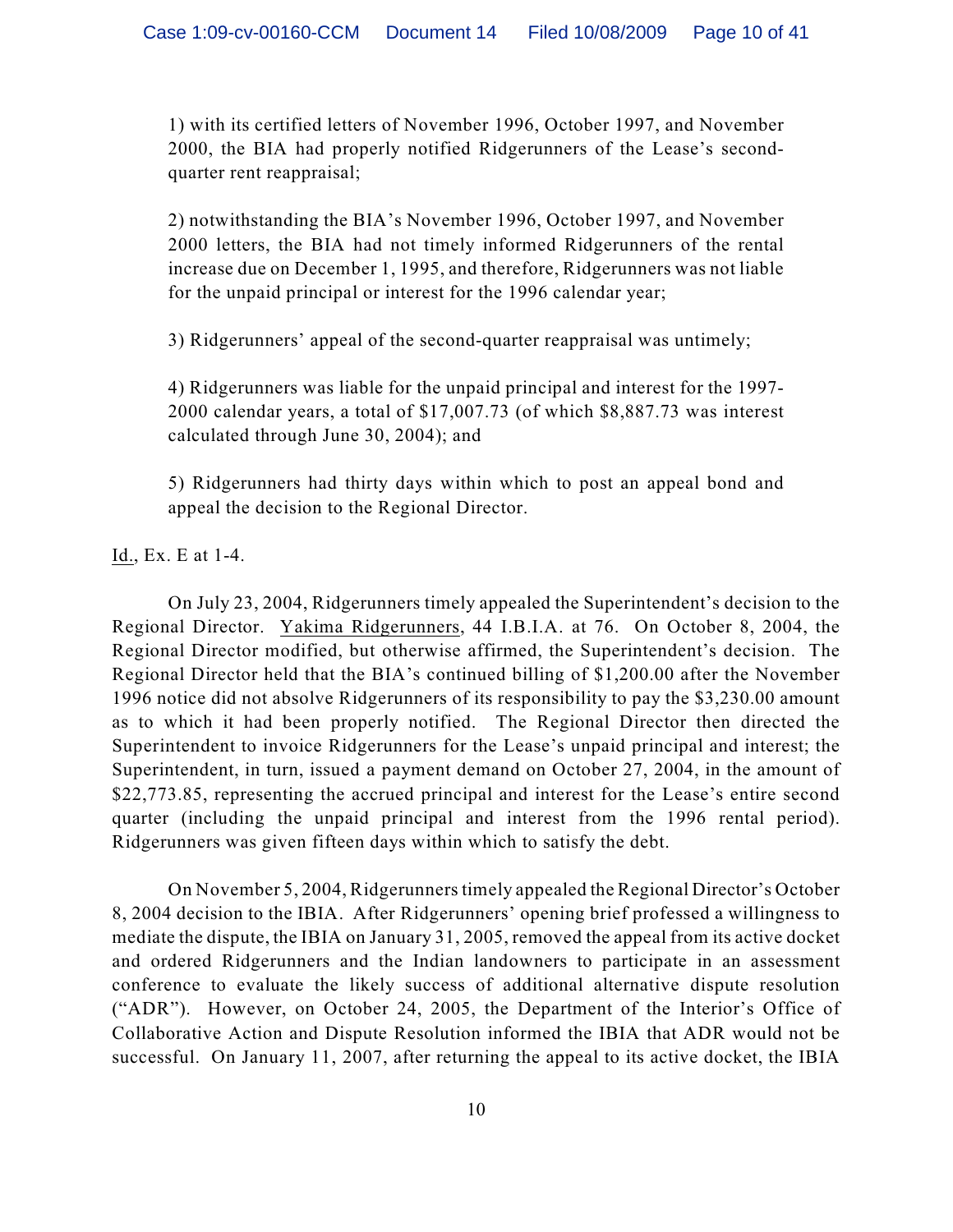1) with its certified letters of November 1996, October 1997, and November 2000, the BIA had properly notified Ridgerunners of the Lease's second-quarter rent reappraisal;

2) notwithstanding the BIA's November 1996, October 1997, and November 2000 letters, the BIA had not timely informed Ridgerunners of the rental increase due on December 1, 1995, and therefore, Ridgerunners was not liable for the unpaid principal or interest for the 1996 calendar year;

3) Ridgerunners' appeal of the second-quarter reappraisal was untimely;

4) Ridgerunners was liable for the unpaid principal and interest for the 1997-2000 calendar years, a total of $17,007.73 (of which $8,887.73 was interest calculated through June 30, 2004); and

5) Ridgerunners had thirty days within which to post an appeal bond and appeal the decision to the Regional Director.

Id., Ex. E at 1-4.

On July 23, 2004, Ridgerunners timely appealed the Superintendent's decision to the Regional Director. Yakima Ridgerunners, 44 I.B.I.A. at 76. On October 8, 2004, the Regional Director modified, but otherwise affirmed, the Superintendent's decision. The Regional Director held that the BIA's continued billing of $1,200.00 after the November 1996 notice did not absolve Ridgerunners of its responsibility to pay the $3,230.00 amount as to which it had been properly notified. The Regional Director then directed the Superintendent to invoice Ridgerunners for the Lease's unpaid principal and interest; the Superintendent, in turn, issued a payment demand on October 27, 2004, in the amount of $22,773.85, representing the accrued principal and interest for the Lease's entire second quarter (including the unpaid principal and interest from the 1996 rental period). Ridgerunners was given fifteen days within which to satisfy the debt.

On November 5, 2004, Ridgerunners timely appealed the Regional Director's October 8, 2004 decision to the IBIA. After Ridgerunners' opening brief professed a willingness to mediate the dispute, the IBIA on January 31, 2005, removed the appeal from its active docket and ordered Ridgerunners and the Indian landowners to participate in an assessment conference to evaluate the likely success of additional alternative dispute resolution ("ADR"). However, on October 24, 2005, the Department of the Interior's Office of Collaborative Action and Dispute Resolution informed the IBIA that ADR would not be successful. On January 11, 2007, after returning the appeal to its active docket, the IBIA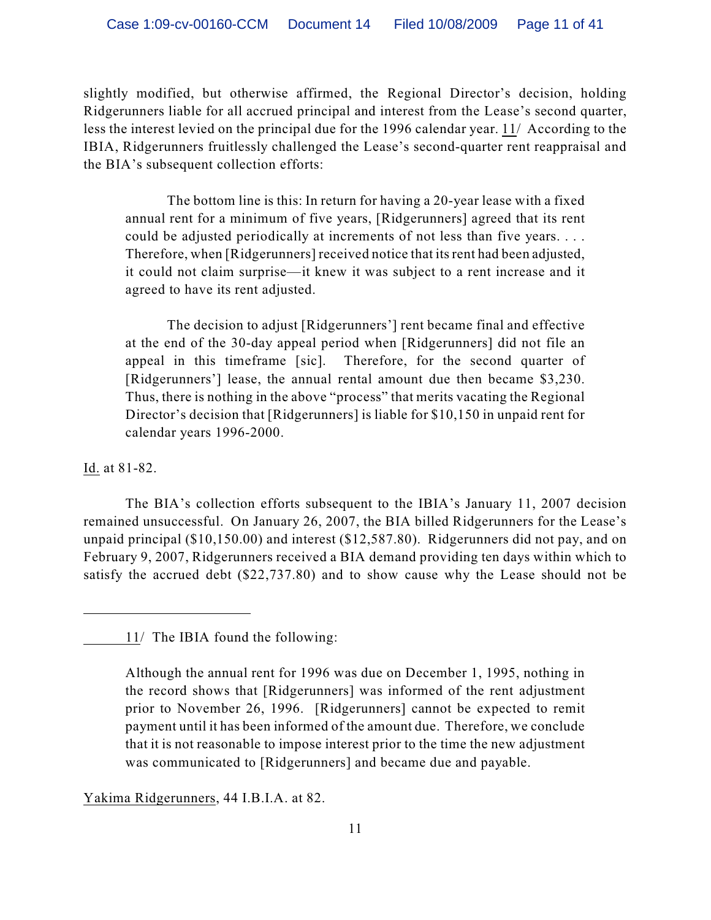slightly modified, but otherwise affirmed, the Regional Director's decision, holding Ridgerunners liable for all accrued principal and interest from the Lease's second quarter, less the interest levied on the principal due for the 1996 calendar year. 11/ According to the IBIA, Ridgerunners fruitlessly challenged the Lease's second-quarter rent reappraisal and the BIA's subsequent collection efforts:

> The bottom line is this: In return for having a 20-year lease with a fixed annual rent for a minimum of five years, [Ridgerunners] agreed that its rent could be adjusted periodically at increments of not less than five years. . . . Therefore, when [Ridgerunners] received notice that its rent had been adjusted, it could not claim surprise—it knew it was subject to a rent increase and it agreed to have its rent adjusted.
>
> The decision to adjust [Ridgerunners'] rent became final and effective at the end of the 30-day appeal period when [Ridgerunners] did not file an appeal in this timeframe [sic]. Therefore, for the second quarter of [Ridgerunners'] lease, the annual rental amount due then became $3,230. Thus, there is nothing in the above "process" that merits vacating the Regional Director's decision that [Ridgerunners] is liable for $10,150 in unpaid rent for calendar years 1996-2000.

Id. at 81-82.

The BIA's collection efforts subsequent to the IBIA's January 11, 2007 decision remained unsuccessful. On January 26, 2007, the BIA billed Ridgerunners for the Lease's unpaid principal ($10,150.00) and interest ($12,587.80). Ridgerunners did not pay, and on February 9, 2007, Ridgerunners received a BIA demand providing ten days within which to satisfy the accrued debt ($22,737.80) and to show cause why the Lease should not be

---

11/ The IBIA found the following:

> Although the annual rent for 1996 was due on December 1, 1995, nothing in the record shows that [Ridgerunners] was informed of the rent adjustment prior to November 26, 1996. [Ridgerunners] cannot be expected to remit payment until it has been informed of the amount due. Therefore, we conclude that it is not reasonable to impose interest prior to the time the new adjustment was communicated to [Ridgerunners] and became due and payable.

Yakima Ridgerunners, 44 I.B.I.A. at 82.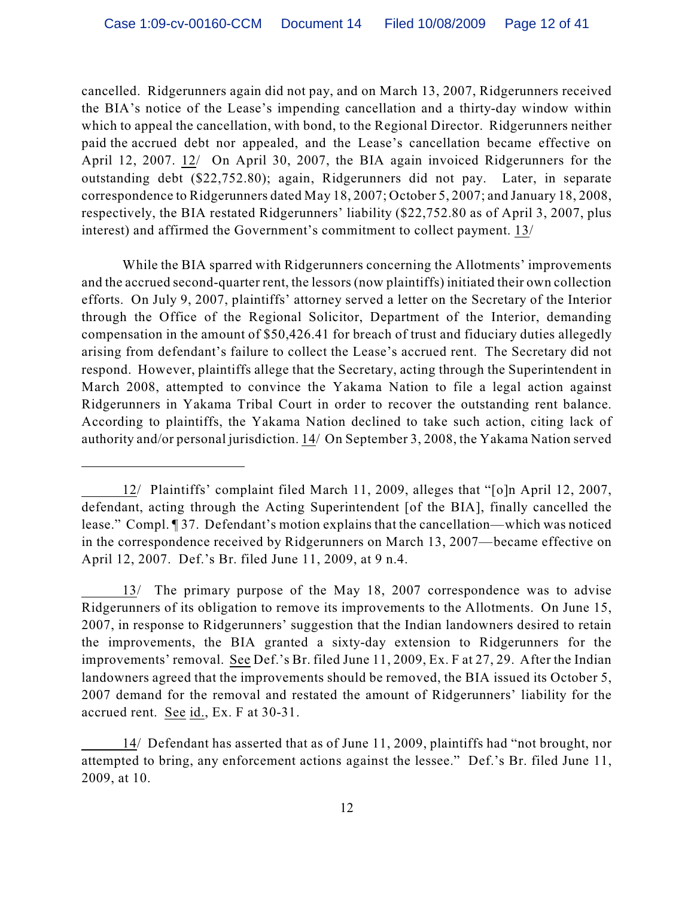cancelled. Ridgerunners again did not pay, and on March 13, 2007, Ridgerunners received the BIA's notice of the Lease's impending cancellation and a thirty-day window within which to appeal the cancellation, with bond, to the Regional Director. Ridgerunners neither paid the accrued debt nor appealed, and the Lease's cancellation became effective on April 12, 2007. 12/ On April 30, 2007, the BIA again invoiced Ridgerunners for the outstanding debt ($22,752.80); again, Ridgerunners did not pay. Later, in separate correspondence to Ridgerunners dated May 18, 2007; October 5, 2007; and January 18, 2008, respectively, the BIA restated Ridgerunners' liability ($22,752.80 as of April 3, 2007, plus interest) and affirmed the Government's commitment to collect payment. 13/

While the BIA sparred with Ridgerunners concerning the Allotments' improvements and the accrued second-quarter rent, the lessors (now plaintiffs) initiated their own collection efforts. On July 9, 2007, plaintiffs' attorney served a letter on the Secretary of the Interior through the Office of the Regional Solicitor, Department of the Interior, demanding compensation in the amount of $50,426.41 for breach of trust and fiduciary duties allegedly arising from defendant's failure to collect the Lease's accrued rent. The Secretary did not respond. However, plaintiffs allege that the Secretary, acting through the Superintendent in March 2008, attempted to convince the Yakama Nation to file a legal action against Ridgerunners in Yakama Tribal Court in order to recover the outstanding rent balance. According to plaintiffs, the Yakama Nation declined to take such action, citing lack of authority and/or personal jurisdiction. 14/ On September 3, 2008, the Yakama Nation served

---

12/ Plaintiffs' complaint filed March 11, 2009, alleges that "[o]n April 12, 2007, defendant, acting through the Acting Superintendent [of the BIA], finally cancelled the lease." Compl. ¶ 37. Defendant's motion explains that the cancellation—which was noticed in the correspondence received by Ridgerunners on March 13, 2007—became effective on April 12, 2007. Def.'s Br. filed June 11, 2009, at 9 n.4.

13/ The primary purpose of the May 18, 2007 correspondence was to advise Ridgerunners of its obligation to remove its improvements to the Allotments. On June 15, 2007, in response to Ridgerunners' suggestion that the Indian landowners desired to retain the improvements, the BIA granted a sixty-day extension to Ridgerunners for the improvements' removal. See Def.'s Br. filed June 11, 2009, Ex. F at 27, 29. After the Indian landowners agreed that the improvements should be removed, the BIA issued its October 5, 2007 demand for the removal and restated the amount of Ridgerunners' liability for the accrued rent. See id., Ex. F at 30-31.

14/ Defendant has asserted that as of June 11, 2009, plaintiffs had "not brought, nor attempted to bring, any enforcement actions against the lessee." Def.'s Br. filed June 11, 2009, at 10.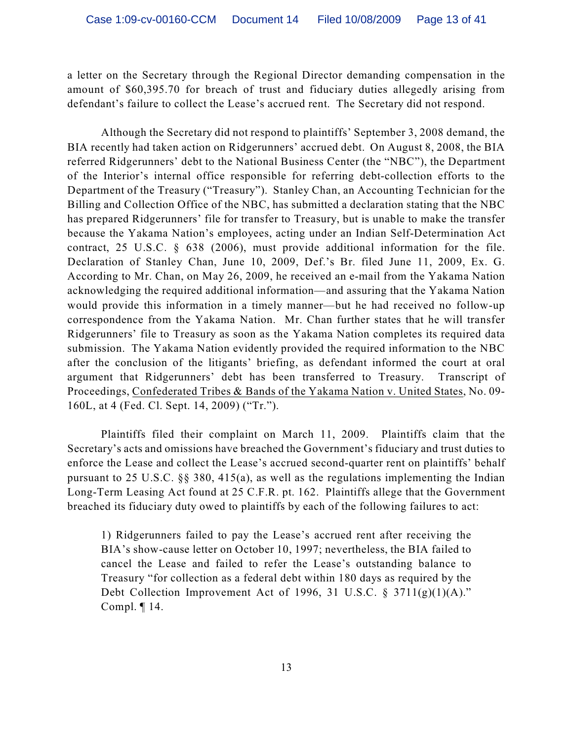a letter on the Secretary through the Regional Director demanding compensation in the amount of $60,395.70 for breach of trust and fiduciary duties allegedly arising from defendant's failure to collect the Lease's accrued rent. The Secretary did not respond.

Although the Secretary did not respond to plaintiffs' September 3, 2008 demand, the BIA recently had taken action on Ridgerunners' accrued debt. On August 8, 2008, the BIA referred Ridgerunners' debt to the National Business Center (the "NBC"), the Department of the Interior's internal office responsible for referring debt-collection efforts to the Department of the Treasury ("Treasury"). Stanley Chan, an Accounting Technician for the Billing and Collection Office of the NBC, has submitted a declaration stating that the NBC has prepared Ridgerunners' file for transfer to Treasury, but is unable to make the transfer because the Yakama Nation's employees, acting under an Indian Self-Determination Act contract, 25 U.S.C. § 638 (2006), must provide additional information for the file. Declaration of Stanley Chan, June 10, 2009, Def.'s Br. filed June 11, 2009, Ex. G. According to Mr. Chan, on May 26, 2009, he received an e-mail from the Yakama Nation acknowledging the required additional information—and assuring that the Yakama Nation would provide this information in a timely manner—but he had received no follow-up correspondence from the Yakama Nation. Mr. Chan further states that he will transfer Ridgerunners' file to Treasury as soon as the Yakama Nation completes its required data submission. The Yakama Nation evidently provided the required information to the NBC after the conclusion of the litigants' briefing, as defendant informed the court at oral argument that Ridgerunners' debt has been transferred to Treasury. Transcript of Proceedings, Confederated Tribes & Bands of the Yakama Nation v. United States, No. 09-160L, at 4 (Fed. Cl. Sept. 14, 2009) ("Tr.").

Plaintiffs filed their complaint on March 11, 2009. Plaintiffs claim that the Secretary's acts and omissions have breached the Government's fiduciary and trust duties to enforce the Lease and collect the Lease's accrued second-quarter rent on plaintiffs' behalf pursuant to 25 U.S.C. §§ 380, 415(a), as well as the regulations implementing the Indian Long-Term Leasing Act found at 25 C.F.R. pt. 162. Plaintiffs allege that the Government breached its fiduciary duty owed to plaintiffs by each of the following failures to act:

> 1) Ridgerunners failed to pay the Lease's accrued rent after receiving the BIA's show-cause letter on October 10, 1997; nevertheless, the BIA failed to cancel the Lease and failed to refer the Lease's outstanding balance to Treasury "for collection as a federal debt within 180 days as required by the Debt Collection Improvement Act of 1996, 31 U.S.C. § 3711(g)(1)(A)." Compl. ¶ 14.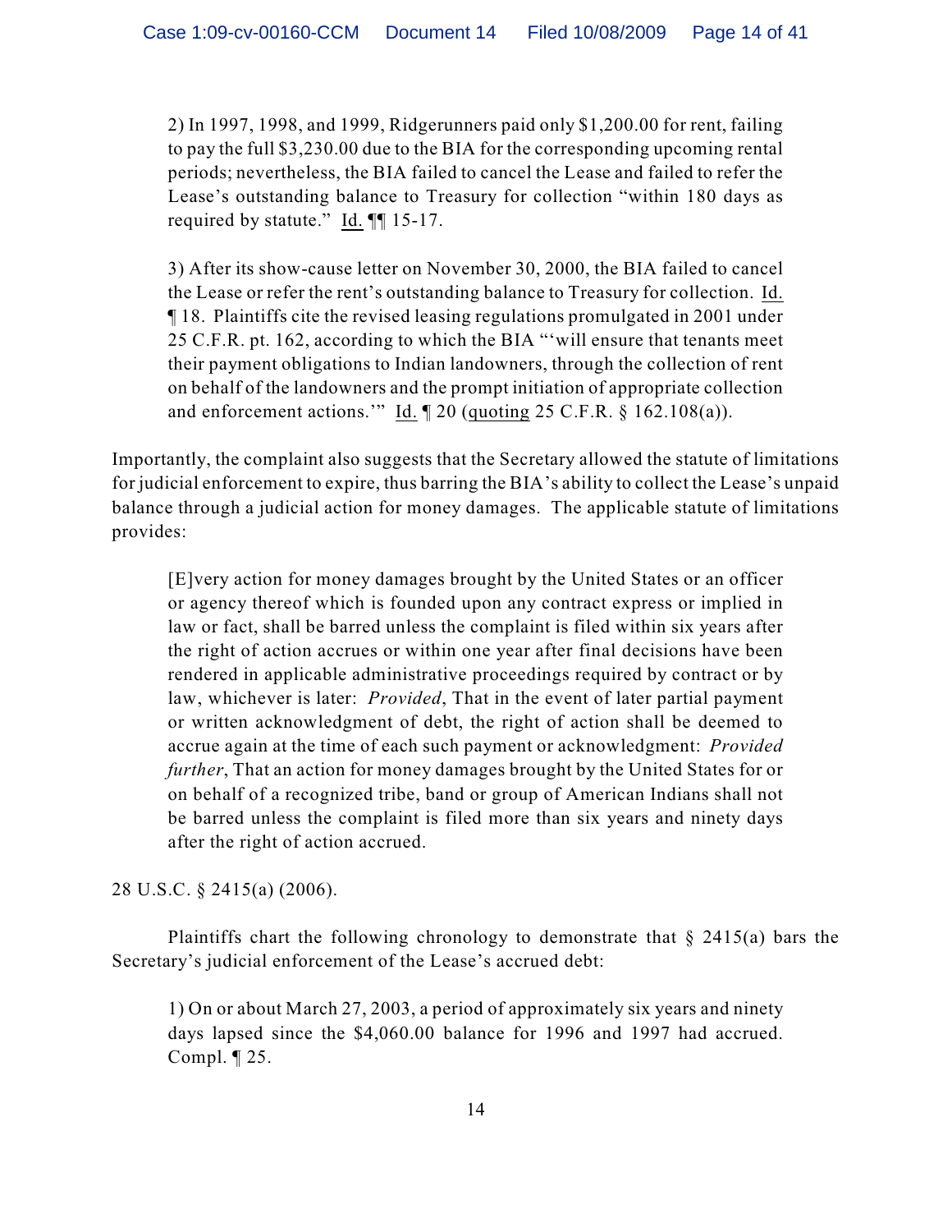2) In 1997, 1998, and 1999, Ridgerunners paid only $1,200.00 for rent, failing to pay the full $3,230.00 due to the BIA for the corresponding upcoming rental periods; nevertheless, the BIA failed to cancel the Lease and failed to refer the Lease's outstanding balance to Treasury for collection "within 180 days as required by statute." Id. ¶¶ 15-17.

3) After its show-cause letter on November 30, 2000, the BIA failed to cancel the Lease or refer the rent's outstanding balance to Treasury for collection. Id. ¶ 18. Plaintiffs cite the revised leasing regulations promulgated in 2001 under 25 C.F.R. pt. 162, according to which the BIA "'will ensure that tenants meet their payment obligations to Indian landowners, through the collection of rent on behalf of the landowners and the prompt initiation of appropriate collection and enforcement actions.'" Id. ¶ 20 (quoting 25 C.F.R. § 162.108(a)).

Importantly, the complaint also suggests that the Secretary allowed the statute of limitations for judicial enforcement to expire, thus barring the BIA's ability to collect the Lease's unpaid balance through a judicial action for money damages. The applicable statute of limitations provides:

> [E]very action for money damages brought by the United States or an officer or agency thereof which is founded upon any contract express or implied in law or fact, shall be barred unless the complaint is filed within six years after the right of action accrues or within one year after final decisions have been rendered in applicable administrative proceedings required by contract or by law, whichever is later: *Provided*, That in the event of later partial payment or written acknowledgment of debt, the right of action shall be deemed to accrue again at the time of each such payment or acknowledgment: *Provided further*, That an action for money damages brought by the United States for or on behalf of a recognized tribe, band or group of American Indians shall not be barred unless the complaint is filed more than six years and ninety days after the right of action accrued.

28 U.S.C. § 2415(a) (2006).

Plaintiffs chart the following chronology to demonstrate that § 2415(a) bars the Secretary's judicial enforcement of the Lease's accrued debt:

1) On or about March 27, 2003, a period of approximately six years and ninety days lapsed since the $4,060.00 balance for 1996 and 1997 had accrued. Compl. ¶ 25.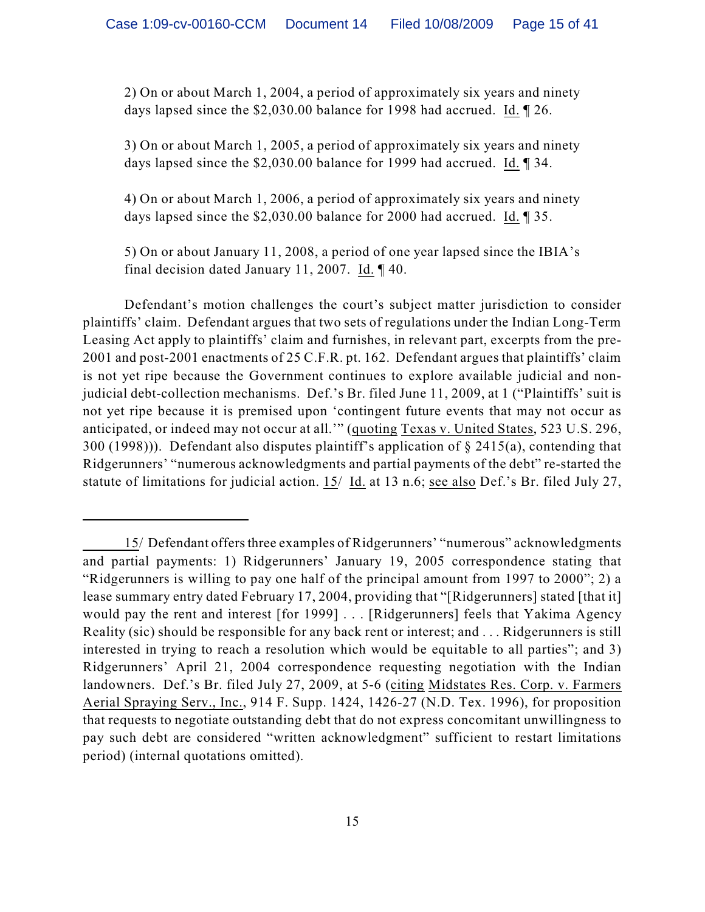2) On or about March 1, 2004, a period of approximately six years and ninety days lapsed since the $2,030.00 balance for 1998 had accrued. Id. ¶ 26.

3) On or about March 1, 2005, a period of approximately six years and ninety days lapsed since the $2,030.00 balance for 1999 had accrued. Id. ¶ 34.

4) On or about March 1, 2006, a period of approximately six years and ninety days lapsed since the $2,030.00 balance for 2000 had accrued. Id. ¶ 35.

5) On or about January 11, 2008, a period of one year lapsed since the IBIA's final decision dated January 11, 2007. Id. ¶ 40.

Defendant's motion challenges the court's subject matter jurisdiction to consider plaintiffs' claim. Defendant argues that two sets of regulations under the Indian Long-Term Leasing Act apply to plaintiffs' claim and furnishes, in relevant part, excerpts from the pre-2001 and post-2001 enactments of 25 C.F.R. pt. 162. Defendant argues that plaintiffs' claim is not yet ripe because the Government continues to explore available judicial and non-judicial debt-collection mechanisms. Def.'s Br. filed June 11, 2009, at 1 ("Plaintiffs' suit is not yet ripe because it is premised upon 'contingent future events that may not occur as anticipated, or indeed may not occur at all.'" (quoting Texas v. United States, 523 U.S. 296, 300 (1998))). Defendant also disputes plaintiff's application of § 2415(a), contending that Ridgerunners' "numerous acknowledgments and partial payments of the debt" re-started the statute of limitations for judicial action. 15/ Id. at 13 n.6; see also Def.'s Br. filed July 27,

---

15/ Defendant offers three examples of Ridgerunners' "numerous" acknowledgments and partial payments: 1) Ridgerunners' January 19, 2005 correspondence stating that "Ridgerunners is willing to pay one half of the principal amount from 1997 to 2000"; 2) a lease summary entry dated February 17, 2004, providing that "[Ridgerunners] stated [that it] would pay the rent and interest [for 1999] . . . [Ridgerunners] feels that Yakima Agency Reality (sic) should be responsible for any back rent or interest; and . . . Ridgerunners is still interested in trying to reach a resolution which would be equitable to all parties"; and 3) Ridgerunners' April 21, 2004 correspondence requesting negotiation with the Indian landowners. Def.'s Br. filed July 27, 2009, at 5-6 (citing Midstates Res. Corp. v. Farmers Aerial Spraying Serv., Inc., 914 F. Supp. 1424, 1426-27 (N.D. Tex. 1996), for proposition that requests to negotiate outstanding debt that do not express concomitant unwillingness to pay such debt are considered "written acknowledgment" sufficient to restart limitations period) (internal quotations omitted).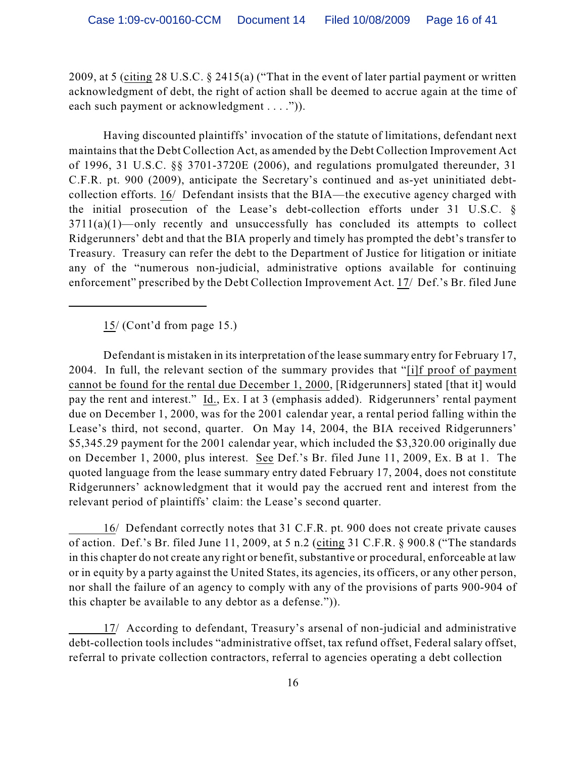2009, at 5 (citing 28 U.S.C. § 2415(a) ("That in the event of later partial payment or written acknowledgment of debt, the right of action shall be deemed to accrue again at the time of each such payment or acknowledgment . . . .")).

Having discounted plaintiffs' invocation of the statute of limitations, defendant next maintains that the Debt Collection Act, as amended by the Debt Collection Improvement Act of 1996, 31 U.S.C. §§ 3701-3720E (2006), and regulations promulgated thereunder, 31 C.F.R. pt. 900 (2009), anticipate the Secretary's continued and as-yet uninitiated debt-collection efforts. 16/ Defendant insists that the BIA—the executive agency charged with the initial prosecution of the Lease's debt-collection efforts under 31 U.S.C. § 3711(a)(1)—only recently and unsuccessfully has concluded its attempts to collect Ridgerunners' debt and that the BIA properly and timely has prompted the debt's transfer to Treasury. Treasury can refer the debt to the Department of Justice for litigation or initiate any of the "numerous non-judicial, administrative options available for continuing enforcement" prescribed by the Debt Collection Improvement Act. 17/ Def.'s Br. filed June

---

15/ (Cont'd from page 15.)

Defendant is mistaken in its interpretation of the lease summary entry for February 17, 2004. In full, the relevant section of the summary provides that "[i]f proof of payment cannot be found for the rental due December 1, 2000, [Ridgerunners] stated [that it] would pay the rent and interest." Id., Ex. I at 3 (emphasis added). Ridgerunners' rental payment due on December 1, 2000, was for the 2001 calendar year, a rental period falling within the Lease's third, not second, quarter. On May 14, 2004, the BIA received Ridgerunners' $5,345.29 payment for the 2001 calendar year, which included the $3,320.00 originally due on December 1, 2000, plus interest. See Def.'s Br. filed June 11, 2009, Ex. B at 1. The quoted language from the lease summary entry dated February 17, 2004, does not constitute Ridgerunners' acknowledgment that it would pay the accrued rent and interest from the relevant period of plaintiffs' claim: the Lease's second quarter.

16/ Defendant correctly notes that 31 C.F.R. pt. 900 does not create private causes of action. Def.'s Br. filed June 11, 2009, at 5 n.2 (citing 31 C.F.R. § 900.8 ("The standards in this chapter do not create any right or benefit, substantive or procedural, enforceable at law or in equity by a party against the United States, its agencies, its officers, or any other person, nor shall the failure of an agency to comply with any of the provisions of parts 900-904 of this chapter be available to any debtor as a defense.")).

17/ According to defendant, Treasury's arsenal of non-judicial and administrative debt-collection tools includes "administrative offset, tax refund offset, Federal salary offset, referral to private collection contractors, referral to agencies operating a debt collection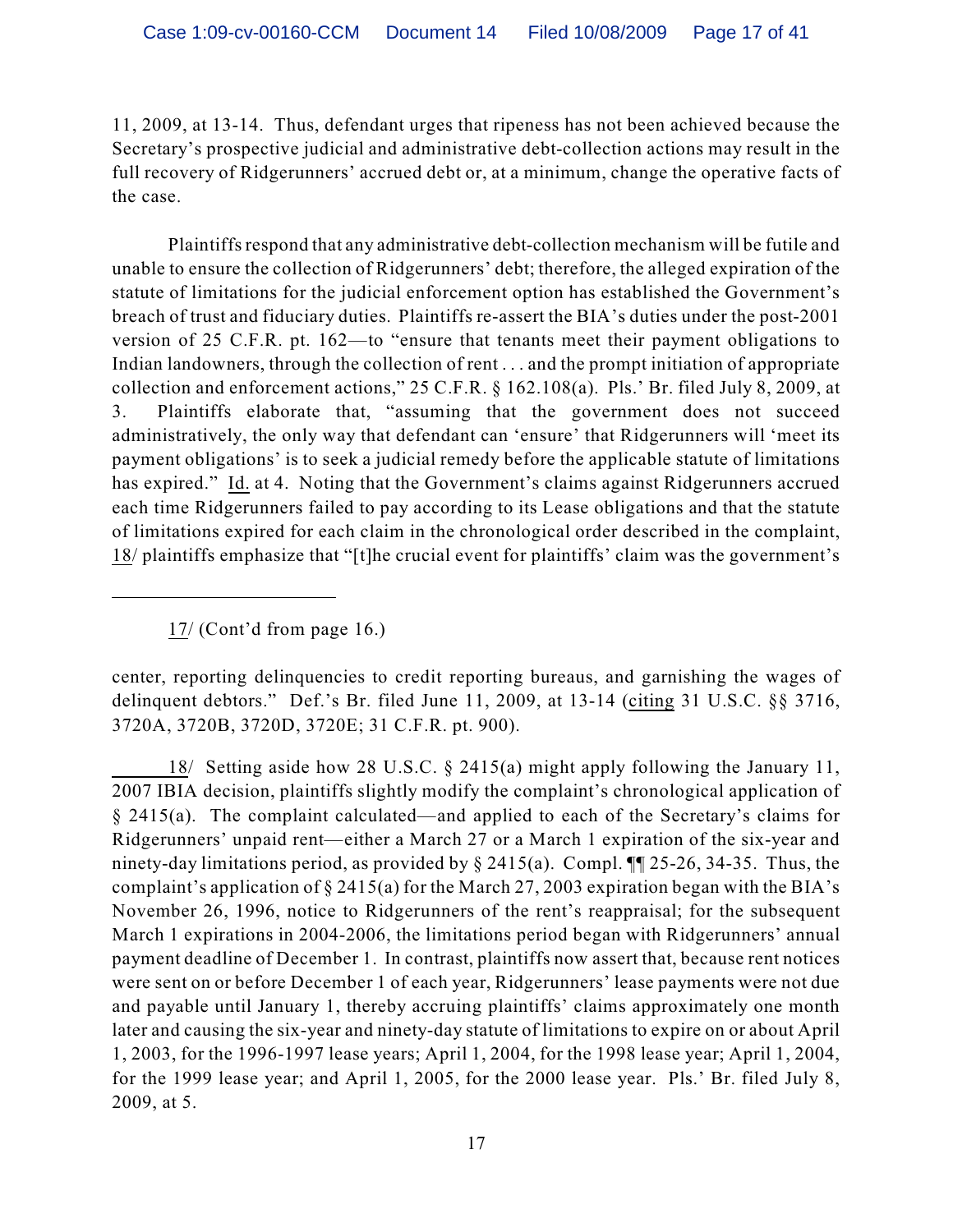11, 2009, at 13-14. Thus, defendant urges that ripeness has not been achieved because the Secretary's prospective judicial and administrative debt-collection actions may result in the full recovery of Ridgerunners' accrued debt or, at a minimum, change the operative facts of the case.

Plaintiffs respond that any administrative debt-collection mechanism will be futile and unable to ensure the collection of Ridgerunners' debt; therefore, the alleged expiration of the statute of limitations for the judicial enforcement option has established the Government's breach of trust and fiduciary duties. Plaintiffs re-assert the BIA's duties under the post-2001 version of 25 C.F.R. pt. 162—to "ensure that tenants meet their payment obligations to Indian landowners, through the collection of rent . . . and the prompt initiation of appropriate collection and enforcement actions," 25 C.F.R. § 162.108(a). Pls.' Br. filed July 8, 2009, at 3. Plaintiffs elaborate that, "assuming that the government does not succeed administratively, the only way that defendant can 'ensure' that Ridgerunners will 'meet its payment obligations' is to seek a judicial remedy before the applicable statute of limitations has expired." Id. at 4. Noting that the Government's claims against Ridgerunners accrued each time Ridgerunners failed to pay according to its Lease obligations and that the statute of limitations expired for each claim in the chronological order described in the complaint, 18/ plaintiffs emphasize that "[t]he crucial event for plaintiffs' claim was the government's

---

17/ (Cont'd from page 16.)

center, reporting delinquencies to credit reporting bureaus, and garnishing the wages of delinquent debtors." Def.'s Br. filed June 11, 2009, at 13-14 (citing 31 U.S.C. §§ 3716, 3720A, 3720B, 3720D, 3720E; 31 C.F.R. pt. 900).

18/ Setting aside how 28 U.S.C. § 2415(a) might apply following the January 11, 2007 IBIA decision, plaintiffs slightly modify the complaint's chronological application of § 2415(a). The complaint calculated—and applied to each of the Secretary's claims for Ridgerunners' unpaid rent—either a March 27 or a March 1 expiration of the six-year and ninety-day limitations period, as provided by § 2415(a). Compl. ¶¶ 25-26, 34-35. Thus, the complaint's application of § 2415(a) for the March 27, 2003 expiration began with the BIA's November 26, 1996, notice to Ridgerunners of the rent's reappraisal; for the subsequent March 1 expirations in 2004-2006, the limitations period began with Ridgerunners' annual payment deadline of December 1. In contrast, plaintiffs now assert that, because rent notices were sent on or before December 1 of each year, Ridgerunners' lease payments were not due and payable until January 1, thereby accruing plaintiffs' claims approximately one month later and causing the six-year and ninety-day statute of limitations to expire on or about April 1, 2003, for the 1996-1997 lease years; April 1, 2004, for the 1998 lease year; April 1, 2004, for the 1999 lease year; and April 1, 2005, for the 2000 lease year. Pls.' Br. filed July 8, 2009, at 5.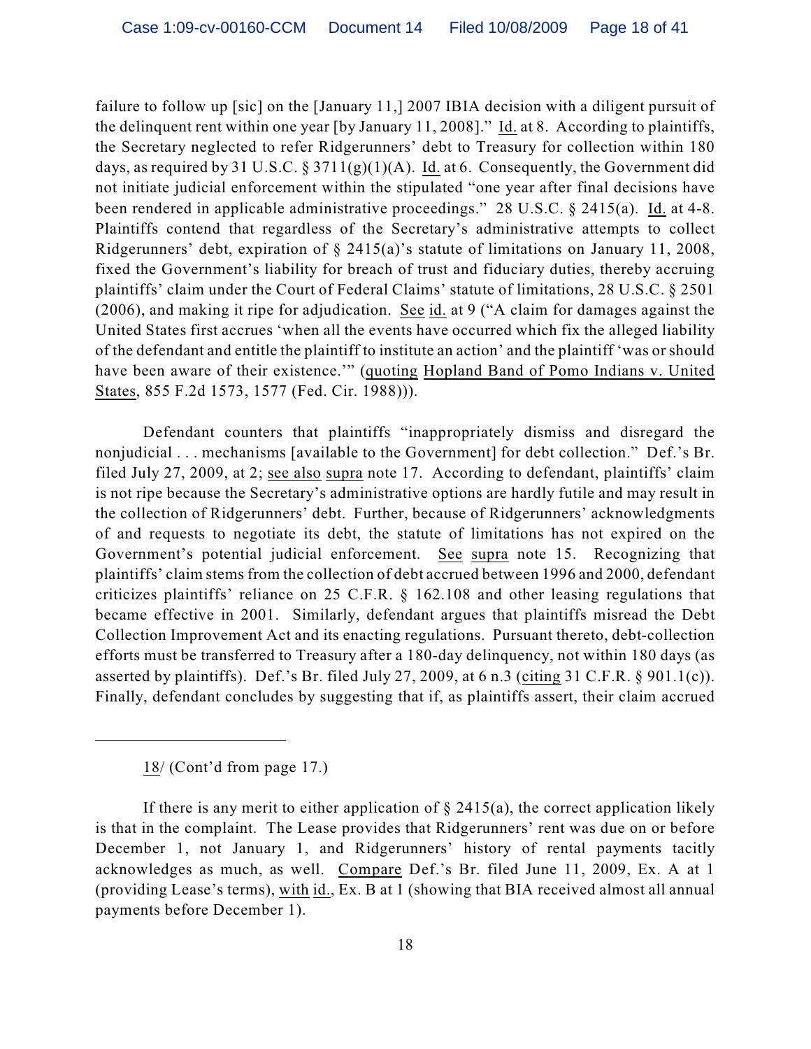failure to follow up [sic] on the [January 11,] 2007 IBIA decision with a diligent pursuit of the delinquent rent within one year [by January 11, 2008]." Id. at 8. According to plaintiffs, the Secretary neglected to refer Ridgerunners' debt to Treasury for collection within 180 days, as required by 31 U.S.C. § 3711(g)(1)(A). Id. at 6. Consequently, the Government did not initiate judicial enforcement within the stipulated "one year after final decisions have been rendered in applicable administrative proceedings." 28 U.S.C. § 2415(a). Id. at 4-8. Plaintiffs contend that regardless of the Secretary's administrative attempts to collect Ridgerunners' debt, expiration of § 2415(a)'s statute of limitations on January 11, 2008, fixed the Government's liability for breach of trust and fiduciary duties, thereby accruing plaintiffs' claim under the Court of Federal Claims' statute of limitations, 28 U.S.C. § 2501 (2006), and making it ripe for adjudication. See id. at 9 ("A claim for damages against the United States first accrues 'when all the events have occurred which fix the alleged liability of the defendant and entitle the plaintiff to institute an action' and the plaintiff 'was or should have been aware of their existence.'" (quoting Hopland Band of Pomo Indians v. United States, 855 F.2d 1573, 1577 (Fed. Cir. 1988))).

Defendant counters that plaintiffs "inappropriately dismiss and disregard the nonjudicial . . . mechanisms [available to the Government] for debt collection." Def.'s Br. filed July 27, 2009, at 2; see also supra note 17. According to defendant, plaintiffs' claim is not ripe because the Secretary's administrative options are hardly futile and may result in the collection of Ridgerunners' debt. Further, because of Ridgerunners' acknowledgments of and requests to negotiate its debt, the statute of limitations has not expired on the Government's potential judicial enforcement. See supra note 15. Recognizing that plaintiffs' claim stems from the collection of debt accrued between 1996 and 2000, defendant criticizes plaintiffs' reliance on 25 C.F.R. § 162.108 and other leasing regulations that became effective in 2001. Similarly, defendant argues that plaintiffs misread the Debt Collection Improvement Act and its enacting regulations. Pursuant thereto, debt-collection efforts must be transferred to Treasury after a 180-day delinquency, not within 180 days (as asserted by plaintiffs). Def.'s Br. filed July 27, 2009, at 6 n.3 (citing 31 C.F.R. § 901.1(c)). Finally, defendant concludes by suggesting that if, as plaintiffs assert, their claim accrued

---

18/ (Cont'd from page 17.)

If there is any merit to either application of § 2415(a), the correct application likely is that in the complaint. The Lease provides that Ridgerunners' rent was due on or before December 1, not January 1, and Ridgerunners' history of rental payments tacitly acknowledges as much, as well. Compare Def.'s Br. filed June 11, 2009, Ex. A at 1 (providing Lease's terms), with id., Ex. B at 1 (showing that BIA received almost all annual payments before December 1).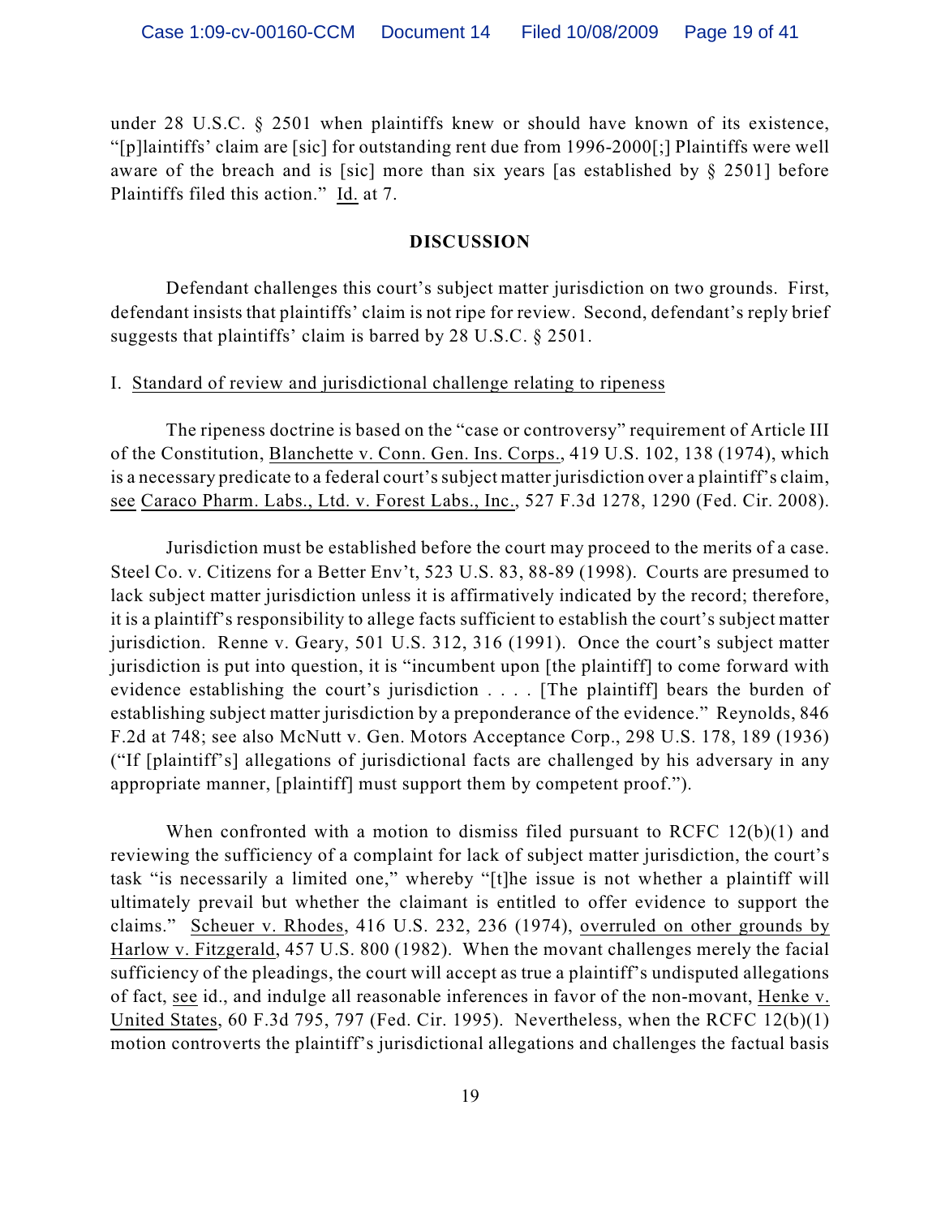under 28 U.S.C. § 2501 when plaintiffs knew or should have known of its existence, "[p]laintiffs' claim are [sic] for outstanding rent due from 1996-2000[;] Plaintiffs were well aware of the breach and is [sic] more than six years [as established by § 2501] before Plaintiffs filed this action." Id. at 7.

## DISCUSSION

Defendant challenges this court's subject matter jurisdiction on two grounds. First, defendant insists that plaintiffs' claim is not ripe for review. Second, defendant's reply brief suggests that plaintiffs' claim is barred by 28 U.S.C. § 2501.

### I. Standard of review and jurisdictional challenge relating to ripeness

The ripeness doctrine is based on the "case or controversy" requirement of Article III of the Constitution, Blanchette v. Conn. Gen. Ins. Corps., 419 U.S. 102, 138 (1974), which is a necessary predicate to a federal court's subject matter jurisdiction over a plaintiff's claim, see Caraco Pharm. Labs., Ltd. v. Forest Labs., Inc., 527 F.3d 1278, 1290 (Fed. Cir. 2008).

Jurisdiction must be established before the court may proceed to the merits of a case. Steel Co. v. Citizens for a Better Env't, 523 U.S. 83, 88-89 (1998). Courts are presumed to lack subject matter jurisdiction unless it is affirmatively indicated by the record; therefore, it is a plaintiff's responsibility to allege facts sufficient to establish the court's subject matter jurisdiction. Renne v. Geary, 501 U.S. 312, 316 (1991). Once the court's subject matter jurisdiction is put into question, it is "incumbent upon [the plaintiff] to come forward with evidence establishing the court's jurisdiction . . . . [The plaintiff] bears the burden of establishing subject matter jurisdiction by a preponderance of the evidence." Reynolds, 846 F.2d at 748; see also McNutt v. Gen. Motors Acceptance Corp., 298 U.S. 178, 189 (1936) ("If [plaintiff's] allegations of jurisdictional facts are challenged by his adversary in any appropriate manner, [plaintiff] must support them by competent proof.").

When confronted with a motion to dismiss filed pursuant to RCFC 12(b)(1) and reviewing the sufficiency of a complaint for lack of subject matter jurisdiction, the court's task "is necessarily a limited one," whereby "[t]he issue is not whether a plaintiff will ultimately prevail but whether the claimant is entitled to offer evidence to support the claims." Scheuer v. Rhodes, 416 U.S. 232, 236 (1974), overruled on other grounds by Harlow v. Fitzgerald, 457 U.S. 800 (1982). When the movant challenges merely the facial sufficiency of the pleadings, the court will accept as true a plaintiff's undisputed allegations of fact, see id., and indulge all reasonable inferences in favor of the non-movant, Henke v. United States, 60 F.3d 795, 797 (Fed. Cir. 1995). Nevertheless, when the RCFC 12(b)(1) motion controverts the plaintiff's jurisdictional allegations and challenges the factual basis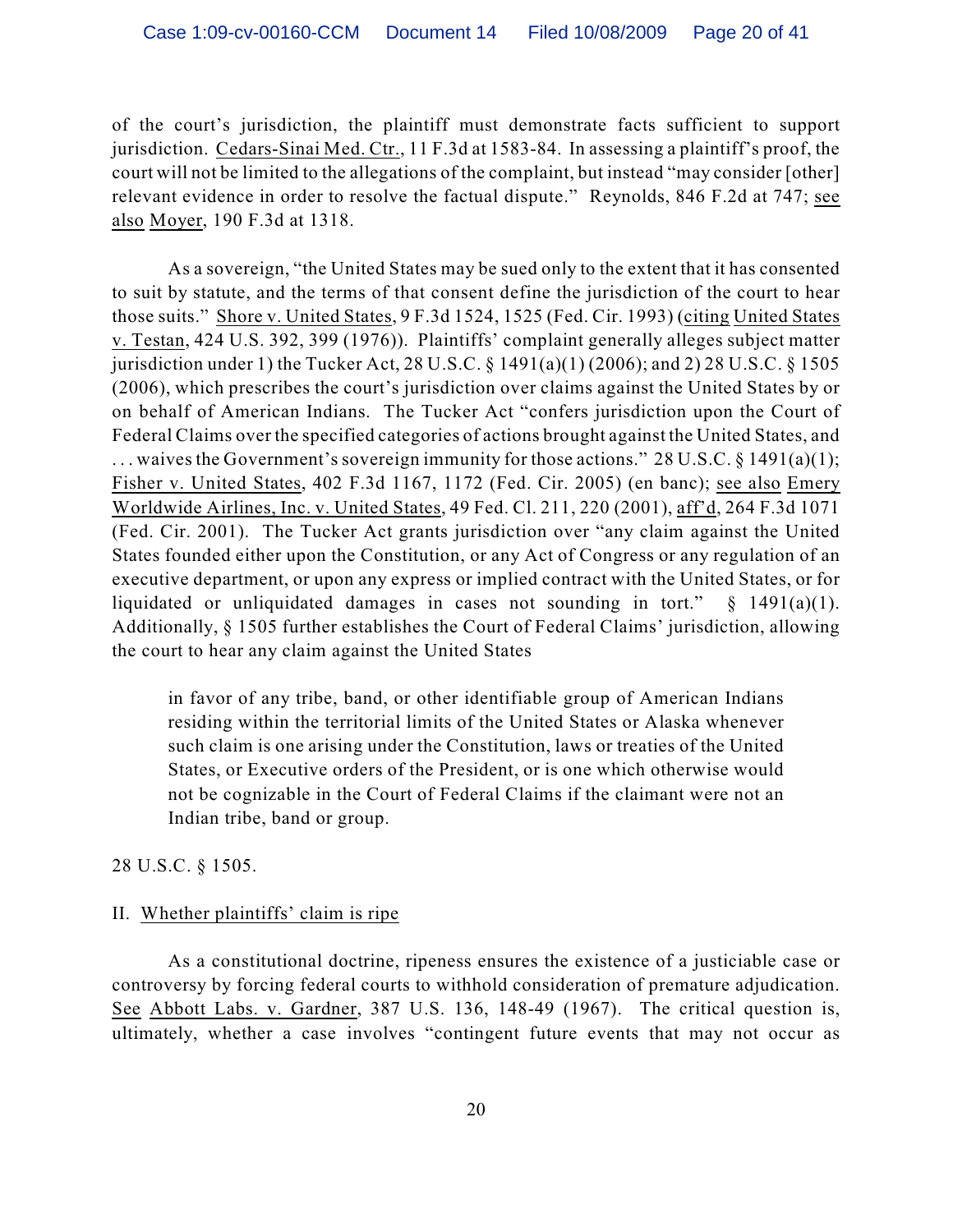of the court's jurisdiction, the plaintiff must demonstrate facts sufficient to support jurisdiction. Cedars-Sinai Med. Ctr., 11 F.3d at 1583-84. In assessing a plaintiff's proof, the court will not be limited to the allegations of the complaint, but instead "may consider [other] relevant evidence in order to resolve the factual dispute." Reynolds, 846 F.2d at 747; see also Moyer, 190 F.3d at 1318.

As a sovereign, "the United States may be sued only to the extent that it has consented to suit by statute, and the terms of that consent define the jurisdiction of the court to hear those suits." Shore v. United States, 9 F.3d 1524, 1525 (Fed. Cir. 1993) (citing United States v. Testan, 424 U.S. 392, 399 (1976)). Plaintiffs' complaint generally alleges subject matter jurisdiction under 1) the Tucker Act, 28 U.S.C. § 1491(a)(1) (2006); and 2) 28 U.S.C. § 1505 (2006), which prescribes the court's jurisdiction over claims against the United States by or on behalf of American Indians. The Tucker Act "confers jurisdiction upon the Court of Federal Claims over the specified categories of actions brought against the United States, and . . . waives the Government's sovereign immunity for those actions." 28 U.S.C. § 1491(a)(1); Fisher v. United States, 402 F.3d 1167, 1172 (Fed. Cir. 2005) (en banc); see also Emery Worldwide Airlines, Inc. v. United States, 49 Fed. Cl. 211, 220 (2001), aff'd, 264 F.3d 1071 (Fed. Cir. 2001). The Tucker Act grants jurisdiction over "any claim against the United States founded either upon the Constitution, or any Act of Congress or any regulation of an executive department, or upon any express or implied contract with the United States, or for liquidated or unliquidated damages in cases not sounding in tort." § 1491(a)(1). Additionally, § 1505 further establishes the Court of Federal Claims' jurisdiction, allowing the court to hear any claim against the United States

> in favor of any tribe, band, or other identifiable group of American Indians residing within the territorial limits of the United States or Alaska whenever such claim is one arising under the Constitution, laws or treaties of the United States, or Executive orders of the President, or is one which otherwise would not be cognizable in the Court of Federal Claims if the claimant were not an Indian tribe, band or group.

28 U.S.C. § 1505.

## II. Whether plaintiffs' claim is ripe

As a constitutional doctrine, ripeness ensures the existence of a justiciable case or controversy by forcing federal courts to withhold consideration of premature adjudication. See Abbott Labs. v. Gardner, 387 U.S. 136, 148-49 (1967). The critical question is, ultimately, whether a case involves "contingent future events that may not occur as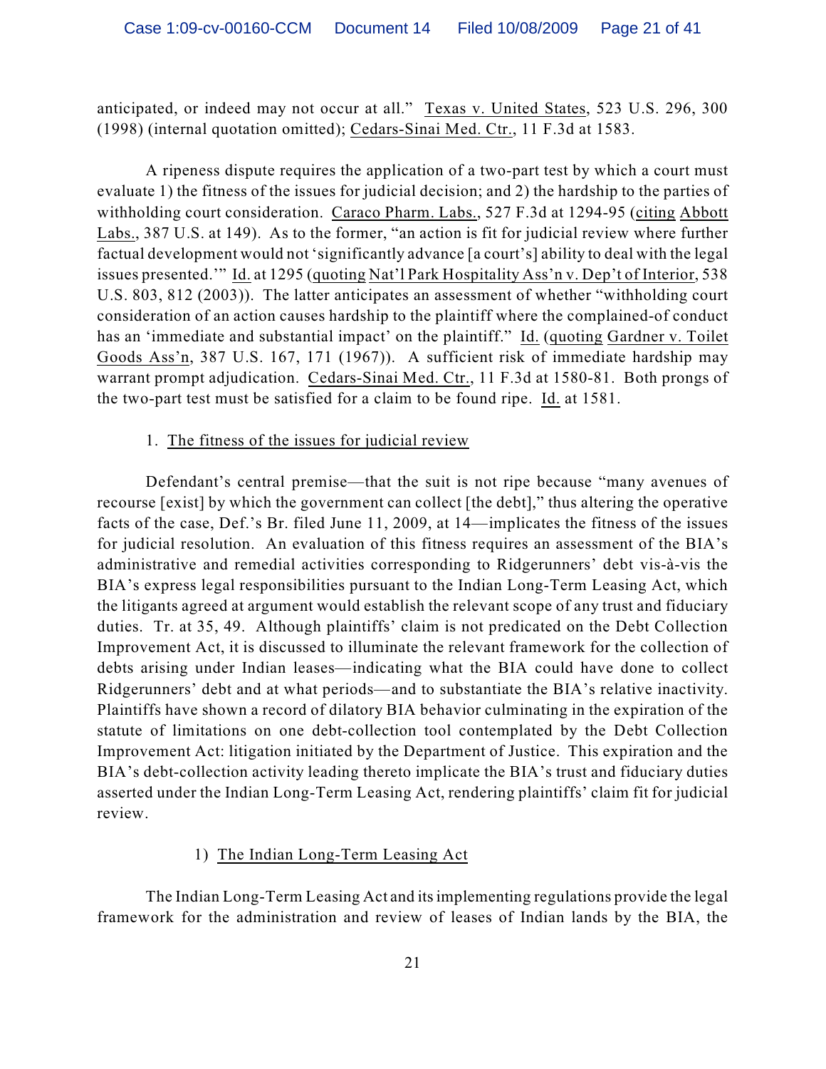anticipated, or indeed may not occur at all." Texas v. United States, 523 U.S. 296, 300 (1998) (internal quotation omitted); Cedars-Sinai Med. Ctr., 11 F.3d at 1583.

A ripeness dispute requires the application of a two-part test by which a court must evaluate 1) the fitness of the issues for judicial decision; and 2) the hardship to the parties of withholding court consideration. Caraco Pharm. Labs., 527 F.3d at 1294-95 (citing Abbott Labs., 387 U.S. at 149). As to the former, "an action is fit for judicial review where further factual development would not 'significantly advance [a court's] ability to deal with the legal issues presented.'" Id. at 1295 (quoting Nat'l Park Hospitality Ass'n v. Dep't of Interior, 538 U.S. 803, 812 (2003)). The latter anticipates an assessment of whether "withholding court consideration of an action causes hardship to the plaintiff where the complained-of conduct has an 'immediate and substantial impact' on the plaintiff." Id. (quoting Gardner v. Toilet Goods Ass'n, 387 U.S. 167, 171 (1967)). A sufficient risk of immediate hardship may warrant prompt adjudication. Cedars-Sinai Med. Ctr., 11 F.3d at 1580-81. Both prongs of the two-part test must be satisfied for a claim to be found ripe. Id. at 1581.

1. The fitness of the issues for judicial review

Defendant's central premise—that the suit is not ripe because "many avenues of recourse [exist] by which the government can collect [the debt]," thus altering the operative facts of the case, Def.'s Br. filed June 11, 2009, at 14—implicates the fitness of the issues for judicial resolution. An evaluation of this fitness requires an assessment of the BIA's administrative and remedial activities corresponding to Ridgerunners' debt vis-à-vis the BIA's express legal responsibilities pursuant to the Indian Long-Term Leasing Act, which the litigants agreed at argument would establish the relevant scope of any trust and fiduciary duties. Tr. at 35, 49. Although plaintiffs' claim is not predicated on the Debt Collection Improvement Act, it is discussed to illuminate the relevant framework for the collection of debts arising under Indian leases—indicating what the BIA could have done to collect Ridgerunners' debt and at what periods—and to substantiate the BIA's relative inactivity. Plaintiffs have shown a record of dilatory BIA behavior culminating in the expiration of the statute of limitations on one debt-collection tool contemplated by the Debt Collection Improvement Act: litigation initiated by the Department of Justice. This expiration and the BIA's debt-collection activity leading thereto implicate the BIA's trust and fiduciary duties asserted under the Indian Long-Term Leasing Act, rendering plaintiffs' claim fit for judicial review.

1) The Indian Long-Term Leasing Act

The Indian Long-Term Leasing Act and its implementing regulations provide the legal framework for the administration and review of leases of Indian lands by the BIA, the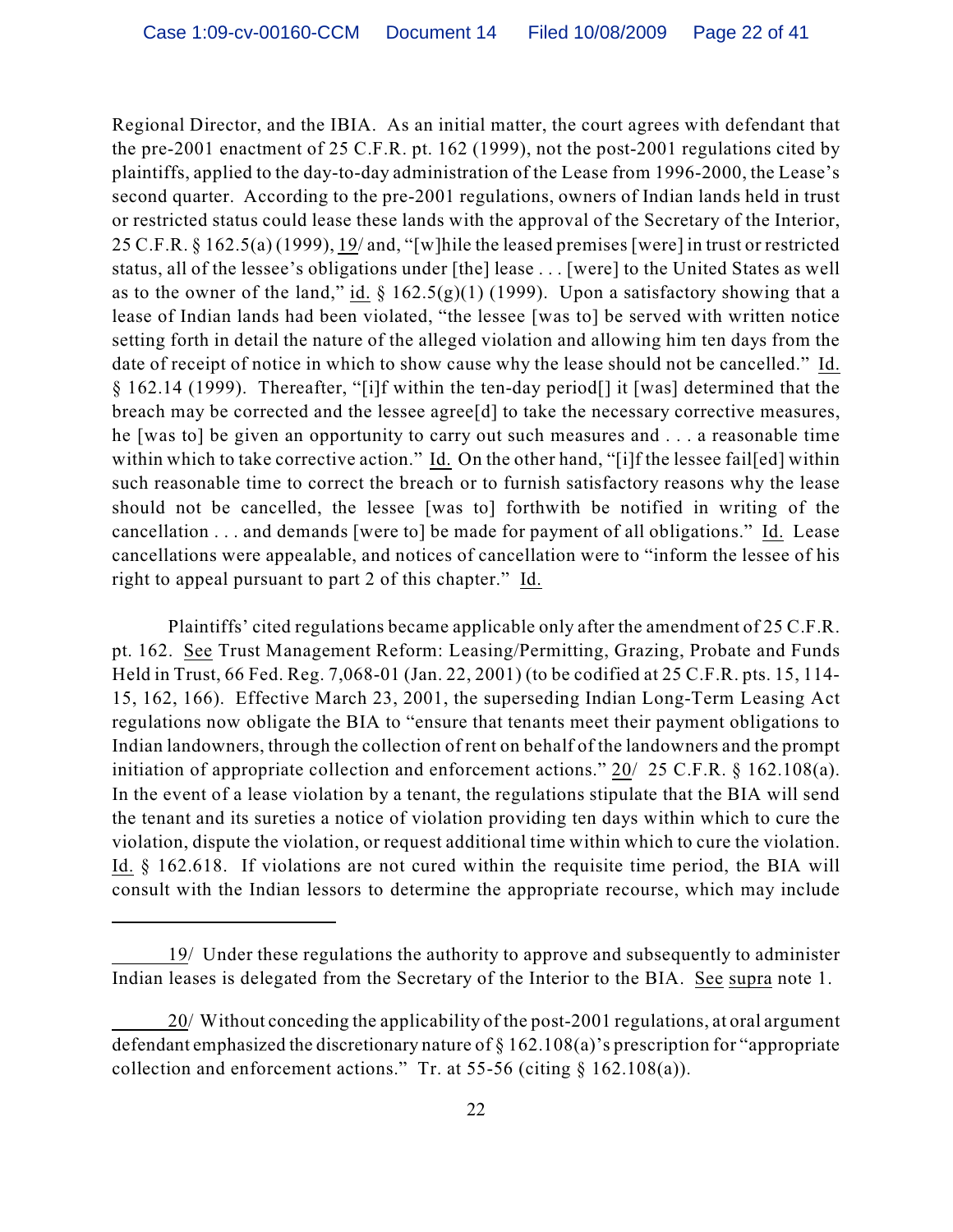Regional Director, and the IBIA. As an initial matter, the court agrees with defendant that the pre-2001 enactment of 25 C.F.R. pt. 162 (1999), not the post-2001 regulations cited by plaintiffs, applied to the day-to-day administration of the Lease from 1996-2000, the Lease's second quarter. According to the pre-2001 regulations, owners of Indian lands held in trust or restricted status could lease these lands with the approval of the Secretary of the Interior, 25 C.F.R. § 162.5(a) (1999), 19/ and, "[w]hile the leased premises [were] in trust or restricted status, all of the lessee's obligations under [the] lease . . . [were] to the United States as well as to the owner of the land," id. § 162.5(g)(1) (1999). Upon a satisfactory showing that a lease of Indian lands had been violated, "the lessee [was to] be served with written notice setting forth in detail the nature of the alleged violation and allowing him ten days from the date of receipt of notice in which to show cause why the lease should not be cancelled." Id. § 162.14 (1999). Thereafter, "[i]f within the ten-day period[] it [was] determined that the breach may be corrected and the lessee agree[d] to take the necessary corrective measures, he [was to] be given an opportunity to carry out such measures and . . . a reasonable time within which to take corrective action." Id. On the other hand, "[i]f the lessee fail[ed] within such reasonable time to correct the breach or to furnish satisfactory reasons why the lease should not be cancelled, the lessee [was to] forthwith be notified in writing of the cancellation . . . and demands [were to] be made for payment of all obligations." Id. Lease cancellations were appealable, and notices of cancellation were to "inform the lessee of his right to appeal pursuant to part 2 of this chapter." Id.

Plaintiffs' cited regulations became applicable only after the amendment of 25 C.F.R. pt. 162. See Trust Management Reform: Leasing/Permitting, Grazing, Probate and Funds Held in Trust, 66 Fed. Reg. 7,068-01 (Jan. 22, 2001) (to be codified at 25 C.F.R. pts. 15, 114-15, 162, 166). Effective March 23, 2001, the superseding Indian Long-Term Leasing Act regulations now obligate the BIA to "ensure that tenants meet their payment obligations to Indian landowners, through the collection of rent on behalf of the landowners and the prompt initiation of appropriate collection and enforcement actions." 20/ 25 C.F.R. § 162.108(a). In the event of a lease violation by a tenant, the regulations stipulate that the BIA will send the tenant and its sureties a notice of violation providing ten days within which to cure the violation, dispute the violation, or request additional time within which to cure the violation. Id. § 162.618. If violations are not cured within the requisite time period, the BIA will consult with the Indian lessors to determine the appropriate recourse, which may include

---

19/ Under these regulations the authority to approve and subsequently to administer Indian leases is delegated from the Secretary of the Interior to the BIA. See supra note 1.

20/ Without conceding the applicability of the post-2001 regulations, at oral argument defendant emphasized the discretionary nature of § 162.108(a)'s prescription for "appropriate collection and enforcement actions." Tr. at 55-56 (citing § 162.108(a)).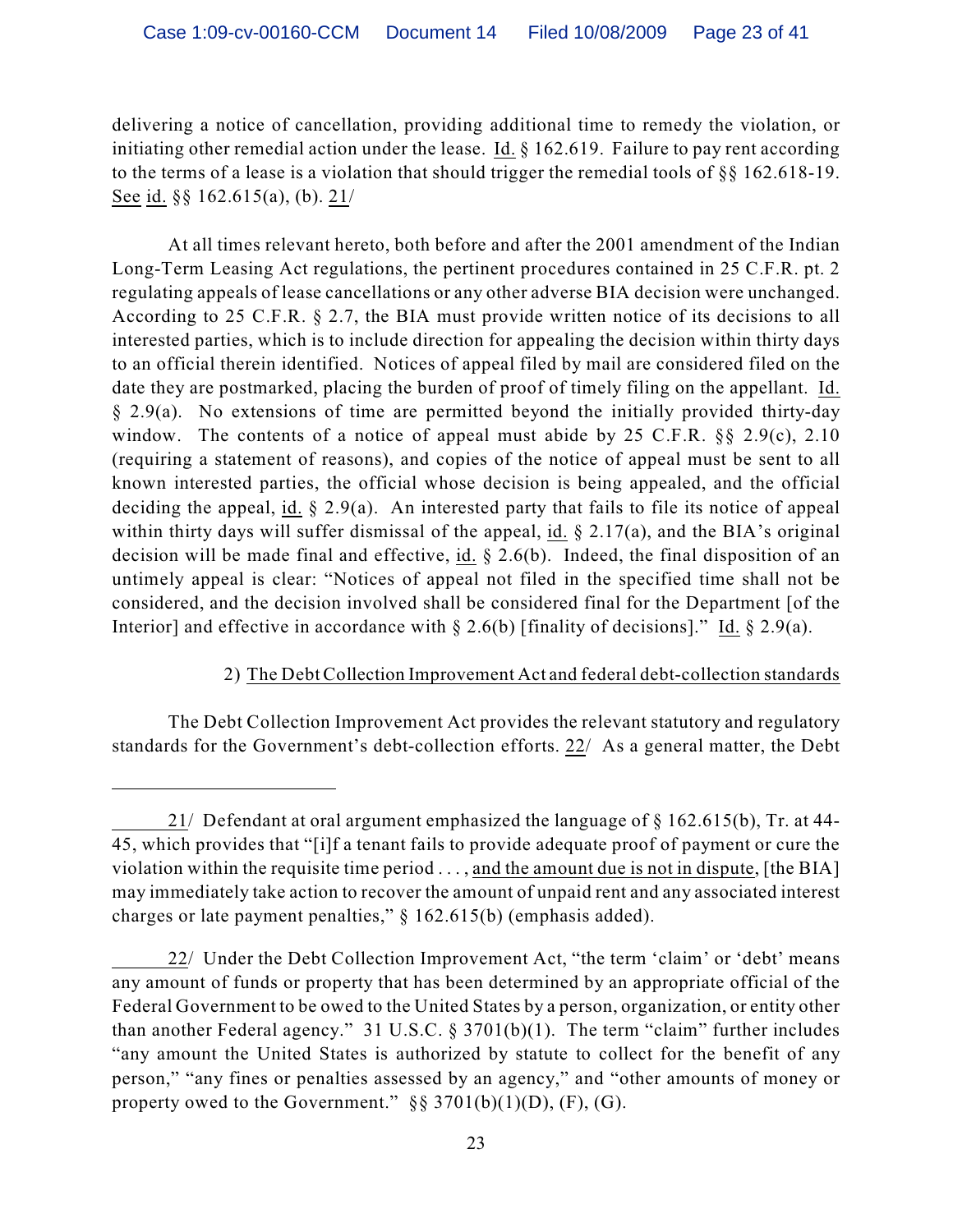delivering a notice of cancellation, providing additional time to remedy the violation, or initiating other remedial action under the lease. Id. § 162.619. Failure to pay rent according to the terms of a lease is a violation that should trigger the remedial tools of §§ 162.618-19. See id. §§ 162.615(a), (b). 21/

At all times relevant hereto, both before and after the 2001 amendment of the Indian Long-Term Leasing Act regulations, the pertinent procedures contained in 25 C.F.R. pt. 2 regulating appeals of lease cancellations or any other adverse BIA decision were unchanged. According to 25 C.F.R. § 2.7, the BIA must provide written notice of its decisions to all interested parties, which is to include direction for appealing the decision within thirty days to an official therein identified. Notices of appeal filed by mail are considered filed on the date they are postmarked, placing the burden of proof of timely filing on the appellant. Id. § 2.9(a). No extensions of time are permitted beyond the initially provided thirty-day window. The contents of a notice of appeal must abide by 25 C.F.R. §§ 2.9(c), 2.10 (requiring a statement of reasons), and copies of the notice of appeal must be sent to all known interested parties, the official whose decision is being appealed, and the official deciding the appeal, id. § 2.9(a). An interested party that fails to file its notice of appeal within thirty days will suffer dismissal of the appeal, id. § 2.17(a), and the BIA's original decision will be made final and effective, id. § 2.6(b). Indeed, the final disposition of an untimely appeal is clear: "Notices of appeal not filed in the specified time shall not be considered, and the decision involved shall be considered final for the Department [of the Interior] and effective in accordance with § 2.6(b) [finality of decisions]." Id. § 2.9(a).

2) The Debt Collection Improvement Act and federal debt-collection standards

The Debt Collection Improvement Act provides the relevant statutory and regulatory standards for the Government's debt-collection efforts. 22/ As a general matter, the Debt

---

21/ Defendant at oral argument emphasized the language of § 162.615(b), Tr. at 44-45, which provides that "[i]f a tenant fails to provide adequate proof of payment or cure the violation within the requisite time period . . . , and the amount due is not in dispute, [the BIA] may immediately take action to recover the amount of unpaid rent and any associated interest charges or late payment penalties," § 162.615(b) (emphasis added).

22/ Under the Debt Collection Improvement Act, "the term 'claim' or 'debt' means any amount of funds or property that has been determined by an appropriate official of the Federal Government to be owed to the United States by a person, organization, or entity other than another Federal agency." 31 U.S.C. § 3701(b)(1). The term "claim" further includes "any amount the United States is authorized by statute to collect for the benefit of any person," "any fines or penalties assessed by an agency," and "other amounts of money or property owed to the Government." §§ 3701(b)(1)(D), (F), (G).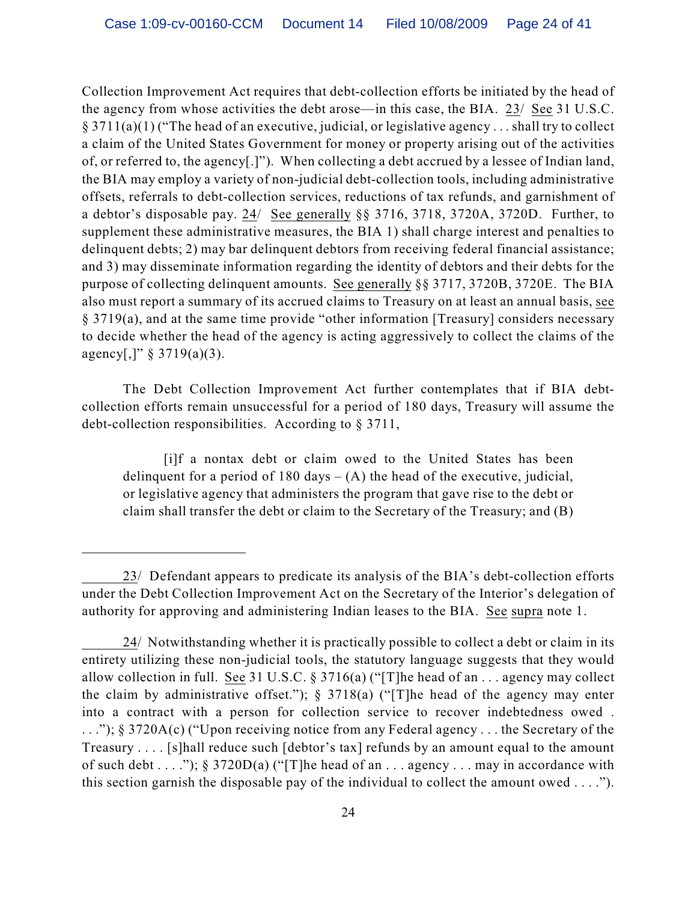Collection Improvement Act requires that debt-collection efforts be initiated by the head of the agency from whose activities the debt arose—in this case, the BIA. 23/ See 31 U.S.C. § 3711(a)(1) ("The head of an executive, judicial, or legislative agency . . . shall try to collect a claim of the United States Government for money or property arising out of the activities of, or referred to, the agency[.]"). When collecting a debt accrued by a lessee of Indian land, the BIA may employ a variety of non-judicial debt-collection tools, including administrative offsets, referrals to debt-collection services, reductions of tax refunds, and garnishment of a debtor's disposable pay. 24/ See generally §§ 3716, 3718, 3720A, 3720D. Further, to supplement these administrative measures, the BIA 1) shall charge interest and penalties to delinquent debts; 2) may bar delinquent debtors from receiving federal financial assistance; and 3) may disseminate information regarding the identity of debtors and their debts for the purpose of collecting delinquent amounts. See generally §§ 3717, 3720B, 3720E. The BIA also must report a summary of its accrued claims to Treasury on at least an annual basis, see § 3719(a), and at the same time provide "other information [Treasury] considers necessary to decide whether the head of the agency is acting aggressively to collect the claims of the agency[,]" § 3719(a)(3).

The Debt Collection Improvement Act further contemplates that if BIA debt-collection efforts remain unsuccessful for a period of 180 days, Treasury will assume the debt-collection responsibilities. According to § 3711,

> [i]f a nontax debt or claim owed to the United States has been delinquent for a period of 180 days – (A) the head of the executive, judicial, or legislative agency that administers the program that gave rise to the debt or claim shall transfer the debt or claim to the Secretary of the Treasury; and (B)

---

23/ Defendant appears to predicate its analysis of the BIA's debt-collection efforts under the Debt Collection Improvement Act on the Secretary of the Interior's delegation of authority for approving and administering Indian leases to the BIA. See supra note 1.

24/ Notwithstanding whether it is practically possible to collect a debt or claim in its entirety utilizing these non-judicial tools, the statutory language suggests that they would allow collection in full. See 31 U.S.C. § 3716(a) ("[T]he head of an . . . agency may collect the claim by administrative offset."); § 3718(a) ("[T]he head of the agency may enter into a contract with a person for collection service to recover indebtedness owed . . . ."); § 3720A(c) ("Upon receiving notice from any Federal agency . . . the Secretary of the Treasury . . . . [s]hall reduce such [debtor's tax] refunds by an amount equal to the amount of such debt . . . ."); § 3720D(a) ("[T]he head of an . . . agency . . . may in accordance with this section garnish the disposable pay of the individual to collect the amount owed . . . .").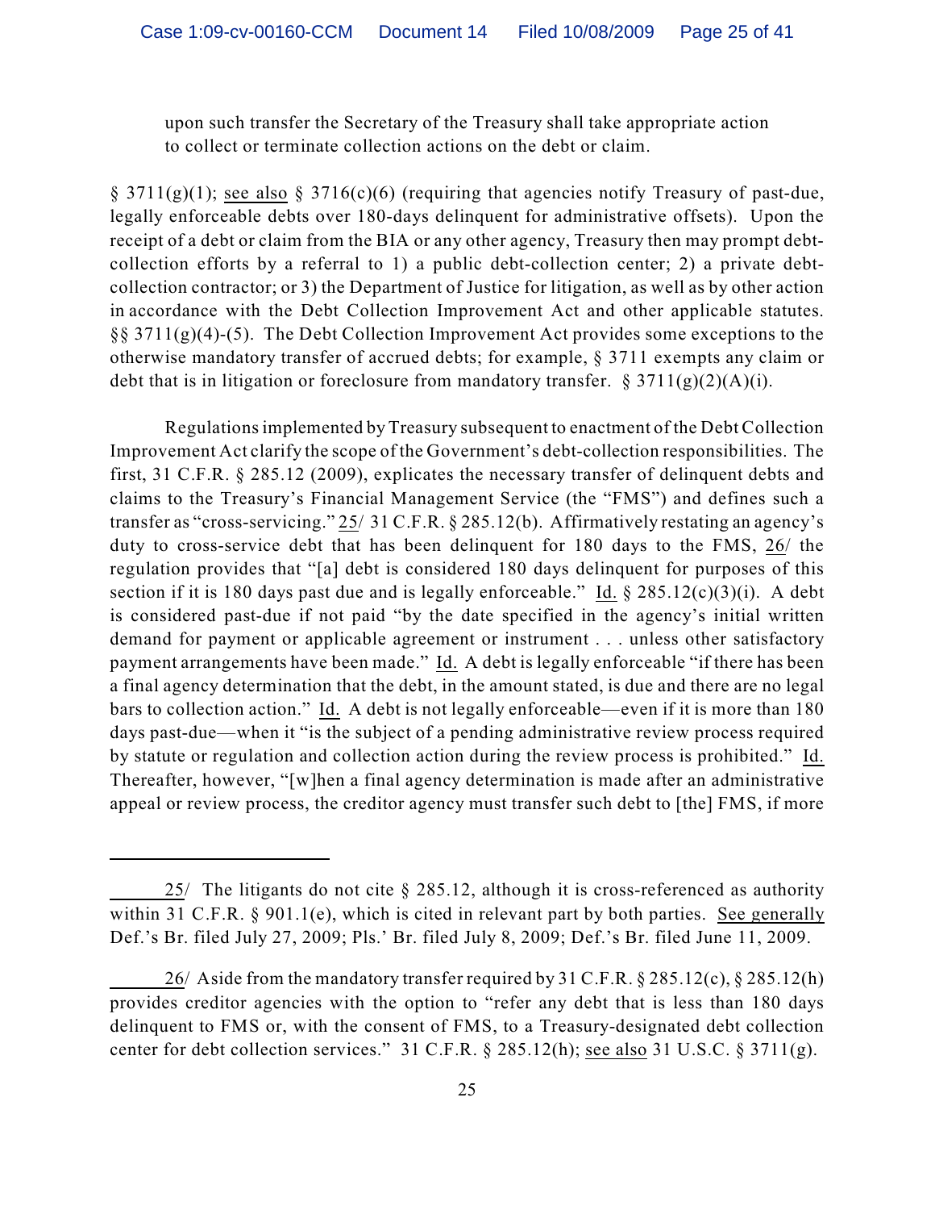> upon such transfer the Secretary of the Treasury shall take appropriate action to collect or terminate collection actions on the debt or claim.

§ 3711(g)(1); see also § 3716(c)(6) (requiring that agencies notify Treasury of past-due, legally enforceable debts over 180-days delinquent for administrative offsets). Upon the receipt of a debt or claim from the BIA or any other agency, Treasury then may prompt debt-collection efforts by a referral to 1) a public debt-collection center; 2) a private debt-collection contractor; or 3) the Department of Justice for litigation, as well as by other action in accordance with the Debt Collection Improvement Act and other applicable statutes. §§ 3711(g)(4)-(5). The Debt Collection Improvement Act provides some exceptions to the otherwise mandatory transfer of accrued debts; for example, § 3711 exempts any claim or debt that is in litigation or foreclosure from mandatory transfer. § 3711(g)(2)(A)(i).

Regulations implemented by Treasury subsequent to enactment of the Debt Collection Improvement Act clarify the scope of the Government's debt-collection responsibilities. The first, 31 C.F.R. § 285.12 (2009), explicates the necessary transfer of delinquent debts and claims to the Treasury's Financial Management Service (the "FMS") and defines such a transfer as "cross-servicing." 25/ 31 C.F.R. § 285.12(b). Affirmatively restating an agency's duty to cross-service debt that has been delinquent for 180 days to the FMS, 26/ the regulation provides that "[a] debt is considered 180 days delinquent for purposes of this section if it is 180 days past due and is legally enforceable." Id. § 285.12(c)(3)(i). A debt is considered past-due if not paid "by the date specified in the agency's initial written demand for payment or applicable agreement or instrument . . . unless other satisfactory payment arrangements have been made." Id. A debt is legally enforceable "if there has been a final agency determination that the debt, in the amount stated, is due and there are no legal bars to collection action." Id. A debt is not legally enforceable—even if it is more than 180 days past-due—when it "is the subject of a pending administrative review process required by statute or regulation and collection action during the review process is prohibited." Id. Thereafter, however, "[w]hen a final agency determination is made after an administrative appeal or review process, the creditor agency must transfer such debt to [the] FMS, if more

---

25/ The litigants do not cite § 285.12, although it is cross-referenced as authority within 31 C.F.R. § 901.1(e), which is cited in relevant part by both parties. See generally Def.'s Br. filed July 27, 2009; Pls.' Br. filed July 8, 2009; Def.'s Br. filed June 11, 2009.

26/ Aside from the mandatory transfer required by 31 C.F.R. § 285.12(c), § 285.12(h) provides creditor agencies with the option to "refer any debt that is less than 180 days delinquent to FMS or, with the consent of FMS, to a Treasury-designated debt collection center for debt collection services." 31 C.F.R. § 285.12(h); see also 31 U.S.C. § 3711(g).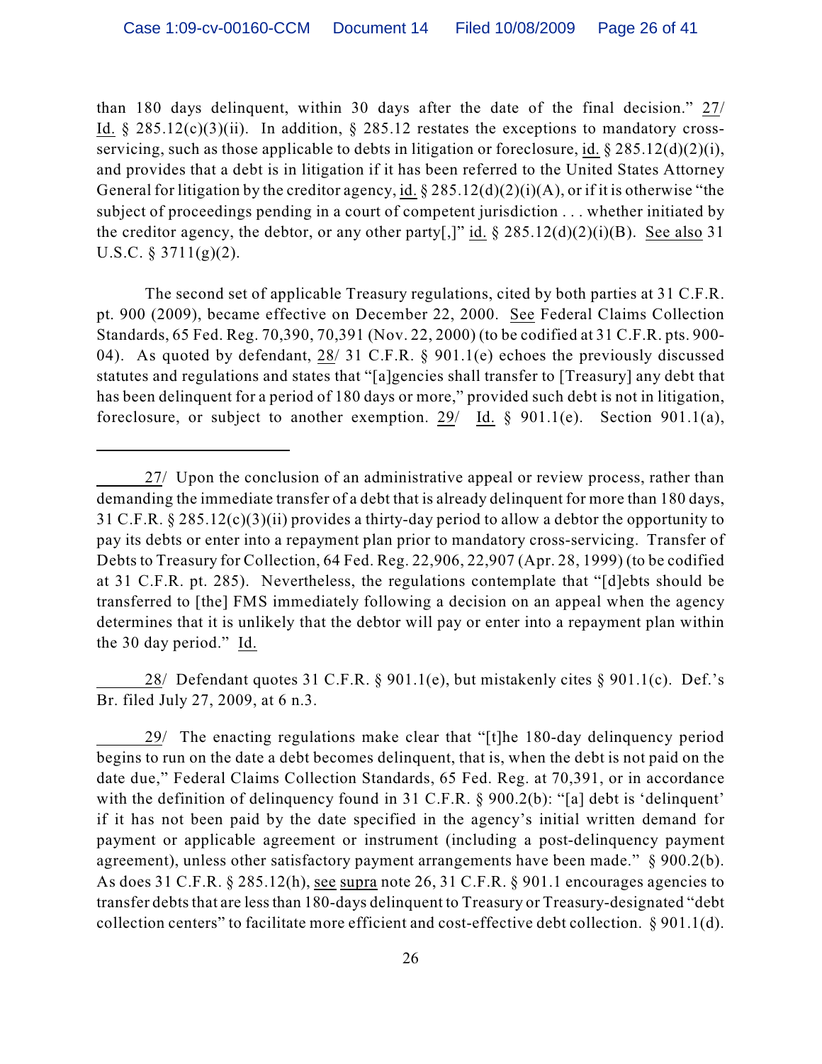than 180 days delinquent, within 30 days after the date of the final decision." 27/ Id. § 285.12(c)(3)(ii). In addition, § 285.12 restates the exceptions to mandatory cross-servicing, such as those applicable to debts in litigation or foreclosure, id. § 285.12(d)(2)(i), and provides that a debt is in litigation if it has been referred to the United States Attorney General for litigation by the creditor agency, id. § 285.12(d)(2)(i)(A), or if it is otherwise "the subject of proceedings pending in a court of competent jurisdiction . . . whether initiated by the creditor agency, the debtor, or any other party[,]" id. § 285.12(d)(2)(i)(B). See also 31 U.S.C. § 3711(g)(2).

The second set of applicable Treasury regulations, cited by both parties at 31 C.F.R. pt. 900 (2009), became effective on December 22, 2000. See Federal Claims Collection Standards, 65 Fed. Reg. 70,390, 70,391 (Nov. 22, 2000) (to be codified at 31 C.F.R. pts. 900-04). As quoted by defendant, 28/ 31 C.F.R. § 901.1(e) echoes the previously discussed statutes and regulations and states that "[a]gencies shall transfer to [Treasury] any debt that has been delinquent for a period of 180 days or more," provided such debt is not in litigation, foreclosure, or subject to another exemption. 29/ Id. § 901.1(e). Section 901.1(a),

---

27/ Upon the conclusion of an administrative appeal or review process, rather than demanding the immediate transfer of a debt that is already delinquent for more than 180 days, 31 C.F.R. § 285.12(c)(3)(ii) provides a thirty-day period to allow a debtor the opportunity to pay its debts or enter into a repayment plan prior to mandatory cross-servicing. Transfer of Debts to Treasury for Collection, 64 Fed. Reg. 22,906, 22,907 (Apr. 28, 1999) (to be codified at 31 C.F.R. pt. 285). Nevertheless, the regulations contemplate that "[d]ebts should be transferred to [the] FMS immediately following a decision on an appeal when the agency determines that it is unlikely that the debtor will pay or enter into a repayment plan within the 30 day period." Id.

28/ Defendant quotes 31 C.F.R. § 901.1(e), but mistakenly cites § 901.1(c). Def.'s Br. filed July 27, 2009, at 6 n.3.

29/ The enacting regulations make clear that "[t]he 180-day delinquency period begins to run on the date a debt becomes delinquent, that is, when the debt is not paid on the date due," Federal Claims Collection Standards, 65 Fed. Reg. at 70,391, or in accordance with the definition of delinquency found in 31 C.F.R. § 900.2(b): "[a] debt is 'delinquent' if it has not been paid by the date specified in the agency's initial written demand for payment or applicable agreement or instrument (including a post-delinquency payment agreement), unless other satisfactory payment arrangements have been made." § 900.2(b). As does 31 C.F.R. § 285.12(h), see supra note 26, 31 C.F.R. § 901.1 encourages agencies to transfer debts that are less than 180-days delinquent to Treasury or Treasury-designated "debt collection centers" to facilitate more efficient and cost-effective debt collection. § 901.1(d).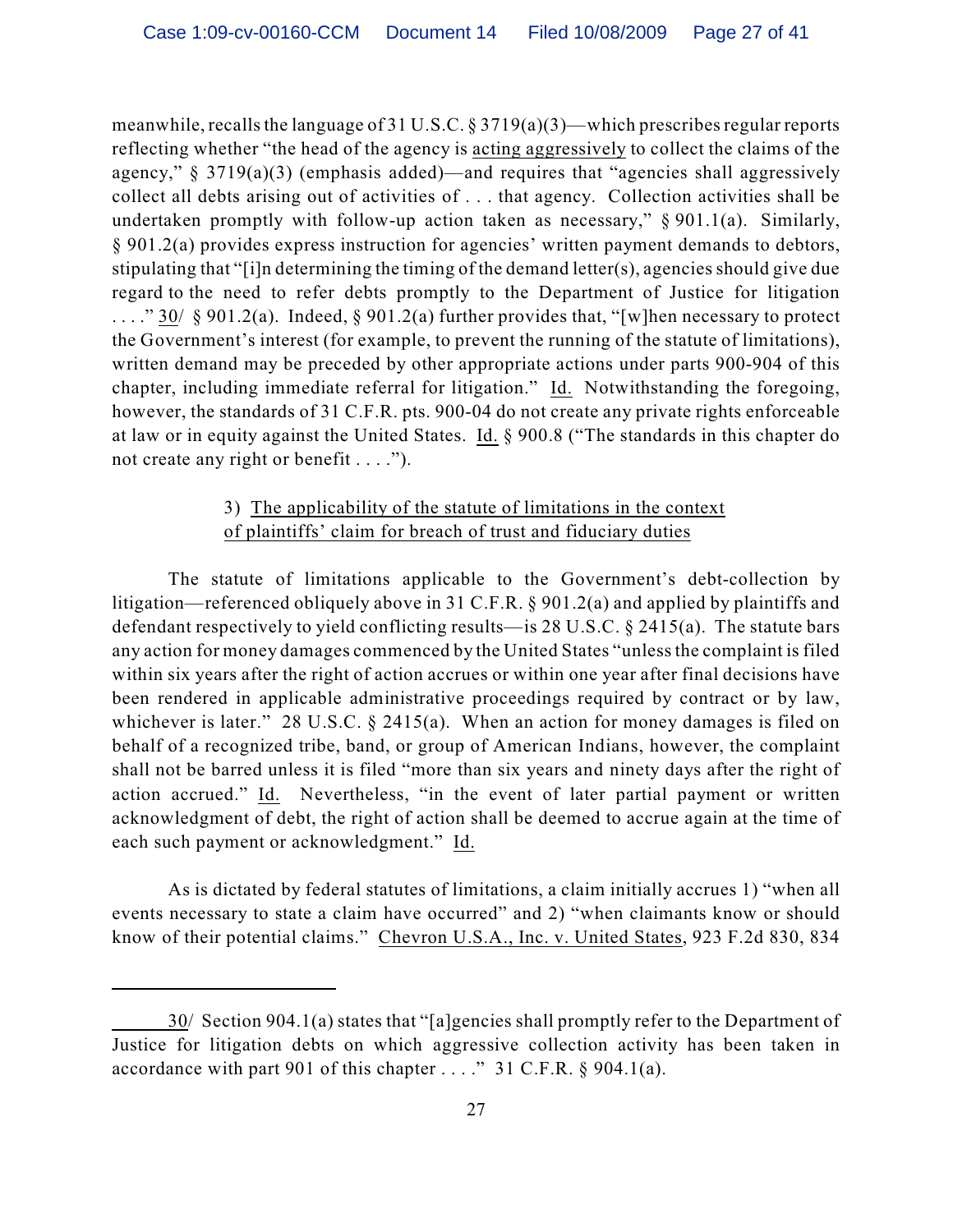meanwhile, recalls the language of 31 U.S.C. § 3719(a)(3)—which prescribes regular reports reflecting whether "the head of the agency is acting aggressively to collect the claims of the agency," § 3719(a)(3) (emphasis added)—and requires that "agencies shall aggressively collect all debts arising out of activities of . . . that agency. Collection activities shall be undertaken promptly with follow-up action taken as necessary," § 901.1(a). Similarly, § 901.2(a) provides express instruction for agencies' written payment demands to debtors, stipulating that "[i]n determining the timing of the demand letter(s), agencies should give due regard to the need to refer debts promptly to the Department of Justice for litigation . . . ." 30/ § 901.2(a). Indeed, § 901.2(a) further provides that, "[w]hen necessary to protect the Government's interest (for example, to prevent the running of the statute of limitations), written demand may be preceded by other appropriate actions under parts 900-904 of this chapter, including immediate referral for litigation." Id. Notwithstanding the foregoing, however, the standards of 31 C.F.R. pts. 900-04 do not create any private rights enforceable at law or in equity against the United States. Id. § 900.8 ("The standards in this chapter do not create any right or benefit . . . .").

3) The applicability of the statute of limitations in the context of plaintiffs' claim for breach of trust and fiduciary duties

The statute of limitations applicable to the Government's debt-collection by litigation—referenced obliquely above in 31 C.F.R. § 901.2(a) and applied by plaintiffs and defendant respectively to yield conflicting results—is 28 U.S.C. § 2415(a). The statute bars any action for money damages commenced by the United States "unless the complaint is filed within six years after the right of action accrues or within one year after final decisions have been rendered in applicable administrative proceedings required by contract or by law, whichever is later." 28 U.S.C. § 2415(a). When an action for money damages is filed on behalf of a recognized tribe, band, or group of American Indians, however, the complaint shall not be barred unless it is filed "more than six years and ninety days after the right of action accrued." Id. Nevertheless, "in the event of later partial payment or written acknowledgment of debt, the right of action shall be deemed to accrue again at the time of each such payment or acknowledgment." Id.

As is dictated by federal statutes of limitations, a claim initially accrues 1) "when all events necessary to state a claim have occurred" and 2) "when claimants know or should know of their potential claims." Chevron U.S.A., Inc. v. United States, 923 F.2d 830, 834

---

30/ Section 904.1(a) states that "[a]gencies shall promptly refer to the Department of Justice for litigation debts on which aggressive collection activity has been taken in accordance with part 901 of this chapter . . . ." 31 C.F.R. § 904.1(a).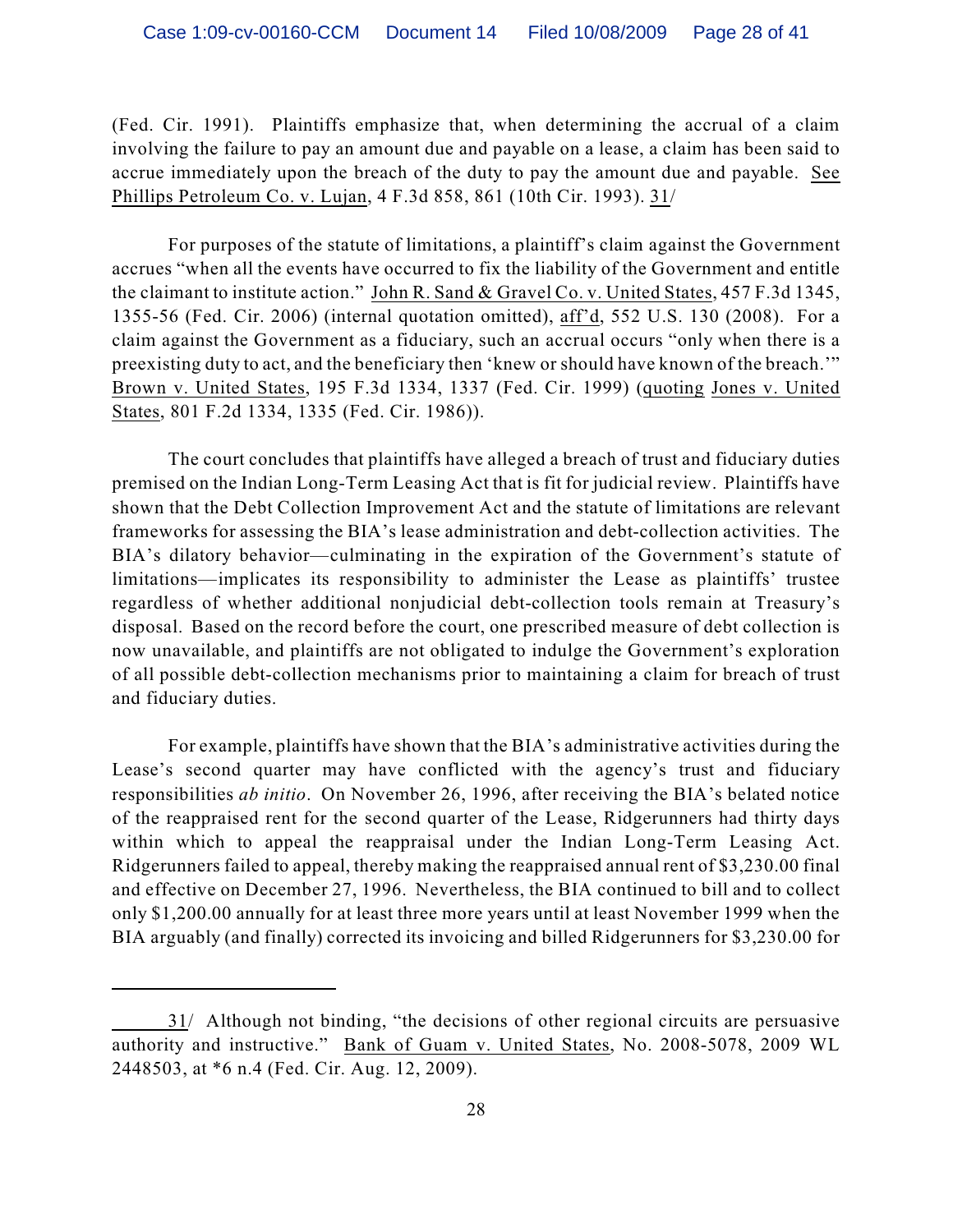(Fed. Cir. 1991). Plaintiffs emphasize that, when determining the accrual of a claim involving the failure to pay an amount due and payable on a lease, a claim has been said to accrue immediately upon the breach of the duty to pay the amount due and payable. See Phillips Petroleum Co. v. Lujan, 4 F.3d 858, 861 (10th Cir. 1993). 31/

For purposes of the statute of limitations, a plaintiff's claim against the Government accrues "when all the events have occurred to fix the liability of the Government and entitle the claimant to institute action." John R. Sand & Gravel Co. v. United States, 457 F.3d 1345, 1355-56 (Fed. Cir. 2006) (internal quotation omitted), aff'd, 552 U.S. 130 (2008). For a claim against the Government as a fiduciary, such an accrual occurs "only when there is a preexisting duty to act, and the beneficiary then 'knew or should have known of the breach.'" Brown v. United States, 195 F.3d 1334, 1337 (Fed. Cir. 1999) (quoting Jones v. United States, 801 F.2d 1334, 1335 (Fed. Cir. 1986)).

The court concludes that plaintiffs have alleged a breach of trust and fiduciary duties premised on the Indian Long-Term Leasing Act that is fit for judicial review. Plaintiffs have shown that the Debt Collection Improvement Act and the statute of limitations are relevant frameworks for assessing the BIA's lease administration and debt-collection activities. The BIA's dilatory behavior—culminating in the expiration of the Government's statute of limitations—implicates its responsibility to administer the Lease as plaintiffs' trustee regardless of whether additional nonjudicial debt-collection tools remain at Treasury's disposal. Based on the record before the court, one prescribed measure of debt collection is now unavailable, and plaintiffs are not obligated to indulge the Government's exploration of all possible debt-collection mechanisms prior to maintaining a claim for breach of trust and fiduciary duties.

For example, plaintiffs have shown that the BIA's administrative activities during the Lease's second quarter may have conflicted with the agency's trust and fiduciary responsibilities *ab initio*. On November 26, 1996, after receiving the BIA's belated notice of the reappraised rent for the second quarter of the Lease, Ridgerunners had thirty days within which to appeal the reappraisal under the Indian Long-Term Leasing Act. Ridgerunners failed to appeal, thereby making the reappraised annual rent of $3,230.00 final and effective on December 27, 1996. Nevertheless, the BIA continued to bill and to collect only $1,200.00 annually for at least three more years until at least November 1999 when the BIA arguably (and finally) corrected its invoicing and billed Ridgerunners for $3,230.00 for

---

31/ Although not binding, "the decisions of other regional circuits are persuasive authority and instructive." Bank of Guam v. United States, No. 2008-5078, 2009 WL 2448503, at *6 n.4 (Fed. Cir. Aug. 12, 2009).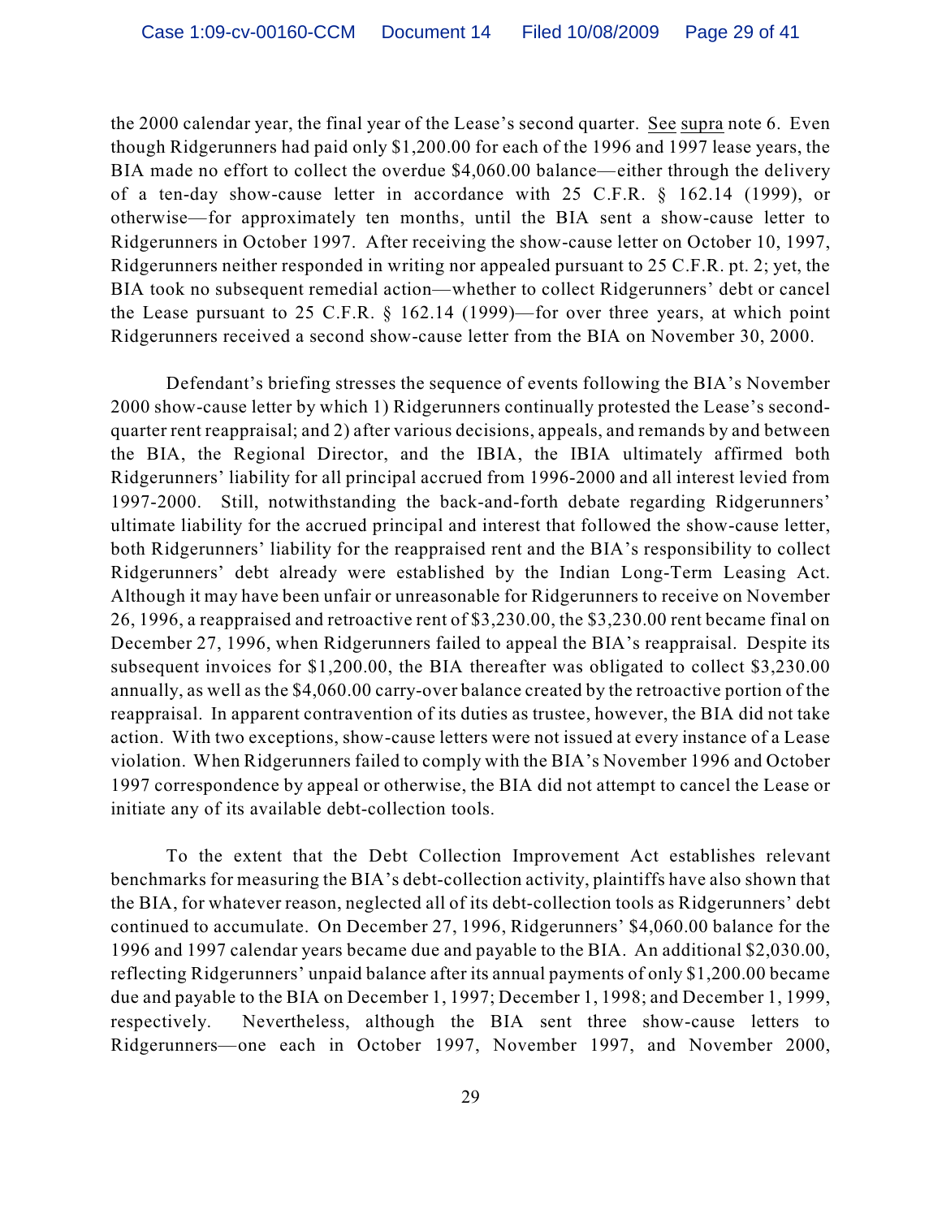the 2000 calendar year, the final year of the Lease's second quarter. See supra note 6. Even though Ridgerunners had paid only $1,200.00 for each of the 1996 and 1997 lease years, the BIA made no effort to collect the overdue $4,060.00 balance—either through the delivery of a ten-day show-cause letter in accordance with 25 C.F.R. § 162.14 (1999), or otherwise—for approximately ten months, until the BIA sent a show-cause letter to Ridgerunners in October 1997. After receiving the show-cause letter on October 10, 1997, Ridgerunners neither responded in writing nor appealed pursuant to 25 C.F.R. pt. 2; yet, the BIA took no subsequent remedial action—whether to collect Ridgerunners' debt or cancel the Lease pursuant to 25 C.F.R. § 162.14 (1999)—for over three years, at which point Ridgerunners received a second show-cause letter from the BIA on November 30, 2000.

Defendant's briefing stresses the sequence of events following the BIA's November 2000 show-cause letter by which 1) Ridgerunners continually protested the Lease's second-quarter rent reappraisal; and 2) after various decisions, appeals, and remands by and between the BIA, the Regional Director, and the IBIA, the IBIA ultimately affirmed both Ridgerunners' liability for all principal accrued from 1996-2000 and all interest levied from 1997-2000. Still, notwithstanding the back-and-forth debate regarding Ridgerunners' ultimate liability for the accrued principal and interest that followed the show-cause letter, both Ridgerunners' liability for the reappraised rent and the BIA's responsibility to collect Ridgerunners' debt already were established by the Indian Long-Term Leasing Act. Although it may have been unfair or unreasonable for Ridgerunners to receive on November 26, 1996, a reappraised and retroactive rent of $3,230.00, the $3,230.00 rent became final on December 27, 1996, when Ridgerunners failed to appeal the BIA's reappraisal. Despite its subsequent invoices for $1,200.00, the BIA thereafter was obligated to collect $3,230.00 annually, as well as the $4,060.00 carry-over balance created by the retroactive portion of the reappraisal. In apparent contravention of its duties as trustee, however, the BIA did not take action. With two exceptions, show-cause letters were not issued at every instance of a Lease violation. When Ridgerunners failed to comply with the BIA's November 1996 and October 1997 correspondence by appeal or otherwise, the BIA did not attempt to cancel the Lease or initiate any of its available debt-collection tools.

To the extent that the Debt Collection Improvement Act establishes relevant benchmarks for measuring the BIA's debt-collection activity, plaintiffs have also shown that the BIA, for whatever reason, neglected all of its debt-collection tools as Ridgerunners' debt continued to accumulate. On December 27, 1996, Ridgerunners' $4,060.00 balance for the 1996 and 1997 calendar years became due and payable to the BIA. An additional $2,030.00, reflecting Ridgerunners' unpaid balance after its annual payments of only $1,200.00 became due and payable to the BIA on December 1, 1997; December 1, 1998; and December 1, 1999, respectively. Nevertheless, although the BIA sent three show-cause letters to Ridgerunners—one each in October 1997, November 1997, and November 2000,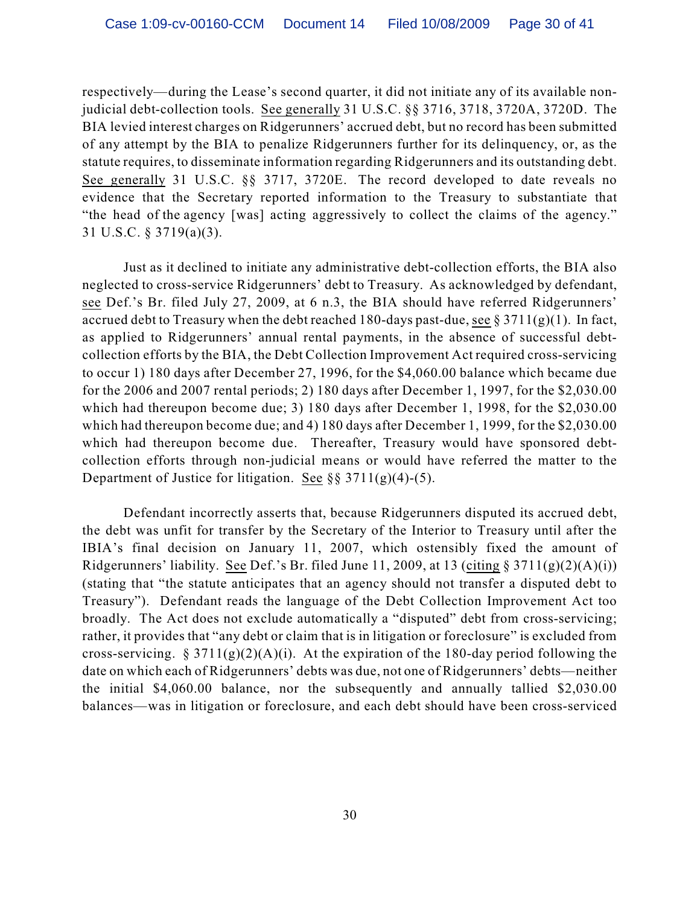respectively—during the Lease's second quarter, it did not initiate any of its available non-judicial debt-collection tools. See generally 31 U.S.C. §§ 3716, 3718, 3720A, 3720D. The BIA levied interest charges on Ridgerunners' accrued debt, but no record has been submitted of any attempt by the BIA to penalize Ridgerunners further for its delinquency, or, as the statute requires, to disseminate information regarding Ridgerunners and its outstanding debt. See generally 31 U.S.C. §§ 3717, 3720E. The record developed to date reveals no evidence that the Secretary reported information to the Treasury to substantiate that "the head of the agency [was] acting aggressively to collect the claims of the agency." 31 U.S.C. § 3719(a)(3).

Just as it declined to initiate any administrative debt-collection efforts, the BIA also neglected to cross-service Ridgerunners' debt to Treasury. As acknowledged by defendant, see Def.'s Br. filed July 27, 2009, at 6 n.3, the BIA should have referred Ridgerunners' accrued debt to Treasury when the debt reached 180-days past-due, see § 3711(g)(1). In fact, as applied to Ridgerunners' annual rental payments, in the absence of successful debt-collection efforts by the BIA, the Debt Collection Improvement Act required cross-servicing to occur 1) 180 days after December 27, 1996, for the $4,060.00 balance which became due for the 2006 and 2007 rental periods; 2) 180 days after December 1, 1997, for the $2,030.00 which had thereupon become due; 3) 180 days after December 1, 1998, for the $2,030.00 which had thereupon become due; and 4) 180 days after December 1, 1999, for the $2,030.00 which had thereupon become due. Thereafter, Treasury would have sponsored debt-collection efforts through non-judicial means or would have referred the matter to the Department of Justice for litigation. See §§ 3711(g)(4)-(5).

Defendant incorrectly asserts that, because Ridgerunners disputed its accrued debt, the debt was unfit for transfer by the Secretary of the Interior to Treasury until after the IBIA's final decision on January 11, 2007, which ostensibly fixed the amount of Ridgerunners' liability. See Def.'s Br. filed June 11, 2009, at 13 (citing § 3711(g)(2)(A)(i)) (stating that "the statute anticipates that an agency should not transfer a disputed debt to Treasury"). Defendant reads the language of the Debt Collection Improvement Act too broadly. The Act does not exclude automatically a "disputed" debt from cross-servicing; rather, it provides that "any debt or claim that is in litigation or foreclosure" is excluded from cross-servicing. § 3711(g)(2)(A)(i). At the expiration of the 180-day period following the date on which each of Ridgerunners' debts was due, not one of Ridgerunners' debts—neither the initial $4,060.00 balance, nor the subsequently and annually tallied $2,030.00 balances—was in litigation or foreclosure, and each debt should have been cross-serviced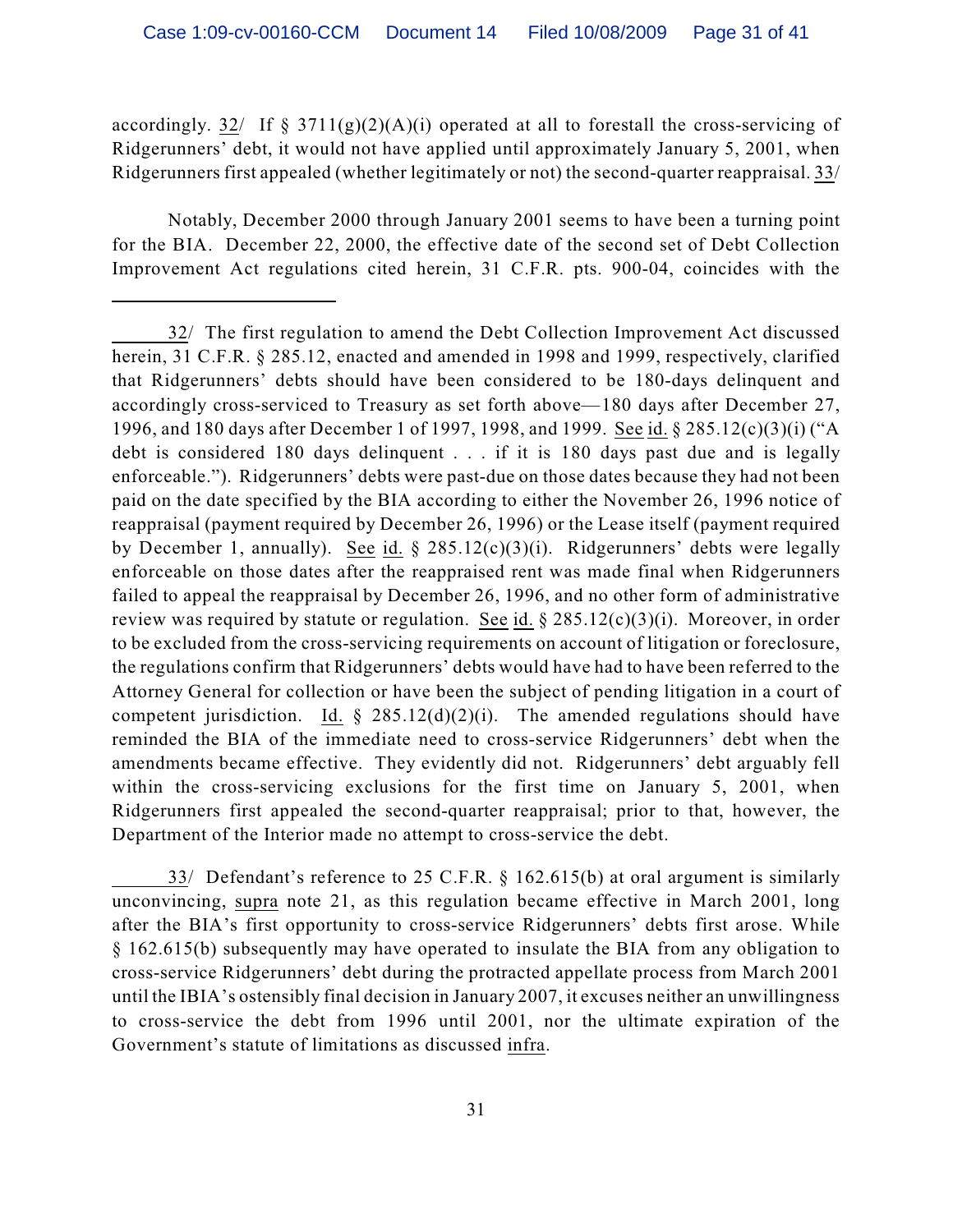accordingly. 32/ If § 3711(g)(2)(A)(i) operated at all to forestall the cross-servicing of Ridgerunners' debt, it would not have applied until approximately January 5, 2001, when Ridgerunners first appealed (whether legitimately or not) the second-quarter reappraisal. 33/

Notably, December 2000 through January 2001 seems to have been a turning point for the BIA. December 22, 2000, the effective date of the second set of Debt Collection Improvement Act regulations cited herein, 31 C.F.R. pts. 900-04, coincides with the

---

32/ The first regulation to amend the Debt Collection Improvement Act discussed herein, 31 C.F.R. § 285.12, enacted and amended in 1998 and 1999, respectively, clarified that Ridgerunners' debts should have been considered to be 180-days delinquent and accordingly cross-serviced to Treasury as set forth above—180 days after December 27, 1996, and 180 days after December 1 of 1997, 1998, and 1999. See id. § 285.12(c)(3)(i) ("A debt is considered 180 days delinquent . . . if it is 180 days past due and is legally enforceable."). Ridgerunners' debts were past-due on those dates because they had not been paid on the date specified by the BIA according to either the November 26, 1996 notice of reappraisal (payment required by December 26, 1996) or the Lease itself (payment required by December 1, annually). See id. § 285.12(c)(3)(i). Ridgerunners' debts were legally enforceable on those dates after the reappraised rent was made final when Ridgerunners failed to appeal the reappraisal by December 26, 1996, and no other form of administrative review was required by statute or regulation. See id. § 285.12(c)(3)(i). Moreover, in order to be excluded from the cross-servicing requirements on account of litigation or foreclosure, the regulations confirm that Ridgerunners' debts would have had to have been referred to the Attorney General for collection or have been the subject of pending litigation in a court of competent jurisdiction. Id. § 285.12(d)(2)(i). The amended regulations should have reminded the BIA of the immediate need to cross-service Ridgerunners' debt when the amendments became effective. They evidently did not. Ridgerunners' debt arguably fell within the cross-servicing exclusions for the first time on January 5, 2001, when Ridgerunners first appealed the second-quarter reappraisal; prior to that, however, the Department of the Interior made no attempt to cross-service the debt.

33/ Defendant's reference to 25 C.F.R. § 162.615(b) at oral argument is similarly unconvincing, supra note 21, as this regulation became effective in March 2001, long after the BIA's first opportunity to cross-service Ridgerunners' debts first arose. While § 162.615(b) subsequently may have operated to insulate the BIA from any obligation to cross-service Ridgerunners' debt during the protracted appellate process from March 2001 until the IBIA's ostensibly final decision in January 2007, it excuses neither an unwillingness to cross-service the debt from 1996 until 2001, nor the ultimate expiration of the Government's statute of limitations as discussed infra.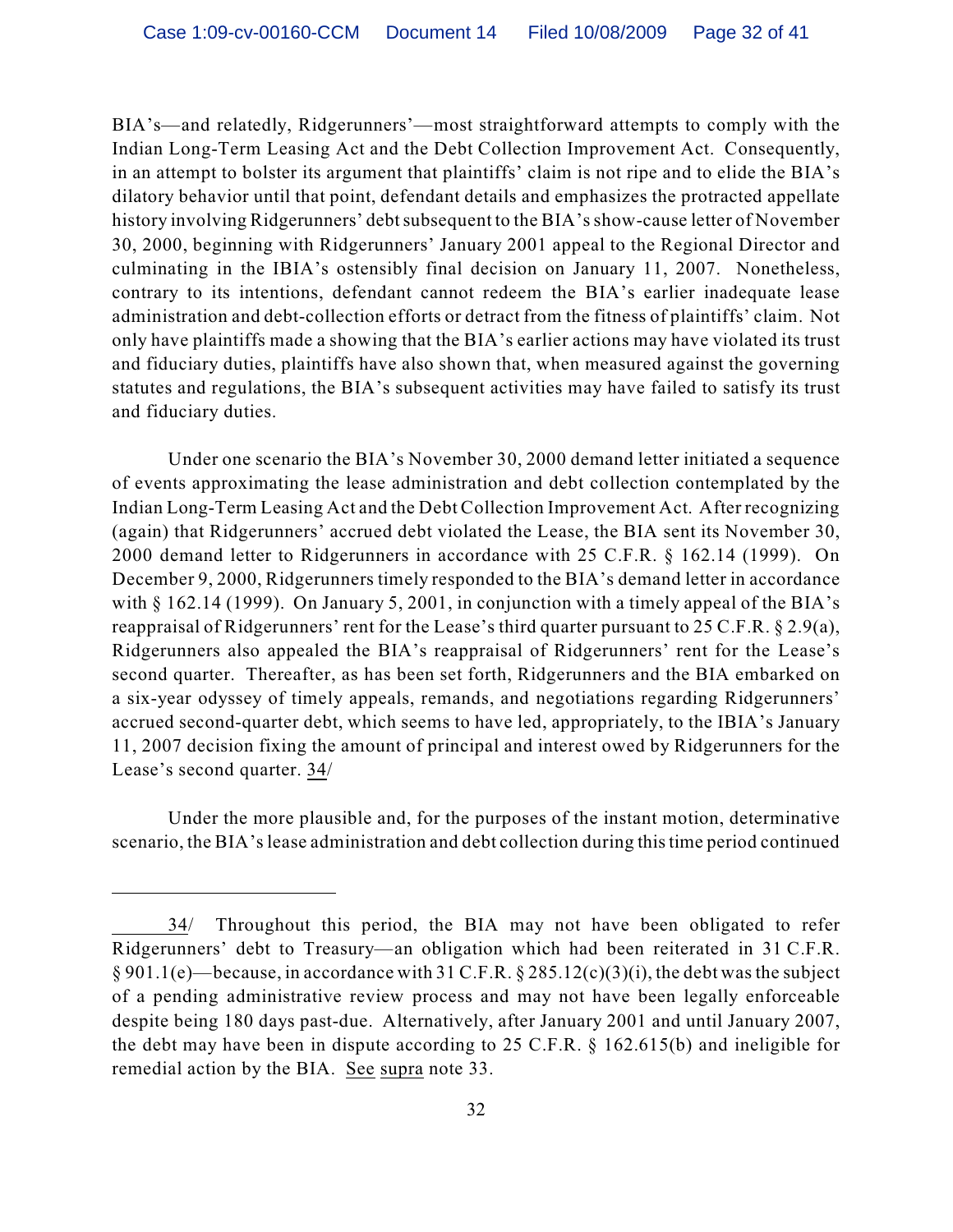BIA's—and relatedly, Ridgerunners'—most straightforward attempts to comply with the Indian Long-Term Leasing Act and the Debt Collection Improvement Act. Consequently, in an attempt to bolster its argument that plaintiffs' claim is not ripe and to elide the BIA's dilatory behavior until that point, defendant details and emphasizes the protracted appellate history involving Ridgerunners' debt subsequent to the BIA's show-cause letter of November 30, 2000, beginning with Ridgerunners' January 2001 appeal to the Regional Director and culminating in the IBIA's ostensibly final decision on January 11, 2007. Nonetheless, contrary to its intentions, defendant cannot redeem the BIA's earlier inadequate lease administration and debt-collection efforts or detract from the fitness of plaintiffs' claim. Not only have plaintiffs made a showing that the BIA's earlier actions may have violated its trust and fiduciary duties, plaintiffs have also shown that, when measured against the governing statutes and regulations, the BIA's subsequent activities may have failed to satisfy its trust and fiduciary duties.

Under one scenario the BIA's November 30, 2000 demand letter initiated a sequence of events approximating the lease administration and debt collection contemplated by the Indian Long-Term Leasing Act and the Debt Collection Improvement Act. After recognizing (again) that Ridgerunners' accrued debt violated the Lease, the BIA sent its November 30, 2000 demand letter to Ridgerunners in accordance with 25 C.F.R. § 162.14 (1999). On December 9, 2000, Ridgerunners timely responded to the BIA's demand letter in accordance with § 162.14 (1999). On January 5, 2001, in conjunction with a timely appeal of the BIA's reappraisal of Ridgerunners' rent for the Lease's third quarter pursuant to 25 C.F.R. § 2.9(a), Ridgerunners also appealed the BIA's reappraisal of Ridgerunners' rent for the Lease's second quarter. Thereafter, as has been set forth, Ridgerunners and the BIA embarked on a six-year odyssey of timely appeals, remands, and negotiations regarding Ridgerunners' accrued second-quarter debt, which seems to have led, appropriately, to the IBIA's January 11, 2007 decision fixing the amount of principal and interest owed by Ridgerunners for the Lease's second quarter. 34/

Under the more plausible and, for the purposes of the instant motion, determinative scenario, the BIA's lease administration and debt collection during this time period continued

---

34/ Throughout this period, the BIA may not have been obligated to refer Ridgerunners' debt to Treasury—an obligation which had been reiterated in 31 C.F.R. § 901.1(e)—because, in accordance with 31 C.F.R. § 285.12(c)(3)(i), the debt was the subject of a pending administrative review process and may not have been legally enforceable despite being 180 days past-due. Alternatively, after January 2001 and until January 2007, the debt may have been in dispute according to 25 C.F.R. § 162.615(b) and ineligible for remedial action by the BIA. See supra note 33.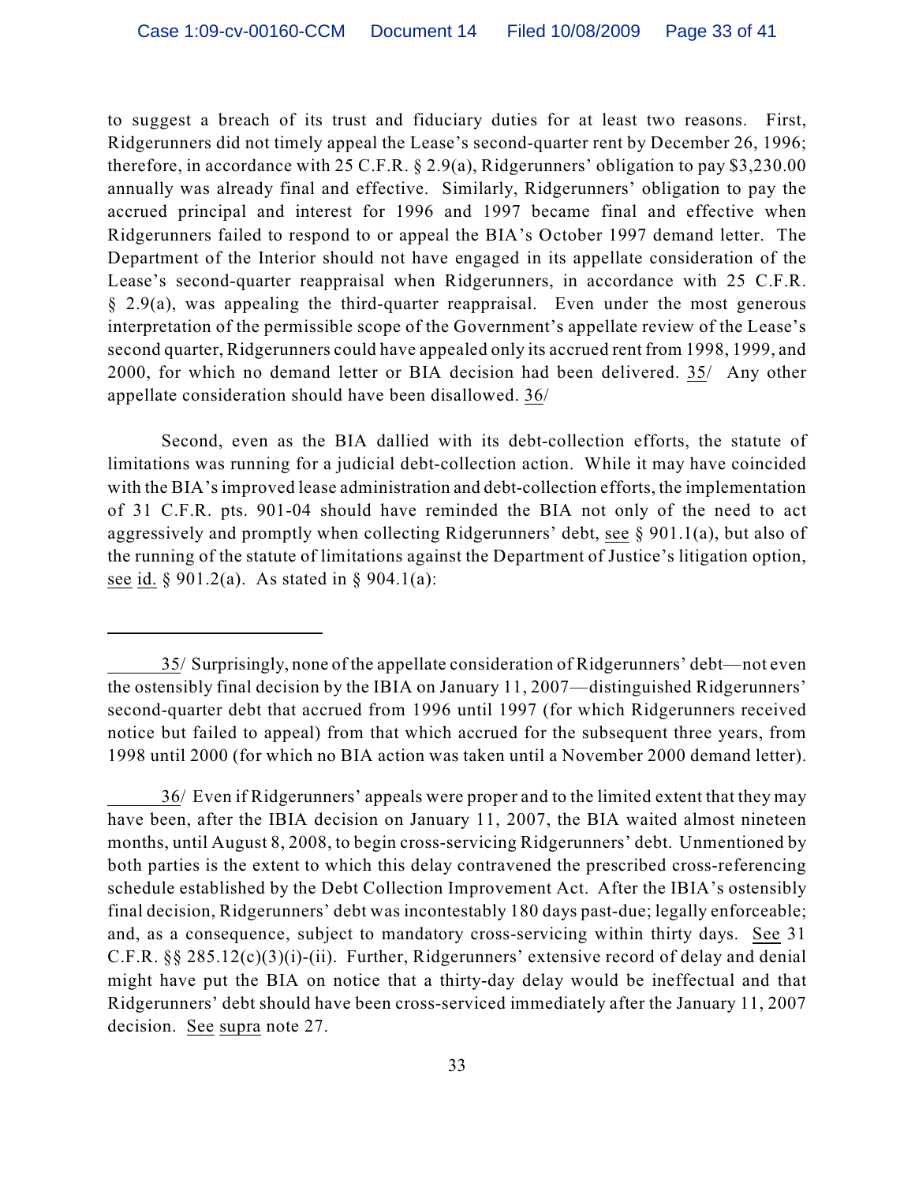to suggest a breach of its trust and fiduciary duties for at least two reasons. First, Ridgerunners did not timely appeal the Lease's second-quarter rent by December 26, 1996; therefore, in accordance with 25 C.F.R. § 2.9(a), Ridgerunners' obligation to pay $3,230.00 annually was already final and effective. Similarly, Ridgerunners' obligation to pay the accrued principal and interest for 1996 and 1997 became final and effective when Ridgerunners failed to respond to or appeal the BIA's October 1997 demand letter. The Department of the Interior should not have engaged in its appellate consideration of the Lease's second-quarter reappraisal when Ridgerunners, in accordance with 25 C.F.R. § 2.9(a), was appealing the third-quarter reappraisal. Even under the most generous interpretation of the permissible scope of the Government's appellate review of the Lease's second quarter, Ridgerunners could have appealed only its accrued rent from 1998, 1999, and 2000, for which no demand letter or BIA decision had been delivered. 35/ Any other appellate consideration should have been disallowed. 36/

Second, even as the BIA dallied with its debt-collection efforts, the statute of limitations was running for a judicial debt-collection action. While it may have coincided with the BIA's improved lease administration and debt-collection efforts, the implementation of 31 C.F.R. pts. 901-04 should have reminded the BIA not only of the need to act aggressively and promptly when collecting Ridgerunners' debt, see § 901.1(a), but also of the running of the statute of limitations against the Department of Justice's litigation option, see id. § 901.2(a). As stated in § 904.1(a):

---

35/ Surprisingly, none of the appellate consideration of Ridgerunners' debt—not even the ostensibly final decision by the IBIA on January 11, 2007—distinguished Ridgerunners' second-quarter debt that accrued from 1996 until 1997 (for which Ridgerunners received notice but failed to appeal) from that which accrued for the subsequent three years, from 1998 until 2000 (for which no BIA action was taken until a November 2000 demand letter).

36/ Even if Ridgerunners' appeals were proper and to the limited extent that they may have been, after the IBIA decision on January 11, 2007, the BIA waited almost nineteen months, until August 8, 2008, to begin cross-servicing Ridgerunners' debt. Unmentioned by both parties is the extent to which this delay contravened the prescribed cross-referencing schedule established by the Debt Collection Improvement Act. After the IBIA's ostensibly final decision, Ridgerunners' debt was incontestably 180 days past-due; legally enforceable; and, as a consequence, subject to mandatory cross-servicing within thirty days. See 31 C.F.R. §§ 285.12(c)(3)(i)-(ii). Further, Ridgerunners' extensive record of delay and denial might have put the BIA on notice that a thirty-day delay would be ineffectual and that Ridgerunners' debt should have been cross-serviced immediately after the January 11, 2007 decision. See supra note 27.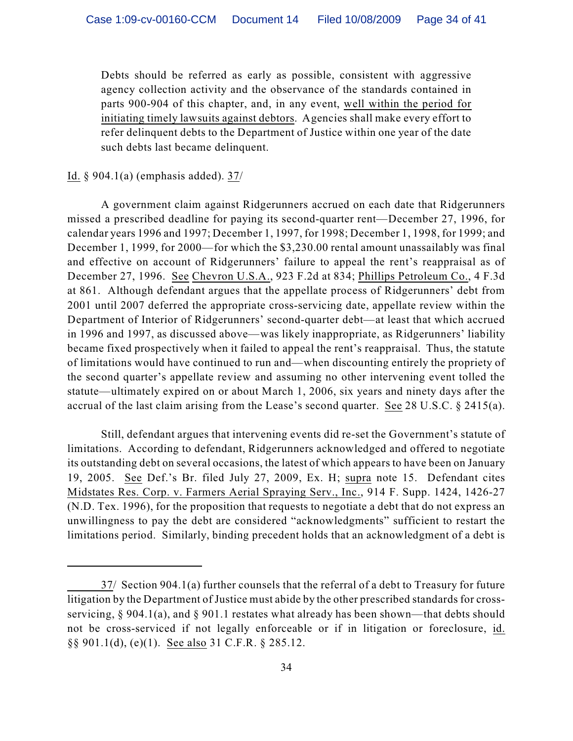> Debts should be referred as early as possible, consistent with aggressive agency collection activity and the observance of the standards contained in parts 900-904 of this chapter, and, in any event, <u>well within the period for initiating timely lawsuits against debtors</u>. Agencies shall make every effort to refer delinquent debts to the Department of Justice within one year of the date such debts last became delinquent.

<u>Id.</u> § 904.1(a) (emphasis added). <u>37</u>/

A government claim against Ridgerunners accrued on each date that Ridgerunners missed a prescribed deadline for paying its second-quarter rent—December 27, 1996, for calendar years 1996 and 1997; December 1, 1997, for 1998; December 1, 1998, for 1999; and December 1, 1999, for 2000—for which the $3,230.00 rental amount unassailably was final and effective on account of Ridgerunners' failure to appeal the rent's reappraisal as of December 27, 1996. <u>See</u> <u>Chevron U.S.A.</u>, 923 F.2d at 834; <u>Phillips Petroleum Co.</u>, 4 F.3d at 861. Although defendant argues that the appellate process of Ridgerunners' debt from 2001 until 2007 deferred the appropriate cross-servicing date, appellate review within the Department of Interior of Ridgerunners' second-quarter debt—at least that which accrued in 1996 and 1997, as discussed above—was likely inappropriate, as Ridgerunners' liability became fixed prospectively when it failed to appeal the rent's reappraisal. Thus, the statute of limitations would have continued to run and—when discounting entirely the propriety of the second quarter's appellate review and assuming no other intervening event tolled the statute—ultimately expired on or about March 1, 2006, six years and ninety days after the accrual of the last claim arising from the Lease's second quarter. <u>See</u> 28 U.S.C. § 2415(a).

Still, defendant argues that intervening events did re-set the Government's statute of limitations. According to defendant, Ridgerunners acknowledged and offered to negotiate its outstanding debt on several occasions, the latest of which appears to have been on January 19, 2005. <u>See</u> Def.'s Br. filed July 27, 2009, Ex. H; <u>supra</u> note 15. Defendant cites <u>Midstates Res. Corp. v. Farmers Aerial Spraying Serv., Inc.</u>, 914 F. Supp. 1424, 1426-27 (N.D. Tex. 1996), for the proposition that requests to negotiate a debt that do not express an unwillingness to pay the debt are considered "acknowledgments" sufficient to restart the limitations period. Similarly, binding precedent holds that an acknowledgment of a debt is

---

37/ Section 904.1(a) further counsels that the referral of a debt to Treasury for future litigation by the Department of Justice must abide by the other prescribed standards for cross-servicing, § 904.1(a), and § 901.1 restates what already has been shown—that debts should not be cross-serviced if not legally enforceable or if in litigation or foreclosure, <u>id.</u> §§ 901.1(d), (e)(1). <u>See also</u> 31 C.F.R. § 285.12.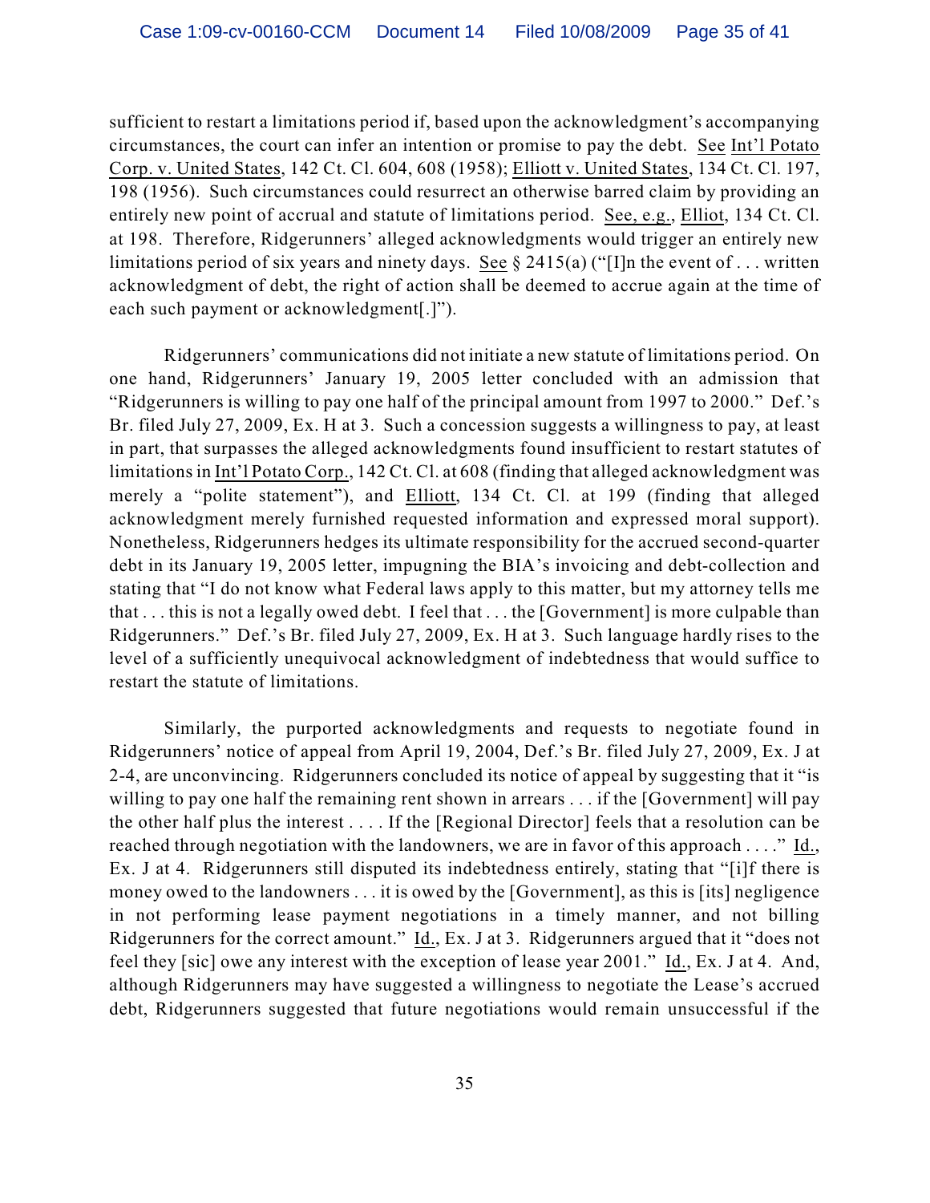sufficient to restart a limitations period if, based upon the acknowledgment's accompanying circumstances, the court can infer an intention or promise to pay the debt. See Int'l Potato Corp. v. United States, 142 Ct. Cl. 604, 608 (1958); Elliott v. United States, 134 Ct. Cl. 197, 198 (1956). Such circumstances could resurrect an otherwise barred claim by providing an entirely new point of accrual and statute of limitations period. See, e.g., Elliot, 134 Ct. Cl. at 198. Therefore, Ridgerunners' alleged acknowledgments would trigger an entirely new limitations period of six years and ninety days. See § 2415(a) ("[I]n the event of . . . written acknowledgment of debt, the right of action shall be deemed to accrue again at the time of each such payment or acknowledgment[.]").

Ridgerunners' communications did not initiate a new statute of limitations period. On one hand, Ridgerunners' January 19, 2005 letter concluded with an admission that "Ridgerunners is willing to pay one half of the principal amount from 1997 to 2000." Def.'s Br. filed July 27, 2009, Ex. H at 3. Such a concession suggests a willingness to pay, at least in part, that surpasses the alleged acknowledgments found insufficient to restart statutes of limitations in Int'l Potato Corp., 142 Ct. Cl. at 608 (finding that alleged acknowledgment was merely a "polite statement"), and Elliott, 134 Ct. Cl. at 199 (finding that alleged acknowledgment merely furnished requested information and expressed moral support). Nonetheless, Ridgerunners hedges its ultimate responsibility for the accrued second-quarter debt in its January 19, 2005 letter, impugning the BIA's invoicing and debt-collection and stating that "I do not know what Federal laws apply to this matter, but my attorney tells me that . . . this is not a legally owed debt. I feel that . . . the [Government] is more culpable than Ridgerunners." Def.'s Br. filed July 27, 2009, Ex. H at 3. Such language hardly rises to the level of a sufficiently unequivocal acknowledgment of indebtedness that would suffice to restart the statute of limitations.

Similarly, the purported acknowledgments and requests to negotiate found in Ridgerunners' notice of appeal from April 19, 2004, Def.'s Br. filed July 27, 2009, Ex. J at 2-4, are unconvincing. Ridgerunners concluded its notice of appeal by suggesting that it "is willing to pay one half the remaining rent shown in arrears . . . if the [Government] will pay the other half plus the interest . . . . If the [Regional Director] feels that a resolution can be reached through negotiation with the landowners, we are in favor of this approach . . . ." Id., Ex. J at 4. Ridgerunners still disputed its indebtedness entirely, stating that "[i]f there is money owed to the landowners . . . it is owed by the [Government], as this is [its] negligence in not performing lease payment negotiations in a timely manner, and not billing Ridgerunners for the correct amount." Id., Ex. J at 3. Ridgerunners argued that it "does not feel they [sic] owe any interest with the exception of lease year 2001." Id., Ex. J at 4. And, although Ridgerunners may have suggested a willingness to negotiate the Lease's accrued debt, Ridgerunners suggested that future negotiations would remain unsuccessful if the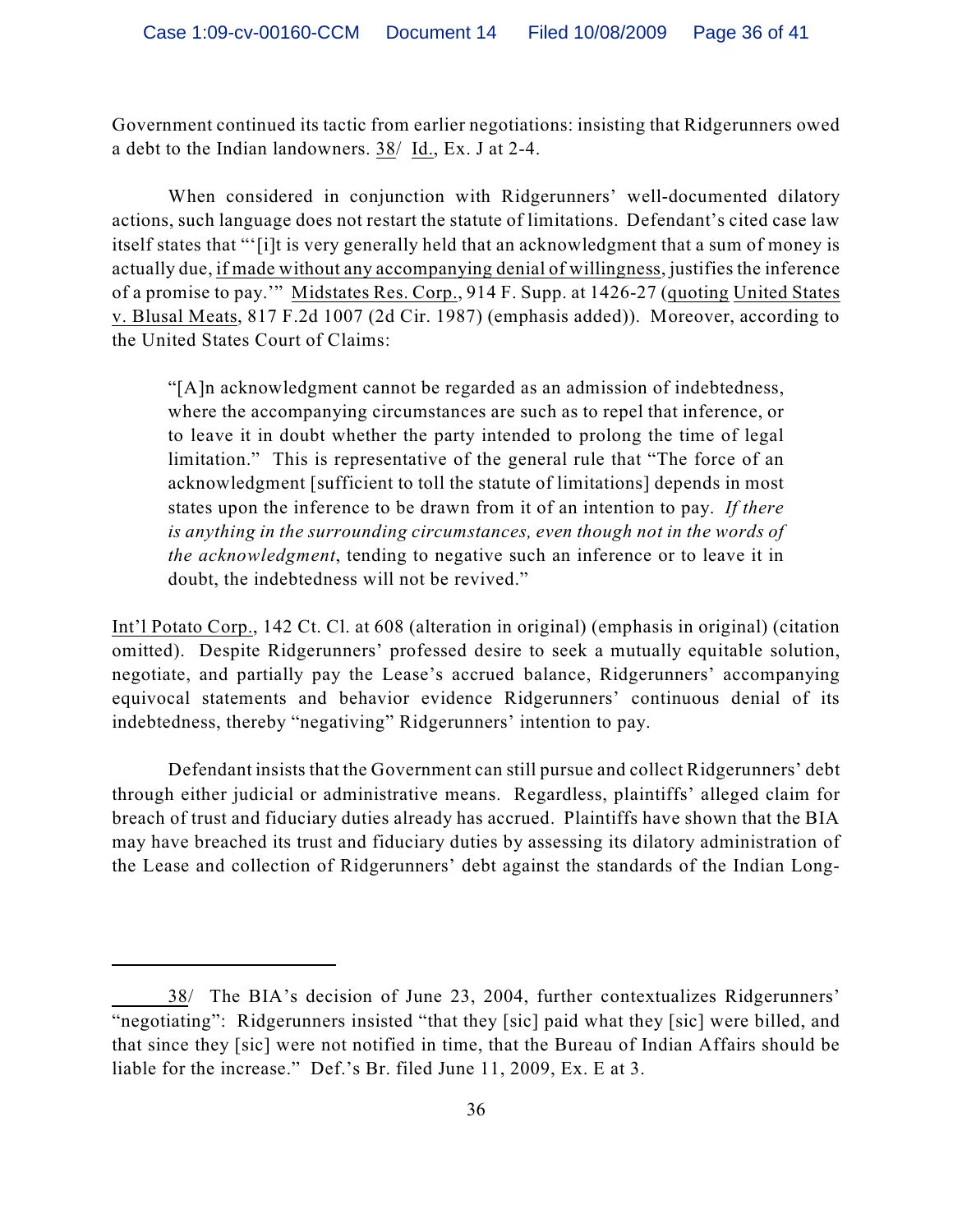Government continued its tactic from earlier negotiations: insisting that Ridgerunners owed a debt to the Indian landowners. 38/ Id., Ex. J at 2-4.

When considered in conjunction with Ridgerunners' well-documented dilatory actions, such language does not restart the statute of limitations. Defendant's cited case law itself states that "'[i]t is very generally held that an acknowledgment that a sum of money is actually due, <u>if made without any accompanying denial of willingness</u>, justifies the inference of a promise to pay.'" Midstates Res. Corp., 914 F. Supp. at 1426-27 (quoting United States v. Blusal Meats, 817 F.2d 1007 (2d Cir. 1987) (emphasis added)). Moreover, according to the United States Court of Claims:

> "[A]n acknowledgment cannot be regarded as an admission of indebtedness, where the accompanying circumstances are such as to repel that inference, or to leave it in doubt whether the party intended to prolong the time of legal limitation." This is representative of the general rule that "The force of an acknowledgment [sufficient to toll the statute of limitations] depends in most states upon the inference to be drawn from it of an intention to pay. *If there is anything in the surrounding circumstances, even though not in the words of the acknowledgment*, tending to negative such an inference or to leave it in doubt, the indebtedness will not be revived."

Int'l Potato Corp., 142 Ct. Cl. at 608 (alteration in original) (emphasis in original) (citation omitted). Despite Ridgerunners' professed desire to seek a mutually equitable solution, negotiate, and partially pay the Lease's accrued balance, Ridgerunners' accompanying equivocal statements and behavior evidence Ridgerunners' continuous denial of its indebtedness, thereby "negativing" Ridgerunners' intention to pay.

Defendant insists that the Government can still pursue and collect Ridgerunners' debt through either judicial or administrative means. Regardless, plaintiffs' alleged claim for breach of trust and fiduciary duties already has accrued. Plaintiffs have shown that the BIA may have breached its trust and fiduciary duties by assessing its dilatory administration of the Lease and collection of Ridgerunners' debt against the standards of the Indian Long-

---

38/ The BIA's decision of June 23, 2004, further contextualizes Ridgerunners' "negotiating": Ridgerunners insisted "that they [sic] paid what they [sic] were billed, and that since they [sic] were not notified in time, that the Bureau of Indian Affairs should be liable for the increase." Def.'s Br. filed June 11, 2009, Ex. E at 3.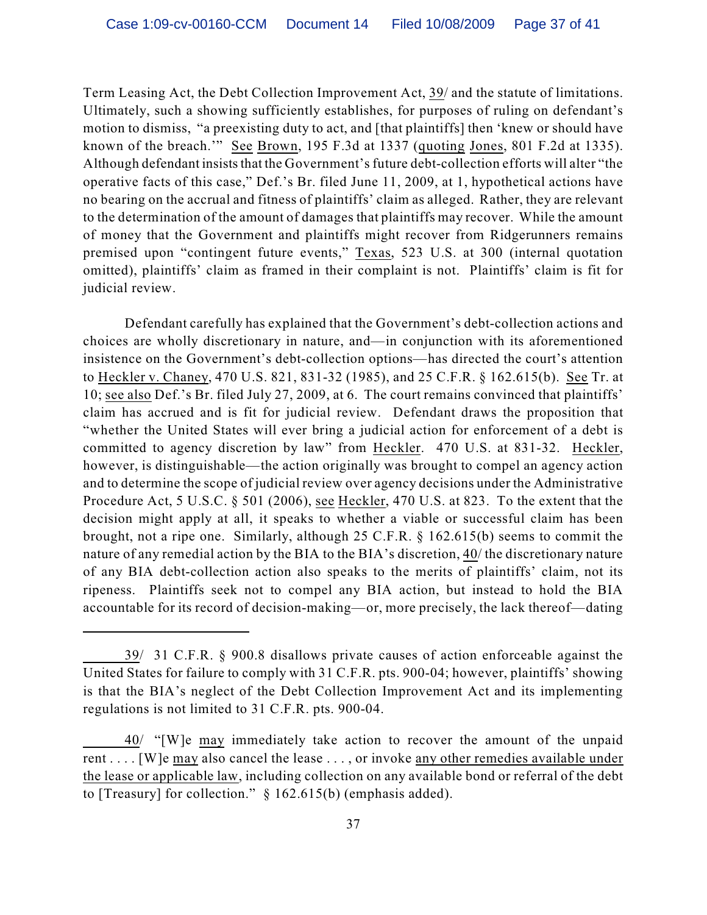Term Leasing Act, the Debt Collection Improvement Act, 39/ and the statute of limitations. Ultimately, such a showing sufficiently establishes, for purposes of ruling on defendant's motion to dismiss, "a preexisting duty to act, and [that plaintiffs] then 'knew or should have known of the breach.'" See Brown, 195 F.3d at 1337 (quoting Jones, 801 F.2d at 1335). Although defendant insists that the Government's future debt-collection efforts will alter "the operative facts of this case," Def.'s Br. filed June 11, 2009, at 1, hypothetical actions have no bearing on the accrual and fitness of plaintiffs' claim as alleged. Rather, they are relevant to the determination of the amount of damages that plaintiffs may recover. While the amount of money that the Government and plaintiffs might recover from Ridgerunners remains premised upon "contingent future events," Texas, 523 U.S. at 300 (internal quotation omitted), plaintiffs' claim as framed in their complaint is not. Plaintiffs' claim is fit for judicial review.

Defendant carefully has explained that the Government's debt-collection actions and choices are wholly discretionary in nature, and—in conjunction with its aforementioned insistence on the Government's debt-collection options—has directed the court's attention to Heckler v. Chaney, 470 U.S. 821, 831-32 (1985), and 25 C.F.R. § 162.615(b). See Tr. at 10; see also Def.'s Br. filed July 27, 2009, at 6. The court remains convinced that plaintiffs' claim has accrued and is fit for judicial review. Defendant draws the proposition that "whether the United States will ever bring a judicial action for enforcement of a debt is committed to agency discretion by law" from Heckler. 470 U.S. at 831-32. Heckler, however, is distinguishable—the action originally was brought to compel an agency action and to determine the scope of judicial review over agency decisions under the Administrative Procedure Act, 5 U.S.C. § 501 (2006), see Heckler, 470 U.S. at 823. To the extent that the decision might apply at all, it speaks to whether a viable or successful claim has been brought, not a ripe one. Similarly, although 25 C.F.R. § 162.615(b) seems to commit the nature of any remedial action by the BIA to the BIA's discretion, 40/ the discretionary nature of any BIA debt-collection action also speaks to the merits of plaintiffs' claim, not its ripeness. Plaintiffs seek not to compel any BIA action, but instead to hold the BIA accountable for its record of decision-making—or, more precisely, the lack thereof—dating

---

39/ 31 C.F.R. § 900.8 disallows private causes of action enforceable against the United States for failure to comply with 31 C.F.R. pts. 900-04; however, plaintiffs' showing is that the BIA's neglect of the Debt Collection Improvement Act and its implementing regulations is not limited to 31 C.F.R. pts. 900-04.

40/ "[W]e may immediately take action to recover the amount of the unpaid rent . . . . [W]e may also cancel the lease . . . , or invoke any other remedies available under the lease or applicable law, including collection on any available bond or referral of the debt to [Treasury] for collection." § 162.615(b) (emphasis added).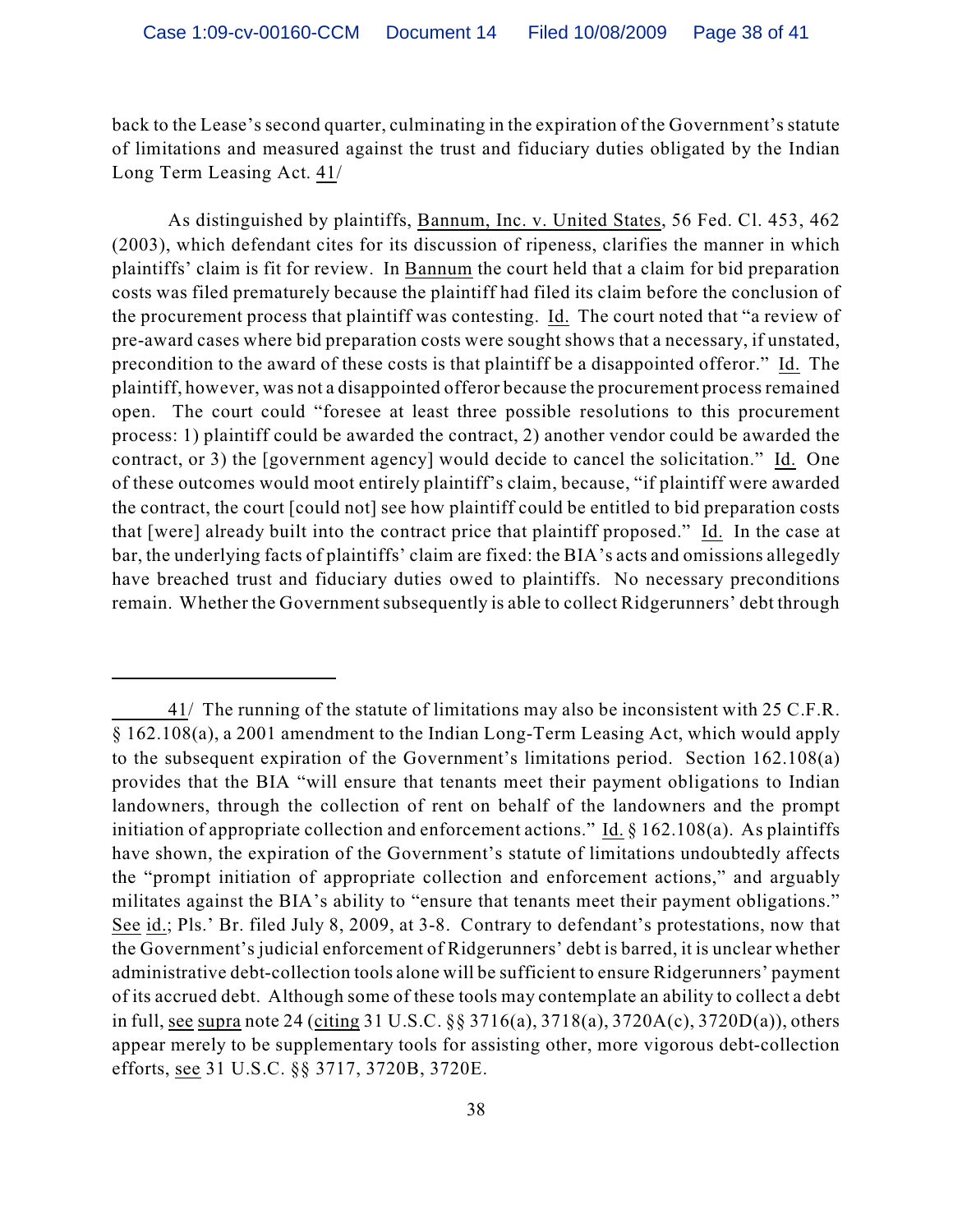back to the Lease's second quarter, culminating in the expiration of the Government's statute of limitations and measured against the trust and fiduciary duties obligated by the Indian Long Term Leasing Act. 41/

As distinguished by plaintiffs, Bannum, Inc. v. United States, 56 Fed. Cl. 453, 462 (2003), which defendant cites for its discussion of ripeness, clarifies the manner in which plaintiffs' claim is fit for review. In Bannum the court held that a claim for bid preparation costs was filed prematurely because the plaintiff had filed its claim before the conclusion of the procurement process that plaintiff was contesting. Id. The court noted that "a review of pre-award cases where bid preparation costs were sought shows that a necessary, if unstated, precondition to the award of these costs is that plaintiff be a disappointed offeror." Id. The plaintiff, however, was not a disappointed offeror because the procurement process remained open. The court could "foresee at least three possible resolutions to this procurement process: 1) plaintiff could be awarded the contract, 2) another vendor could be awarded the contract, or 3) the [government agency] would decide to cancel the solicitation." Id. One of these outcomes would moot entirely plaintiff's claim, because, "if plaintiff were awarded the contract, the court [could not] see how plaintiff could be entitled to bid preparation costs that [were] already built into the contract price that plaintiff proposed." Id. In the case at bar, the underlying facts of plaintiffs' claim are fixed: the BIA's acts and omissions allegedly have breached trust and fiduciary duties owed to plaintiffs. No necessary preconditions remain. Whether the Government subsequently is able to collect Ridgerunners' debt through

---

41/ The running of the statute of limitations may also be inconsistent with 25 C.F.R. § 162.108(a), a 2001 amendment to the Indian Long-Term Leasing Act, which would apply to the subsequent expiration of the Government's limitations period. Section 162.108(a) provides that the BIA "will ensure that tenants meet their payment obligations to Indian landowners, through the collection of rent on behalf of the landowners and the prompt initiation of appropriate collection and enforcement actions." Id. § 162.108(a). As plaintiffs have shown, the expiration of the Government's statute of limitations undoubtedly affects the "prompt initiation of appropriate collection and enforcement actions," and arguably militates against the BIA's ability to "ensure that tenants meet their payment obligations." See id.; Pls.' Br. filed July 8, 2009, at 3-8. Contrary to defendant's protestations, now that the Government's judicial enforcement of Ridgerunners' debt is barred, it is unclear whether administrative debt-collection tools alone will be sufficient to ensure Ridgerunners' payment of its accrued debt. Although some of these tools may contemplate an ability to collect a debt in full, see supra note 24 (citing 31 U.S.C. §§ 3716(a), 3718(a), 3720A(c), 3720D(a)), others appear merely to be supplementary tools for assisting other, more vigorous debt-collection efforts, see 31 U.S.C. §§ 3717, 3720B, 3720E.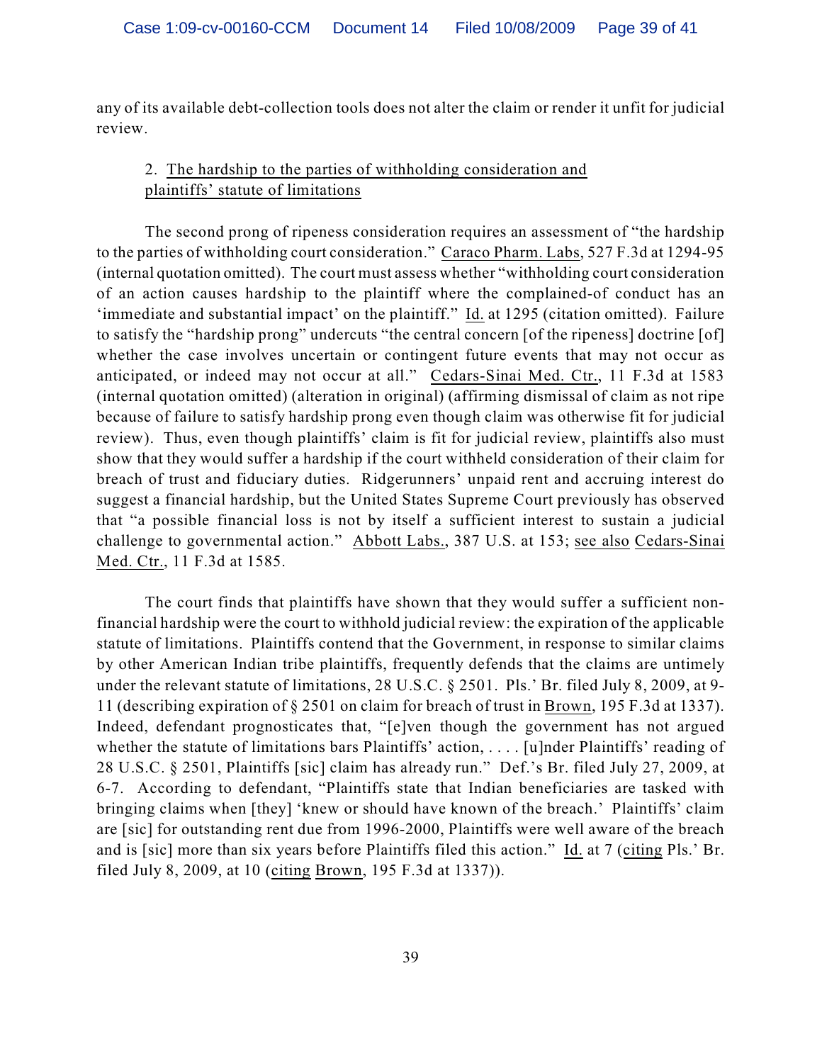any of its available debt-collection tools does not alter the claim or render it unfit for judicial review.

2. The hardship to the parties of withholding consideration and plaintiffs' statute of limitations

The second prong of ripeness consideration requires an assessment of "the hardship to the parties of withholding court consideration." Caraco Pharm. Labs, 527 F.3d at 1294-95 (internal quotation omitted). The court must assess whether "withholding court consideration of an action causes hardship to the plaintiff where the complained-of conduct has an 'immediate and substantial impact' on the plaintiff." Id. at 1295 (citation omitted). Failure to satisfy the "hardship prong" undercuts "the central concern [of the ripeness] doctrine [of] whether the case involves uncertain or contingent future events that may not occur as anticipated, or indeed may not occur at all." Cedars-Sinai Med. Ctr., 11 F.3d at 1583 (internal quotation omitted) (alteration in original) (affirming dismissal of claim as not ripe because of failure to satisfy hardship prong even though claim was otherwise fit for judicial review). Thus, even though plaintiffs' claim is fit for judicial review, plaintiffs also must show that they would suffer a hardship if the court withheld consideration of their claim for breach of trust and fiduciary duties. Ridgerunners' unpaid rent and accruing interest do suggest a financial hardship, but the United States Supreme Court previously has observed that "a possible financial loss is not by itself a sufficient interest to sustain a judicial challenge to governmental action." Abbott Labs., 387 U.S. at 153; see also Cedars-Sinai Med. Ctr., 11 F.3d at 1585.

The court finds that plaintiffs have shown that they would suffer a sufficient non-financial hardship were the court to withhold judicial review: the expiration of the applicable statute of limitations. Plaintiffs contend that the Government, in response to similar claims by other American Indian tribe plaintiffs, frequently defends that the claims are untimely under the relevant statute of limitations, 28 U.S.C. § 2501. Pls.' Br. filed July 8, 2009, at 9-11 (describing expiration of § 2501 on claim for breach of trust in Brown, 195 F.3d at 1337). Indeed, defendant prognosticates that, "[e]ven though the government has not argued whether the statute of limitations bars Plaintiffs' action, . . . . [u]nder Plaintiffs' reading of 28 U.S.C. § 2501, Plaintiffs [sic] claim has already run." Def.'s Br. filed July 27, 2009, at 6-7. According to defendant, "Plaintiffs state that Indian beneficiaries are tasked with bringing claims when [they] 'knew or should have known of the breach.' Plaintiffs' claim are [sic] for outstanding rent due from 1996-2000, Plaintiffs were well aware of the breach and is [sic] more than six years before Plaintiffs filed this action." Id. at 7 (citing Pls.' Br. filed July 8, 2009, at 10 (citing Brown, 195 F.3d at 1337)).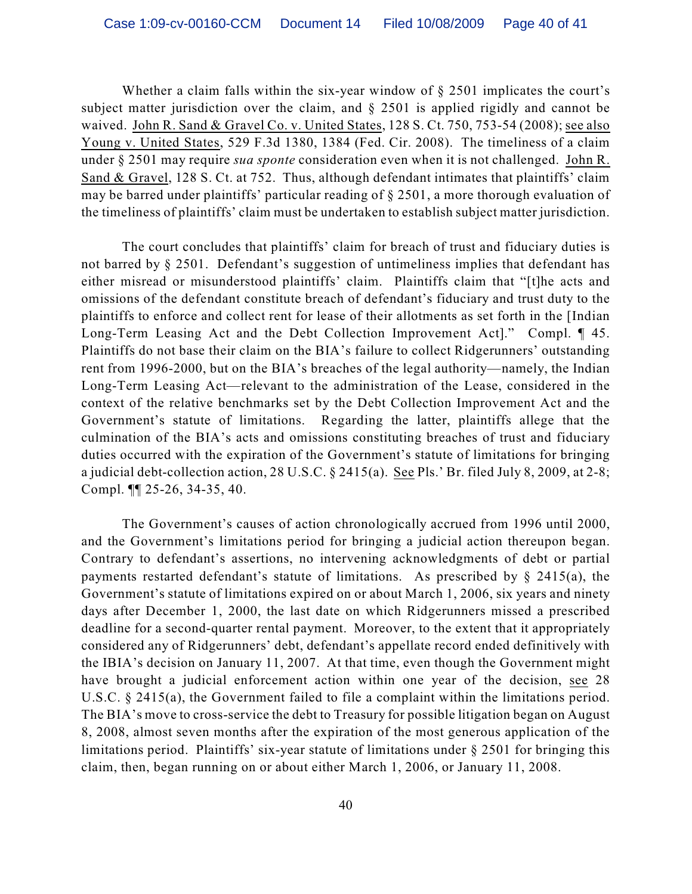Whether a claim falls within the six-year window of § 2501 implicates the court's subject matter jurisdiction over the claim, and § 2501 is applied rigidly and cannot be waived. John R. Sand & Gravel Co. v. United States, 128 S. Ct. 750, 753-54 (2008); see also Young v. United States, 529 F.3d 1380, 1384 (Fed. Cir. 2008). The timeliness of a claim under § 2501 may require *sua sponte* consideration even when it is not challenged. John R. Sand & Gravel, 128 S. Ct. at 752. Thus, although defendant intimates that plaintiffs' claim may be barred under plaintiffs' particular reading of § 2501, a more thorough evaluation of the timeliness of plaintiffs' claim must be undertaken to establish subject matter jurisdiction.

The court concludes that plaintiffs' claim for breach of trust and fiduciary duties is not barred by § 2501. Defendant's suggestion of untimeliness implies that defendant has either misread or misunderstood plaintiffs' claim. Plaintiffs claim that "[t]he acts and omissions of the defendant constitute breach of defendant's fiduciary and trust duty to the plaintiffs to enforce and collect rent for lease of their allotments as set forth in the [Indian Long-Term Leasing Act and the Debt Collection Improvement Act]." Compl. ¶ 45. Plaintiffs do not base their claim on the BIA's failure to collect Ridgerunners' outstanding rent from 1996-2000, but on the BIA's breaches of the legal authority—namely, the Indian Long-Term Leasing Act—relevant to the administration of the Lease, considered in the context of the relative benchmarks set by the Debt Collection Improvement Act and the Government's statute of limitations. Regarding the latter, plaintiffs allege that the culmination of the BIA's acts and omissions constituting breaches of trust and fiduciary duties occurred with the expiration of the Government's statute of limitations for bringing a judicial debt-collection action, 28 U.S.C. § 2415(a). See Pls.' Br. filed July 8, 2009, at 2-8; Compl. ¶¶ 25-26, 34-35, 40.

The Government's causes of action chronologically accrued from 1996 until 2000, and the Government's limitations period for bringing a judicial action thereupon began. Contrary to defendant's assertions, no intervening acknowledgments of debt or partial payments restarted defendant's statute of limitations. As prescribed by § 2415(a), the Government's statute of limitations expired on or about March 1, 2006, six years and ninety days after December 1, 2000, the last date on which Ridgerunners missed a prescribed deadline for a second-quarter rental payment. Moreover, to the extent that it appropriately considered any of Ridgerunners' debt, defendant's appellate record ended definitively with the IBIA's decision on January 11, 2007. At that time, even though the Government might have brought a judicial enforcement action within one year of the decision, see 28 U.S.C. § 2415(a), the Government failed to file a complaint within the limitations period. The BIA's move to cross-service the debt to Treasury for possible litigation began on August 8, 2008, almost seven months after the expiration of the most generous application of the limitations period. Plaintiffs' six-year statute of limitations under § 2501 for bringing this claim, then, began running on or about either March 1, 2006, or January 11, 2008.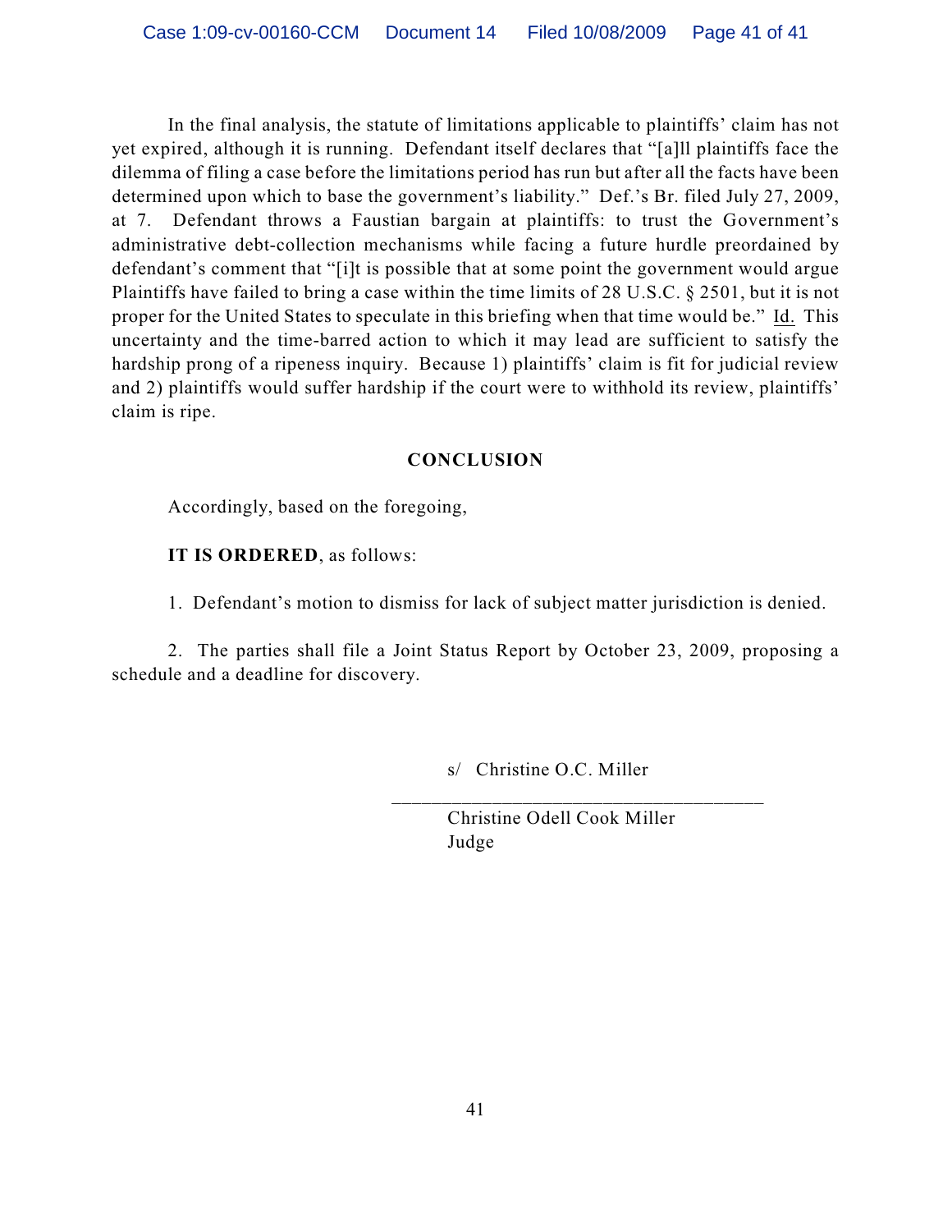In the final analysis, the statute of limitations applicable to plaintiffs' claim has not yet expired, although it is running. Defendant itself declares that "[a]ll plaintiffs face the dilemma of filing a case before the limitations period has run but after all the facts have been determined upon which to base the government's liability." Def.'s Br. filed July 27, 2009, at 7. Defendant throws a Faustian bargain at plaintiffs: to trust the Government's administrative debt-collection mechanisms while facing a future hurdle preordained by defendant's comment that "[i]t is possible that at some point the government would argue Plaintiffs have failed to bring a case within the time limits of 28 U.S.C. § 2501, but it is not proper for the United States to speculate in this briefing when that time would be." Id. This uncertainty and the time-barred action to which it may lead are sufficient to satisfy the hardship prong of a ripeness inquiry. Because 1) plaintiffs' claim is fit for judicial review and 2) plaintiffs would suffer hardship if the court were to withhold its review, plaintiffs' claim is ripe.

## CONCLUSION

Accordingly, based on the foregoing,

**IT IS ORDERED**, as follows:

1. Defendant's motion to dismiss for lack of subject matter jurisdiction is denied.

2. The parties shall file a Joint Status Report by October 23, 2009, proposing a schedule and a deadline for discovery.

s/ Christine O.C. Miller

Christine Odell Cook Miller
Judge